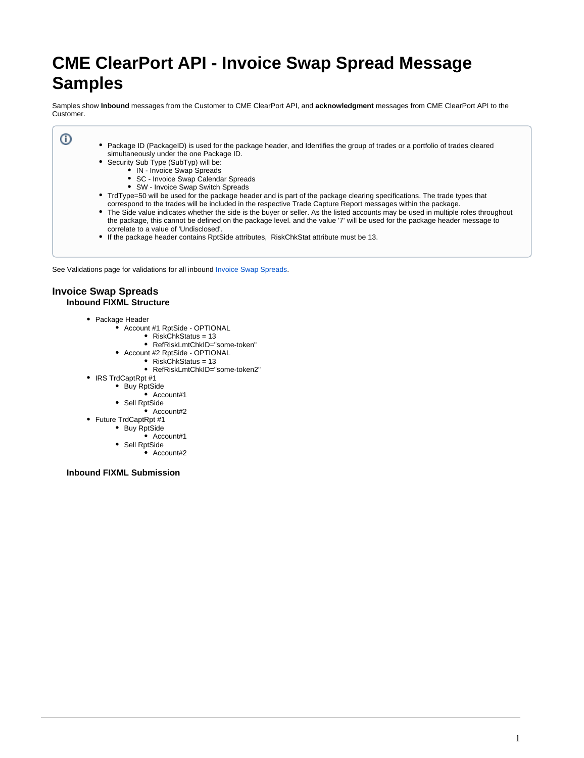# CME ClearPort API - Invoice Swap Spread Message Samples

Samples show **Inbound** messages from the Customer to CME ClearPort API, and **acknowledgment** messages from CME ClearPort API to the Customer.

- Package ID (PackageID) is used for the package header, and Identifies the group of trades or a portfolio of trades cleared simultaneously under the one Package ID.
- Security Sub Type (SubTyp) will be:
  - IN - Invoice Swap Spreads
  - SC - Invoice Swap Calendar Spreads
  - SW - Invoice Swap Switch Spreads
- TrdType=50 will be used for the package header and is part of the package clearing specifications. The trade types that correspond to the trades will be included in the respective Trade Capture Report messages within the package.
- The Side value indicates whether the side is the buyer or seller. As the listed accounts may be used in multiple roles throughout the package, this cannot be defined on the package level. and the value '7' will be used for the package header message to correlate to a value of 'Undisclosed'.
- If the package header contains RptSide attributes, RiskChkStat attribute must be 13.

See Validations page for validations for all inbound Invoice Swap Spreads.

## Invoice Swap Spreads

### Inbound FIXML Structure

- Package Header
  - Account #1 RptSide - OPTIONAL
    - RiskChkStatus = 13
    - RefRiskLmtChkID="some-token"
  - Account #2 RptSide - OPTIONAL
    - RiskChkStatus = 13
    - RefRiskLmtChkID="some-token2"
- IRS TrdCaptRpt #1
  - Buy RptSide
    - Account#1
  - Sell RptSide
    - Account#2
- Future TrdCaptRpt #1
  - Buy RptSide
    - Account#1
  - Sell RptSide
    - Account#2

### Inbound FIXML Submission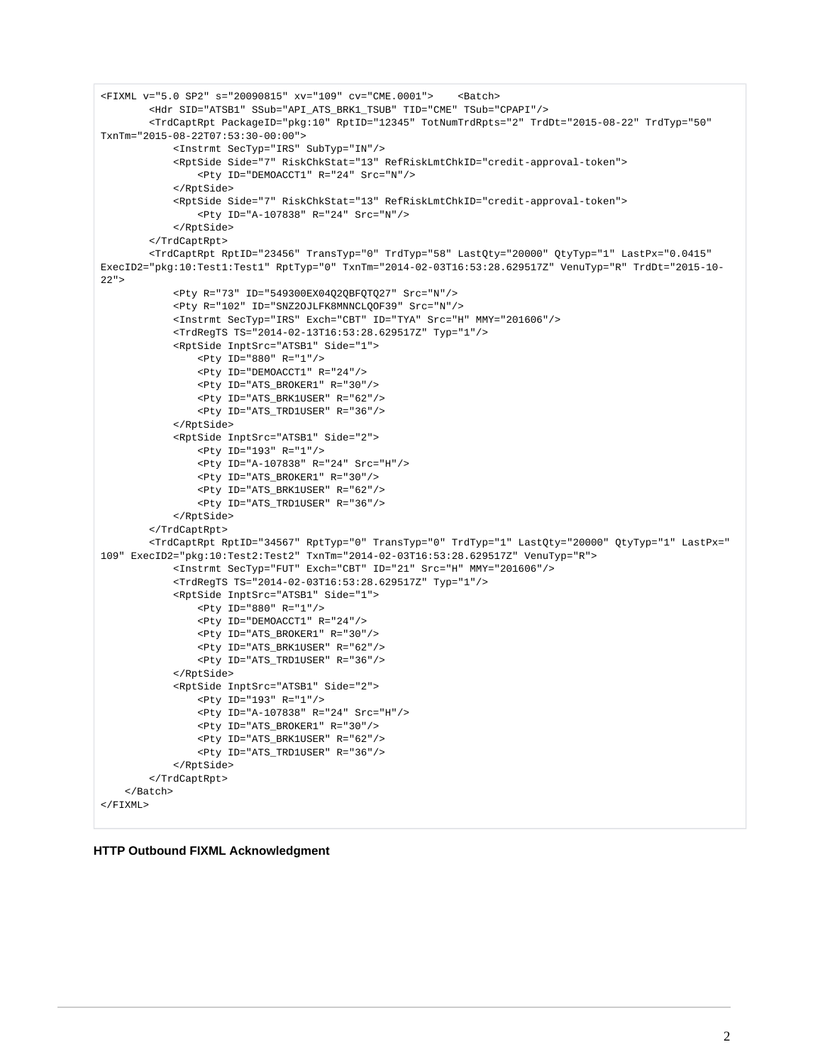```
<FIXML v="5.0 SP2" s="20090815" xv="109" cv="CME.0001">    <Batch>
        <Hdr SID="ATSB1" SSub="API_ATS_BRK1_TSUB" TID="CME" TSub="CPAPI"/>
        <TrdCaptRpt PackageID="pkg:10" RptID="12345" TotNumTrdRpts="2" TrdDt="2015-08-22" TrdTyp="50"
TxnTm="2015-08-22T07:53:30-00:00">
            <Instrmt SecTyp="IRS" SubTyp="IN"/>
            <RptSide Side="7" RiskChkStat="13" RefRiskLmtChkID="credit-approval-token">
                <Pty ID="DEMOACCT1" R="24" Src="N"/>
            </RptSide>
            <RptSide Side="7" RiskChkStat="13" RefRiskLmtChkID="credit-approval-token">
                <Pty ID="A-107838" R="24" Src="N"/>
            </RptSide>
        </TrdCaptRpt>
        <TrdCaptRpt RptID="23456" TransTyp="0" TrdTyp="58" LastQty="20000" QtyTyp="1" LastPx="0.0415"
ExecID2="pkg:10:Test1:Test1" RptTyp="0" TxnTm="2014-02-03T16:53:28.629517Z" VenuTyp="R" TrdDt="2015-10-
22">
            <Pty R="73" ID="549300EX04Q2QBFQTQ27" Src="N"/>
            <Pty R="102" ID="SNZ2OJLFK8MNNCLQOF39" Src="N"/>
            <Instrmt SecTyp="IRS" Exch="CBT" ID="TYA" Src="H" MMY="201606"/>
            <TrdRegTS TS="2014-02-13T16:53:28.629517Z" Typ="1"/>
            <RptSide InptSrc="ATSB1" Side="1">
                <Pty ID="880" R="1"/>
                <Pty ID="DEMOACCT1" R="24"/>
                <Pty ID="ATS_BROKER1" R="30"/>
                <Pty ID="ATS_BRK1USER" R="62"/>
                <Pty ID="ATS_TRD1USER" R="36"/>
            </RptSide>
            <RptSide InptSrc="ATSB1" Side="2">
                <Pty ID="193" R="1"/>
                <Pty ID="A-107838" R="24" Src="H"/>
                <Pty ID="ATS_BROKER1" R="30"/>
                <Pty ID="ATS_BRK1USER" R="62"/>
                <Pty ID="ATS_TRD1USER" R="36"/>
            </RptSide>
        </TrdCaptRpt>
        <TrdCaptRpt RptID="34567" RptTyp="0" TransTyp="0" TrdTyp="1" LastQty="20000" QtyTyp="1" LastPx="
109" ExecID2="pkg:10:Test2:Test2" TxnTm="2014-02-03T16:53:28.629517Z" VenuTyp="R">
            <Instrmt SecTyp="FUT" Exch="CBT" ID="21" Src="H" MMY="201606"/>
            <TrdRegTS TS="2014-02-03T16:53:28.629517Z" Typ="1"/>
            <RptSide InptSrc="ATSB1" Side="1">
                <Pty ID="880" R="1"/>
                <Pty ID="DEMOACCT1" R="24"/>
                <Pty ID="ATS_BROKER1" R="30"/>
                <Pty ID="ATS_BRK1USER" R="62"/>
                <Pty ID="ATS_TRD1USER" R="36"/>
            </RptSide>
            <RptSide InptSrc="ATSB1" Side="2">
                <Pty ID="193" R="1"/>
                <Pty ID="A-107838" R="24" Src="H"/>
                <Pty ID="ATS_BROKER1" R="30"/>
                <Pty ID="ATS_BRK1USER" R="62"/>
                <Pty ID="ATS_TRD1USER" R="36"/>
            </RptSide>
        </TrdCaptRpt>
    </Batch>
</FIXML>
```

**HTTP Outbound FIXML Acknowledgment**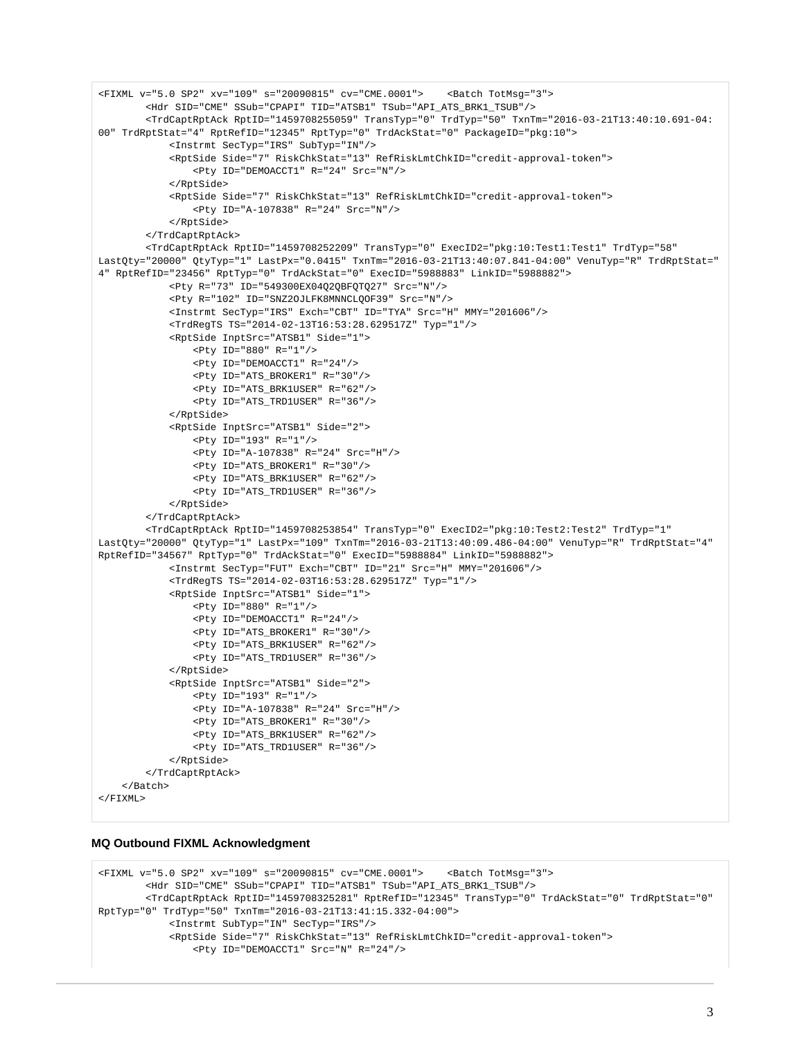```
<FIXML v="5.0 SP2" xv="109" s="20090815" cv="CME.0001">    <Batch TotMsg="3">
        <Hdr SID="CME" SSub="CPAPI" TID="ATSB1" TSub="API_ATS_BRK1_TSUB"/>
        <TrdCaptRptAck RptID="1459708255059" TransTyp="0" TrdTyp="50" TxnTm="2016-03-21T13:40:10.691-04:
00" TrdRptStat="4" RptRefID="12345" RptTyp="0" TrdAckStat="0" PackageID="pkg:10">
            <Instrmt SecTyp="IRS" SubTyp="IN"/>
            <RptSide Side="7" RiskChkStat="13" RefRiskLmtChkID="credit-approval-token">
                <Pty ID="DEMOACCT1" R="24" Src="N"/>
            </RptSide>
            <RptSide Side="7" RiskChkStat="13" RefRiskLmtChkID="credit-approval-token">
                <Pty ID="A-107838" R="24" Src="N"/>
            </RptSide>
        </TrdCaptRptAck>
        <TrdCaptRptAck RptID="1459708252209" TransTyp="0" ExecID2="pkg:10:Test1:Test1" TrdTyp="58"
LastQty="20000" QtyTyp="1" LastPx="0.0415" TxnTm="2016-03-21T13:40:07.841-04:00" VenuTyp="R" TrdRptStat="
4" RptRefID="23456" RptTyp="0" TrdAckStat="0" ExecID="5988883" LinkID="5988882">
            <Pty R="73" ID="549300EX04Q2QBFQTQ27" Src="N"/>
            <Pty R="102" ID="SNZ2OJLFK8MNNCLQOF39" Src="N"/>
            <Instrmt SecTyp="IRS" Exch="CBT" ID="TYA" Src="H" MMY="201606"/>
            <TrdRegTS TS="2014-02-13T16:53:28.629517Z" Typ="1"/>
            <RptSide InptSrc="ATSB1" Side="1">
                <Pty ID="880" R="1"/>
                <Pty ID="DEMOACCT1" R="24"/>
                <Pty ID="ATS_BROKER1" R="30"/>
                <Pty ID="ATS_BRK1USER" R="62"/>
                <Pty ID="ATS_TRD1USER" R="36"/>
            </RptSide>
            <RptSide InptSrc="ATSB1" Side="2">
                <Pty ID="193" R="1"/>
                <Pty ID="A-107838" R="24" Src="H"/>
                <Pty ID="ATS_BROKER1" R="30"/>
                <Pty ID="ATS_BRK1USER" R="62"/>
                <Pty ID="ATS_TRD1USER" R="36"/>
            </RptSide>
        </TrdCaptRptAck>
        <TrdCaptRptAck RptID="1459708253854" TransTyp="0" ExecID2="pkg:10:Test2:Test2" TrdTyp="1"
LastQty="20000" QtyTyp="1" LastPx="109" TxnTm="2016-03-21T13:40:09.486-04:00" VenuTyp="R" TrdRptStat="4"
RptRefID="34567" RptTyp="0" TrdAckStat="0" ExecID="5988884" LinkID="5988882">
            <Instrmt SecTyp="FUT" Exch="CBT" ID="21" Src="H" MMY="201606"/>
            <TrdRegTS TS="2014-02-03T16:53:28.629517Z" Typ="1"/>
            <RptSide InptSrc="ATSB1" Side="1">
                <Pty ID="880" R="1"/>
                <Pty ID="DEMOACCT1" R="24"/>
                <Pty ID="ATS_BROKER1" R="30"/>
                <Pty ID="ATS_BRK1USER" R="62"/>
                <Pty ID="ATS_TRD1USER" R="36"/>
            </RptSide>
            <RptSide InptSrc="ATSB1" Side="2">
                <Pty ID="193" R="1"/>
                <Pty ID="A-107838" R="24" Src="H"/>
                <Pty ID="ATS_BROKER1" R="30"/>
                <Pty ID="ATS_BRK1USER" R="62"/>
                <Pty ID="ATS_TRD1USER" R="36"/>
            </RptSide>
        </TrdCaptRptAck>
    </Batch>
</FIXML>
```

**MQ Outbound FIXML Acknowledgment**

```
<FIXML v="5.0 SP2" xv="109" s="20090815" cv="CME.0001">    <Batch TotMsg="3">
        <Hdr SID="CME" SSub="CPAPI" TID="ATSB1" TSub="API_ATS_BRK1_TSUB"/>
        <TrdCaptRptAck RptID="1459708325281" RptRefID="12345" TransTyp="0" TrdAckStat="0" TrdRptStat="0"
RptTyp="0" TrdTyp="50" TxnTm="2016-03-21T13:41:15.332-04:00">
            <Instrmt SubTyp="IN" SecTyp="IRS"/>
            <RptSide Side="7" RiskChkStat="13" RefRiskLmtChkID="credit-approval-token">
                <Pty ID="DEMOACCT1" Src="N" R="24"/>
```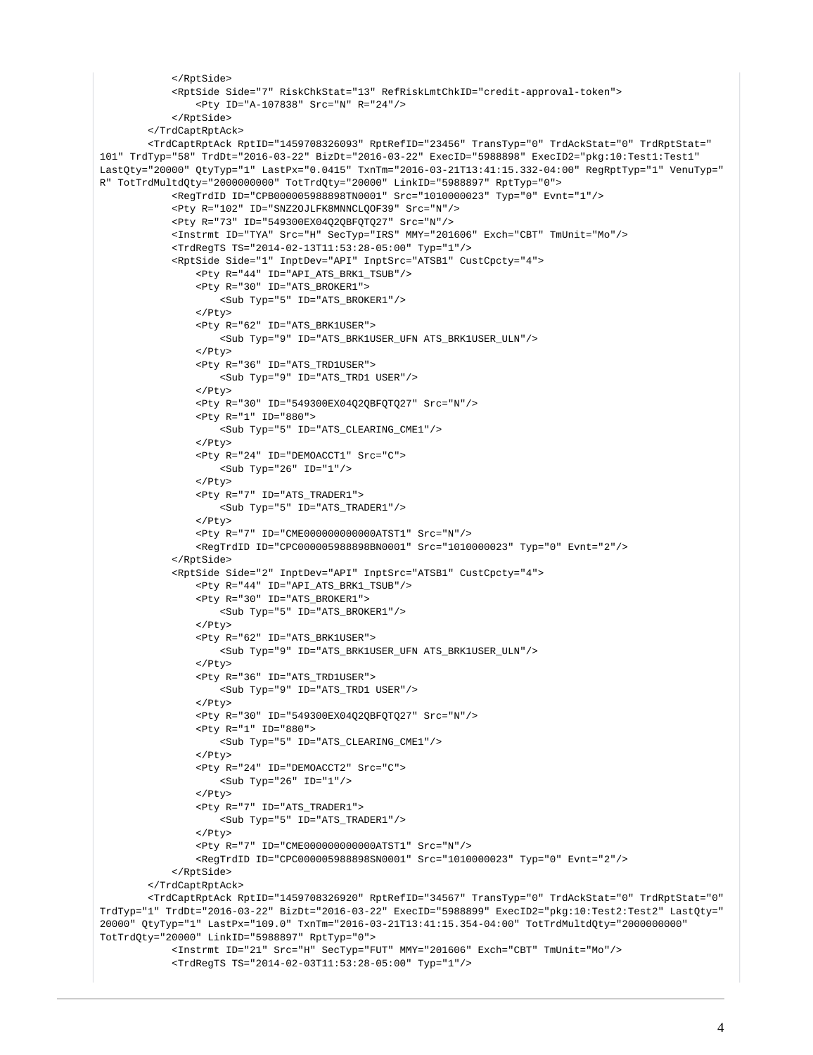```
            </RptSide>
            <RptSide Side="7" RiskChkStat="13" RefRiskLmtChkID="credit-approval-token">
                <Pty ID="A-107838" Src="N" R="24"/>
            </RptSide>
        </TrdCaptRptAck>
        <TrdCaptRptAck RptID="1459708326093" RptRefID="23456" TransTyp="0" TrdAckStat="0" TrdRptStat="
101" TrdTyp="58" TrdDt="2016-03-22" BizDt="2016-03-22" ExecID="5988898" ExecID2="pkg:10:Test1:Test1"
LastQty="20000" QtyTyp="1" LastPx="0.0415" TxnTm="2016-03-21T13:41:15.332-04:00" RegRptTyp="1" VenuTyp="
R" TotTrdMultdQty="2000000000" TotTrdQty="20000" LinkID="5988897" RptTyp="0">
            <RegTrdID ID="CPB000005988898TN0001" Src="1010000023" Typ="0" Evnt="1"/>
            <Pty R="102" ID="SNZ2OJLFK8MNNCLQOF39" Src="N"/>
            <Pty R="73" ID="549300EX04Q2QBFQTQ27" Src="N"/>
            <Instrmt ID="TYA" Src="H" SecTyp="IRS" MMY="201606" Exch="CBT" TmUnit="Mo"/>
            <TrdRegTS TS="2014-02-13T11:53:28-05:00" Typ="1"/>
            <RptSide Side="1" InptDev="API" InptSrc="ATSB1" CustCpcty="4">
                <Pty R="44" ID="API_ATS_BRK1_TSUB"/>
                <Pty R="30" ID="ATS_BROKER1">
                    <Sub Typ="5" ID="ATS_BROKER1"/>
                </Pty>
                <Pty R="62" ID="ATS_BRK1USER">
                    <Sub Typ="9" ID="ATS_BRK1USER_UFN ATS_BRK1USER_ULN"/>
                </Pty>
                <Pty R="36" ID="ATS_TRD1USER">
                    <Sub Typ="9" ID="ATS_TRD1 USER"/>
                </Pty>
                <Pty R="30" ID="549300EX04Q2QBFQTQ27" Src="N"/>
                <Pty R="1" ID="880">
                    <Sub Typ="5" ID="ATS_CLEARING_CME1"/>
                </Pty>
                <Pty R="24" ID="DEMOACCT1" Src="C">
                    <Sub Typ="26" ID="1"/>
                </Pty>
                <Pty R="7" ID="ATS_TRADER1">
                    <Sub Typ="5" ID="ATS_TRADER1"/>
                </Pty>
                <Pty R="7" ID="CME000000000000ATST1" Src="N"/>
                <RegTrdID ID="CPC000005988898BN0001" Src="1010000023" Typ="0" Evnt="2"/>
            </RptSide>
            <RptSide Side="2" InptDev="API" InptSrc="ATSB1" CustCpcty="4">
                <Pty R="44" ID="API_ATS_BRK1_TSUB"/>
                <Pty R="30" ID="ATS_BROKER1">
                    <Sub Typ="5" ID="ATS_BROKER1"/>
                </Pty>
                <Pty R="62" ID="ATS_BRK1USER">
                    <Sub Typ="9" ID="ATS_BRK1USER_UFN ATS_BRK1USER_ULN"/>
                </Pty>
                <Pty R="36" ID="ATS_TRD1USER">
                    <Sub Typ="9" ID="ATS_TRD1 USER"/>
                </Pty>
                <Pty R="30" ID="549300EX04Q2QBFQTQ27" Src="N"/>
                <Pty R="1" ID="880">
                    <Sub Typ="5" ID="ATS_CLEARING_CME1"/>
                </Pty>
                <Pty R="24" ID="DEMOACCT2" Src="C">
                    <Sub Typ="26" ID="1"/>
                </Pty>
                <Pty R="7" ID="ATS_TRADER1">
                    <Sub Typ="5" ID="ATS_TRADER1"/>
                </Pty>
                <Pty R="7" ID="CME000000000000ATST1" Src="N"/>
                <RegTrdID ID="CPC000005988898SN0001" Src="1010000023" Typ="0" Evnt="2"/>
            </RptSide>
        </TrdCaptRptAck>
        <TrdCaptRptAck RptID="1459708326920" RptRefID="34567" TransTyp="0" TrdAckStat="0" TrdRptStat="0"
TrdTyp="1" TrdDt="2016-03-22" BizDt="2016-03-22" ExecID="5988899" ExecID2="pkg:10:Test2:Test2" LastQty="
20000" QtyTyp="1" LastPx="109.0" TxnTm="2016-03-21T13:41:15.354-04:00" TotTrdMultdQty="2000000000"
TotTrdQty="20000" LinkID="5988897" RptTyp="0">
            <Instrmt ID="21" Src="H" SecTyp="FUT" MMY="201606" Exch="CBT" TmUnit="Mo"/>
            <TrdRegTS TS="2014-02-03T11:53:28-05:00" Typ="1"/>
```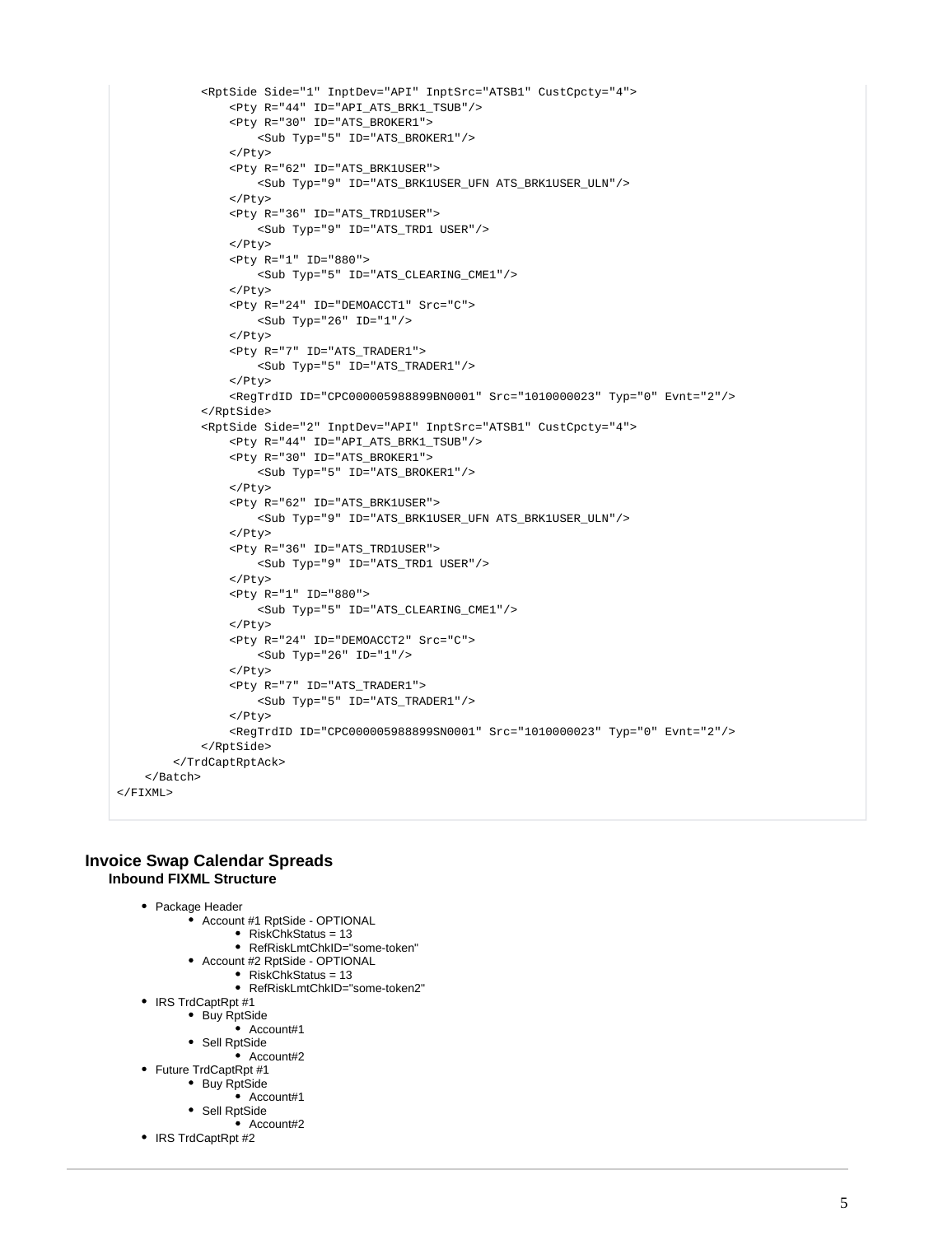```
            <RptSide Side="1" InptDev="API" InptSrc="ATSB1" CustCpcty="4">
                <Pty R="44" ID="API_ATS_BRK1_TSUB"/>
                <Pty R="30" ID="ATS_BROKER1">
                    <Sub Typ="5" ID="ATS_BROKER1"/>
                </Pty>
                <Pty R="62" ID="ATS_BRK1USER">
                    <Sub Typ="9" ID="ATS_BRK1USER_UFN ATS_BRK1USER_ULN"/>
                </Pty>
                <Pty R="36" ID="ATS_TRD1USER">
                    <Sub Typ="9" ID="ATS_TRD1 USER"/>
                </Pty>
                <Pty R="1" ID="880">
                    <Sub Typ="5" ID="ATS_CLEARING_CME1"/>
                </Pty>
                <Pty R="24" ID="DEMOACCT1" Src="C">
                    <Sub Typ="26" ID="1"/>
                </Pty>
                <Pty R="7" ID="ATS_TRADER1">
                    <Sub Typ="5" ID="ATS_TRADER1"/>
                </Pty>
                <RegTrdID ID="CPC000005988899BN0001" Src="1010000023" Typ="0" Evnt="2"/>
            </RptSide>
            <RptSide Side="2" InptDev="API" InptSrc="ATSB1" CustCpcty="4">
                <Pty R="44" ID="API_ATS_BRK1_TSUB"/>
                <Pty R="30" ID="ATS_BROKER1">
                    <Sub Typ="5" ID="ATS_BROKER1"/>
                </Pty>
                <Pty R="62" ID="ATS_BRK1USER">
                    <Sub Typ="9" ID="ATS_BRK1USER_UFN ATS_BRK1USER_ULN"/>
                </Pty>
                <Pty R="36" ID="ATS_TRD1USER">
                    <Sub Typ="9" ID="ATS_TRD1 USER"/>
                </Pty>
                <Pty R="1" ID="880">
                    <Sub Typ="5" ID="ATS_CLEARING_CME1"/>
                </Pty>
                <Pty R="24" ID="DEMOACCT2" Src="C">
                    <Sub Typ="26" ID="1"/>
                </Pty>
                <Pty R="7" ID="ATS_TRADER1">
                    <Sub Typ="5" ID="ATS_TRADER1"/>
                </Pty>
                <RegTrdID ID="CPC000005988899SN0001" Src="1010000023" Typ="0" Evnt="2"/>
            </RptSide>
        </TrdCaptRptAck>
    </Batch>
</FIXML>
```

## Invoice Swap Calendar Spreads

### Inbound FIXML Structure

- Package Header
  - Account #1 RptSide - OPTIONAL
    - RiskChkStatus = 13
    - RefRiskLmtChkID="some-token"
  - Account #2 RptSide - OPTIONAL
    - RiskChkStatus = 13
    - RefRiskLmtChkID="some-token2"
- IRS TrdCaptRpt #1
  - Buy RptSide
    - Account#1
  - Sell RptSide
    - Account#2
- Future TrdCaptRpt #1
  - Buy RptSide
    - Account#1
  - Sell RptSide
    - Account#2
- IRS TrdCaptRpt #2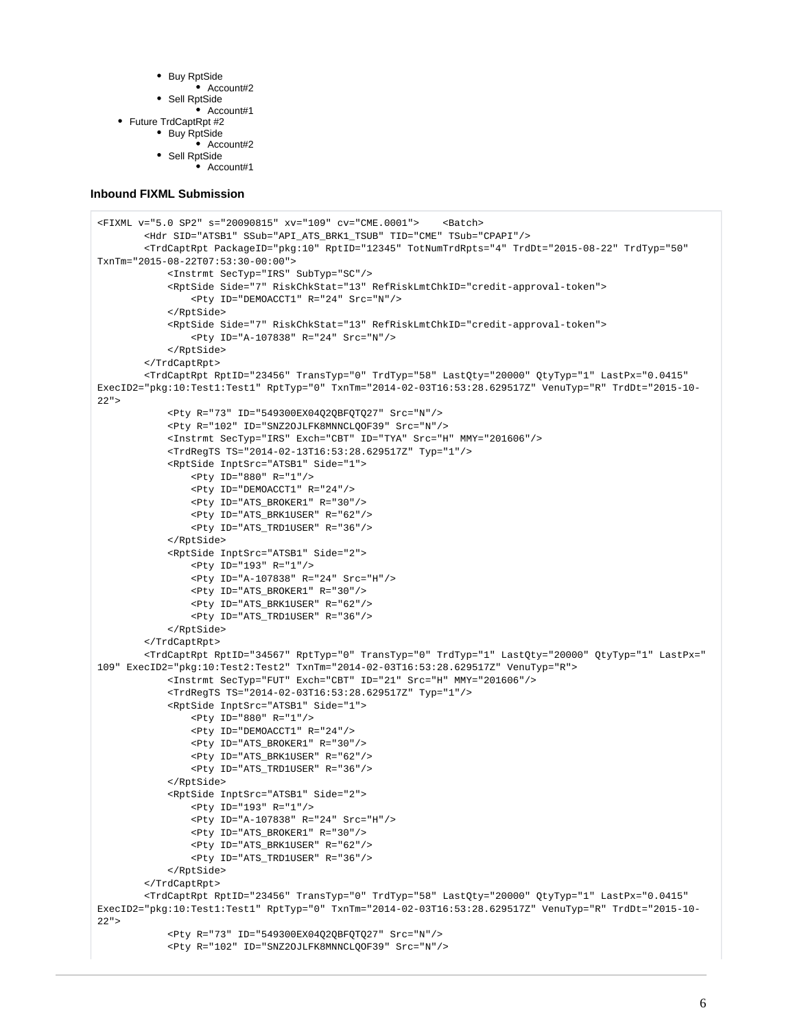- Buy RptSide
    - Account#2
- Sell RptSide
    - Account#1
- Future TrdCaptRpt #2
    - Buy RptSide
        - Account#2
    - Sell RptSide
        - Account#1

### Inbound FIXML Submission

```
<FIXML v="5.0 SP2" s="20090815" xv="109" cv="CME.0001">    <Batch>
        <Hdr SID="ATSB1" SSub="API_ATS_BRK1_TSUB" TID="CME" TSub="CPAPI"/>
        <TrdCaptRpt PackageID="pkg:10" RptID="12345" TotNumTrdRpts="4" TrdDt="2015-08-22" TrdTyp="50"
TxnTm="2015-08-22T07:53:30-00:00">
            <Instrmt SecTyp="IRS" SubTyp="SC"/>
            <RptSide Side="7" RiskChkStat="13" RefRiskLmtChkID="credit-approval-token">
                <Pty ID="DEMOACCT1" R="24" Src="N"/>
            </RptSide>
            <RptSide Side="7" RiskChkStat="13" RefRiskLmtChkID="credit-approval-token">
                <Pty ID="A-107838" R="24" Src="N"/>
            </RptSide>
        </TrdCaptRpt>
        <TrdCaptRpt RptID="23456" TransTyp="0" TrdTyp="58" LastQty="20000" QtyTyp="1" LastPx="0.0415"
ExecID2="pkg:10:Test1:Test1" RptTyp="0" TxnTm="2014-02-03T16:53:28.629517Z" VenuTyp="R" TrdDt="2015-10-
22">
            <Pty R="73" ID="549300EX04Q2QBFQTQ27" Src="N"/>
            <Pty R="102" ID="SNZ2OJLFK8MNNCLQOF39" Src="N"/>
            <Instrmt SecTyp="IRS" Exch="CBT" ID="TYA" Src="H" MMY="201606"/>
            <TrdRegTS TS="2014-02-13T16:53:28.629517Z" Typ="1"/>
            <RptSide InptSrc="ATSB1" Side="1">
                <Pty ID="880" R="1"/>
                <Pty ID="DEMOACCT1" R="24"/>
                <Pty ID="ATS_BROKER1" R="30"/>
                <Pty ID="ATS_BRK1USER" R="62"/>
                <Pty ID="ATS_TRD1USER" R="36"/>
            </RptSide>
            <RptSide InptSrc="ATSB1" Side="2">
                <Pty ID="193" R="1"/>
                <Pty ID="A-107838" R="24" Src="H"/>
                <Pty ID="ATS_BROKER1" R="30"/>
                <Pty ID="ATS_BRK1USER" R="62"/>
                <Pty ID="ATS_TRD1USER" R="36"/>
            </RptSide>
        </TrdCaptRpt>
        <TrdCaptRpt RptID="34567" RptTyp="0" TransTyp="0" TrdTyp="1" LastQty="20000" QtyTyp="1" LastPx="
109" ExecID2="pkg:10:Test2:Test2" TxnTm="2014-02-03T16:53:28.629517Z" VenuTyp="R">
            <Instrmt SecTyp="FUT" Exch="CBT" ID="21" Src="H" MMY="201606"/>
            <TrdRegTS TS="2014-02-03T16:53:28.629517Z" Typ="1"/>
            <RptSide InptSrc="ATSB1" Side="1">
                <Pty ID="880" R="1"/>
                <Pty ID="DEMOACCT1" R="24"/>
                <Pty ID="ATS_BROKER1" R="30"/>
                <Pty ID="ATS_BRK1USER" R="62"/>
                <Pty ID="ATS_TRD1USER" R="36"/>
            </RptSide>
            <RptSide InptSrc="ATSB1" Side="2">
                <Pty ID="193" R="1"/>
                <Pty ID="A-107838" R="24" Src="H"/>
                <Pty ID="ATS_BROKER1" R="30"/>
                <Pty ID="ATS_BRK1USER" R="62"/>
                <Pty ID="ATS_TRD1USER" R="36"/>
            </RptSide>
        </TrdCaptRpt>
        <TrdCaptRpt RptID="23456" TransTyp="0" TrdTyp="58" LastQty="20000" QtyTyp="1" LastPx="0.0415"
ExecID2="pkg:10:Test1:Test1" RptTyp="0" TxnTm="2014-02-03T16:53:28.629517Z" VenuTyp="R" TrdDt="2015-10-
22">
            <Pty R="73" ID="549300EX04Q2QBFQTQ27" Src="N"/>
            <Pty R="102" ID="SNZ2OJLFK8MNNCLQOF39" Src="N"/>
```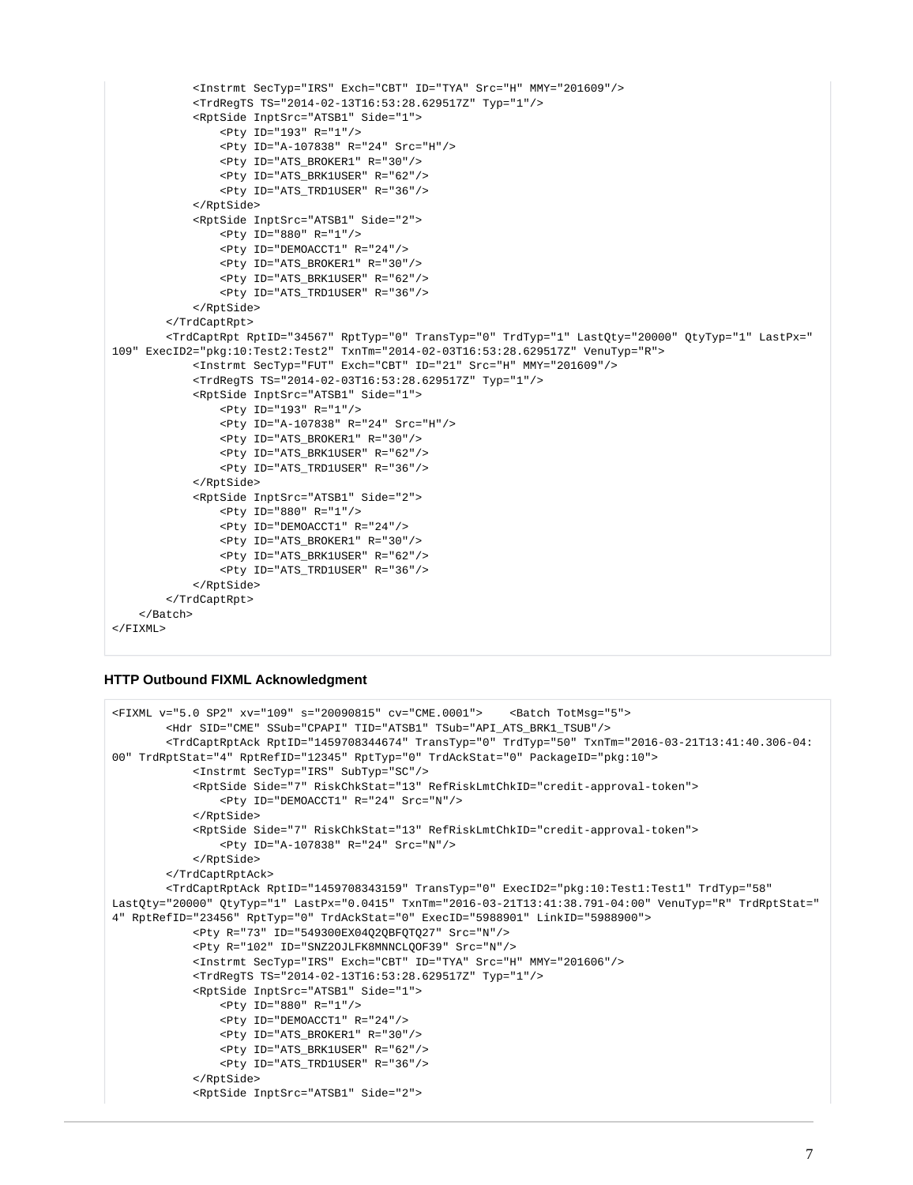```
            <Instrmt SecTyp="IRS" Exch="CBT" ID="TYA" Src="H" MMY="201609"/>
            <TrdRegTS TS="2014-02-13T16:53:28.629517Z" Typ="1"/>
            <RptSide InptSrc="ATSB1" Side="1">
                <Pty ID="193" R="1"/>
                <Pty ID="A-107838" R="24" Src="H"/>
                <Pty ID="ATS_BROKER1" R="30"/>
                <Pty ID="ATS_BRK1USER" R="62"/>
                <Pty ID="ATS_TRD1USER" R="36"/>
            </RptSide>
            <RptSide InptSrc="ATSB1" Side="2">
                <Pty ID="880" R="1"/>
                <Pty ID="DEMOACCT1" R="24"/>
                <Pty ID="ATS_BROKER1" R="30"/>
                <Pty ID="ATS_BRK1USER" R="62"/>
                <Pty ID="ATS_TRD1USER" R="36"/>
            </RptSide>
        </TrdCaptRpt>
        <TrdCaptRpt RptID="34567" RptTyp="0" TransTyp="0" TrdTyp="1" LastQty="20000" QtyTyp="1" LastPx="
109" ExecID2="pkg:10:Test2:Test2" TxnTm="2014-02-03T16:53:28.629517Z" VenuTyp="R">
            <Instrmt SecTyp="FUT" Exch="CBT" ID="21" Src="H" MMY="201609"/>
            <TrdRegTS TS="2014-02-03T16:53:28.629517Z" Typ="1"/>
            <RptSide InptSrc="ATSB1" Side="1">
                <Pty ID="193" R="1"/>
                <Pty ID="A-107838" R="24" Src="H"/>
                <Pty ID="ATS_BROKER1" R="30"/>
                <Pty ID="ATS_BRK1USER" R="62"/>
                <Pty ID="ATS_TRD1USER" R="36"/>
            </RptSide>
            <RptSide InptSrc="ATSB1" Side="2">
                <Pty ID="880" R="1"/>
                <Pty ID="DEMOACCT1" R="24"/>
                <Pty ID="ATS_BROKER1" R="30"/>
                <Pty ID="ATS_BRK1USER" R="62"/>
                <Pty ID="ATS_TRD1USER" R="36"/>
            </RptSide>
        </TrdCaptRpt>
    </Batch>
</FIXML>
```

**HTTP Outbound FIXML Acknowledgment**

```
<FIXML v="5.0 SP2" xv="109" s="20090815" cv="CME.0001">    <Batch TotMsg="5">
        <Hdr SID="CME" SSub="CPAPI" TID="ATSB1" TSub="API_ATS_BRK1_TSUB"/>
        <TrdCaptRptAck RptID="1459708344674" TransTyp="0" TrdTyp="50" TxnTm="2016-03-21T13:41:40.306-04:
00" TrdRptStat="4" RptRefID="12345" RptTyp="0" TrdAckStat="0" PackageID="pkg:10">
            <Instrmt SecTyp="IRS" SubTyp="SC"/>
            <RptSide Side="7" RiskChkStat="13" RefRiskLmtChkID="credit-approval-token">
                <Pty ID="DEMOACCT1" R="24" Src="N"/>
            </RptSide>
            <RptSide Side="7" RiskChkStat="13" RefRiskLmtChkID="credit-approval-token">
                <Pty ID="A-107838" R="24" Src="N"/>
            </RptSide>
        </TrdCaptRptAck>
        <TrdCaptRptAck RptID="1459708343159" TransTyp="0" ExecID2="pkg:10:Test1:Test1" TrdTyp="58"
LastQty="20000" QtyTyp="1" LastPx="0.0415" TxnTm="2016-03-21T13:41:38.791-04:00" VenuTyp="R" TrdRptStat="
4" RptRefID="23456" RptTyp="0" TrdAckStat="0" ExecID="5988901" LinkID="5988900">
            <Pty R="73" ID="549300EX04Q2QBFQTQ27" Src="N"/>
            <Pty R="102" ID="SNZ2OJLFK8MNNCLQOF39" Src="N"/>
            <Instrmt SecTyp="IRS" Exch="CBT" ID="TYA" Src="H" MMY="201606"/>
            <TrdRegTS TS="2014-02-13T16:53:28.629517Z" Typ="1"/>
            <RptSide InptSrc="ATSB1" Side="1">
                <Pty ID="880" R="1"/>
                <Pty ID="DEMOACCT1" R="24"/>
                <Pty ID="ATS_BROKER1" R="30"/>
                <Pty ID="ATS_BRK1USER" R="62"/>
                <Pty ID="ATS_TRD1USER" R="36"/>
            </RptSide>
            <RptSide InptSrc="ATSB1" Side="2">
```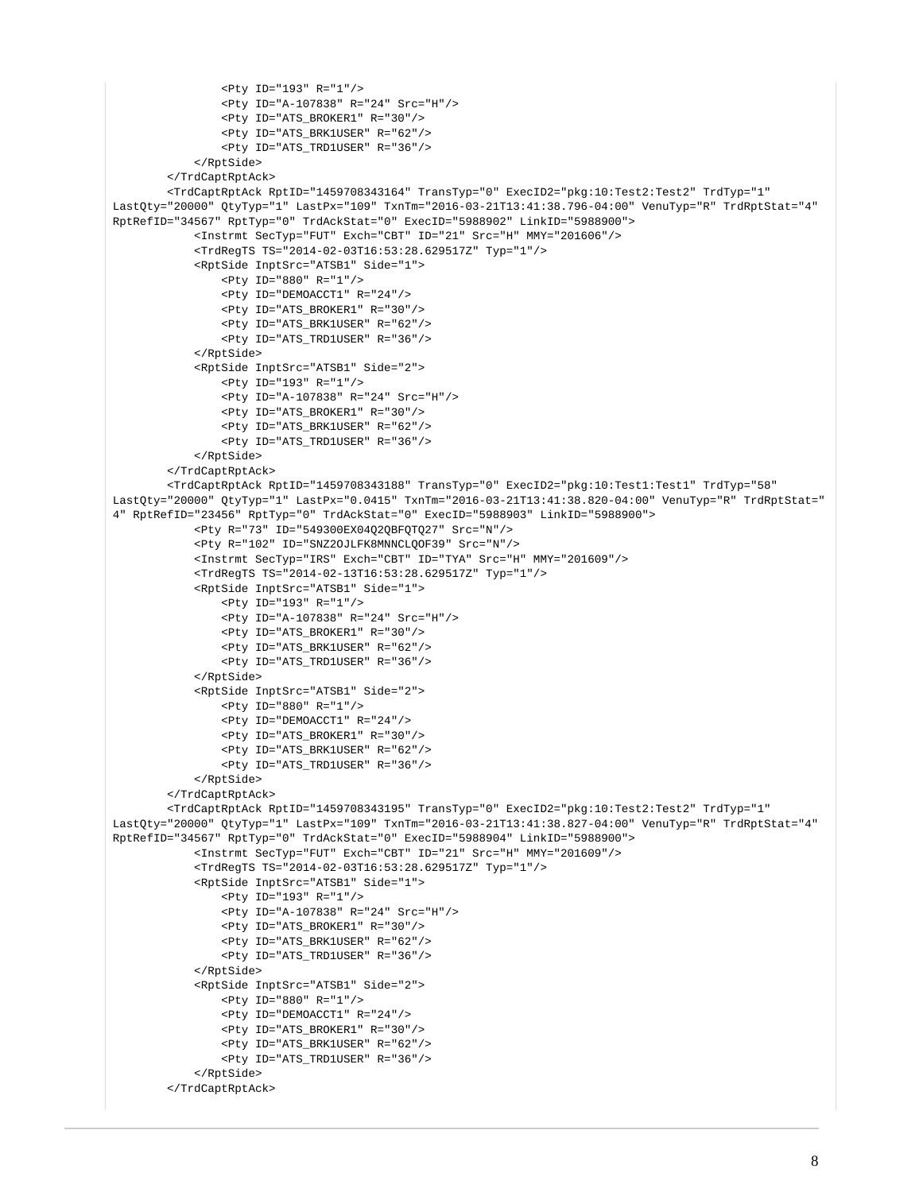```
                <Pty ID="193" R="1"/>
                <Pty ID="A-107838" R="24" Src="H"/>
                <Pty ID="ATS_BROKER1" R="30"/>
                <Pty ID="ATS_BRK1USER" R="62"/>
                <Pty ID="ATS_TRD1USER" R="36"/>
            </RptSide>
        </TrdCaptRptAck>
        <TrdCaptRptAck RptID="1459708343164" TransTyp="0" ExecID2="pkg:10:Test2:Test2" TrdTyp="1"
LastQty="20000" QtyTyp="1" LastPx="109" TxnTm="2016-03-21T13:41:38.796-04:00" VenuTyp="R" TrdRptStat="4"
RptRefID="34567" RptTyp="0" TrdAckStat="0" ExecID="5988902" LinkID="5988900">
            <Instrmt SecTyp="FUT" Exch="CBT" ID="21" Src="H" MMY="201606"/>
            <TrdRegTS TS="2014-02-03T16:53:28.629517Z" Typ="1"/>
            <RptSide InptSrc="ATSB1" Side="1">
                <Pty ID="880" R="1"/>
                <Pty ID="DEMOACCT1" R="24"/>
                <Pty ID="ATS_BROKER1" R="30"/>
                <Pty ID="ATS_BRK1USER" R="62"/>
                <Pty ID="ATS_TRD1USER" R="36"/>
            </RptSide>
            <RptSide InptSrc="ATSB1" Side="2">
                <Pty ID="193" R="1"/>
                <Pty ID="A-107838" R="24" Src="H"/>
                <Pty ID="ATS_BROKER1" R="30"/>
                <Pty ID="ATS_BRK1USER" R="62"/>
                <Pty ID="ATS_TRD1USER" R="36"/>
            </RptSide>
        </TrdCaptRptAck>
        <TrdCaptRptAck RptID="1459708343188" TransTyp="0" ExecID2="pkg:10:Test1:Test1" TrdTyp="58"
LastQty="20000" QtyTyp="1" LastPx="0.0415" TxnTm="2016-03-21T13:41:38.820-04:00" VenuTyp="R" TrdRptStat="
4" RptRefID="23456" RptTyp="0" TrdAckStat="0" ExecID="5988903" LinkID="5988900">
            <Pty R="73" ID="549300EX04Q2QBFQTQ27" Src="N"/>
            <Pty R="102" ID="SNZ2OJLFK8MNNCLQOF39" Src="N"/>
            <Instrmt SecTyp="IRS" Exch="CBT" ID="TYA" Src="H" MMY="201609"/>
            <TrdRegTS TS="2014-02-13T16:53:28.629517Z" Typ="1"/>
            <RptSide InptSrc="ATSB1" Side="1">
                <Pty ID="193" R="1"/>
                <Pty ID="A-107838" R="24" Src="H"/>
                <Pty ID="ATS_BROKER1" R="30"/>
                <Pty ID="ATS_BRK1USER" R="62"/>
                <Pty ID="ATS_TRD1USER" R="36"/>
            </RptSide>
            <RptSide InptSrc="ATSB1" Side="2">
                <Pty ID="880" R="1"/>
                <Pty ID="DEMOACCT1" R="24"/>
                <Pty ID="ATS_BROKER1" R="30"/>
                <Pty ID="ATS_BRK1USER" R="62"/>
                <Pty ID="ATS_TRD1USER" R="36"/>
            </RptSide>
        </TrdCaptRptAck>
        <TrdCaptRptAck RptID="1459708343195" TransTyp="0" ExecID2="pkg:10:Test2:Test2" TrdTyp="1"
LastQty="20000" QtyTyp="1" LastPx="109" TxnTm="2016-03-21T13:41:38.827-04:00" VenuTyp="R" TrdRptStat="4"
RptRefID="34567" RptTyp="0" TrdAckStat="0" ExecID="5988904" LinkID="5988900">
            <Instrmt SecTyp="FUT" Exch="CBT" ID="21" Src="H" MMY="201609"/>
            <TrdRegTS TS="2014-02-03T16:53:28.629517Z" Typ="1"/>
            <RptSide InptSrc="ATSB1" Side="1">
                <Pty ID="193" R="1"/>
                <Pty ID="A-107838" R="24" Src="H"/>
                <Pty ID="ATS_BROKER1" R="30"/>
                <Pty ID="ATS_BRK1USER" R="62"/>
                <Pty ID="ATS_TRD1USER" R="36"/>
            </RptSide>
            <RptSide InptSrc="ATSB1" Side="2">
                <Pty ID="880" R="1"/>
                <Pty ID="DEMOACCT1" R="24"/>
                <Pty ID="ATS_BROKER1" R="30"/>
                <Pty ID="ATS_BRK1USER" R="62"/>
                <Pty ID="ATS_TRD1USER" R="36"/>
            </RptSide>
        </TrdCaptRptAck>
```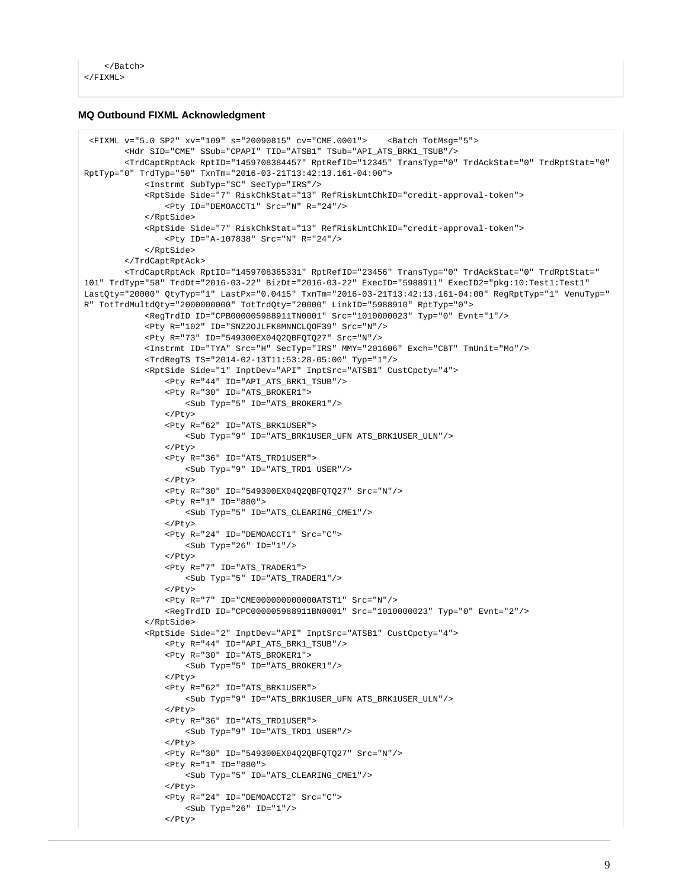```
    </Batch>
</FIXML>
```

**MQ Outbound FIXML Acknowledgment**

```
 <FIXML v="5.0 SP2" xv="109" s="20090815" cv="CME.0001">    <Batch TotMsg="5">
        <Hdr SID="CME" SSub="CPAPI" TID="ATSB1" TSub="API_ATS_BRK1_TSUB"/>
        <TrdCaptRptAck RptID="1459708384457" RptRefID="12345" TransTyp="0" TrdAckStat="0" TrdRptStat="0"
RptTyp="0" TrdTyp="50" TxnTm="2016-03-21T13:42:13.161-04:00">
            <Instrmt SubTyp="SC" SecTyp="IRS"/>
            <RptSide Side="7" RiskChkStat="13" RefRiskLmtChkID="credit-approval-token">
                <Pty ID="DEMOACCT1" Src="N" R="24"/>
            </RptSide>
            <RptSide Side="7" RiskChkStat="13" RefRiskLmtChkID="credit-approval-token">
                <Pty ID="A-107838" Src="N" R="24"/>
            </RptSide>
        </TrdCaptRptAck>
        <TrdCaptRptAck RptID="1459708385331" RptRefID="23456" TransTyp="0" TrdAckStat="0" TrdRptStat="
101" TrdTyp="58" TrdDt="2016-03-22" BizDt="2016-03-22" ExecID="5988911" ExecID2="pkg:10:Test1:Test1"
LastQty="20000" QtyTyp="1" LastPx="0.0415" TxnTm="2016-03-21T13:42:13.161-04:00" RegRptTyp="1" VenuTyp="
R" TotTrdMultdQty="2000000000" TotTrdQty="20000" LinkID="5988910" RptTyp="0">
            <RegTrdID ID="CPB000005988911TN0001" Src="1010000023" Typ="0" Evnt="1"/>
            <Pty R="102" ID="SNZ2OJLFK8MNNCLQOF39" Src="N"/>
            <Pty R="73" ID="549300EX04Q2QBFQTQ27" Src="N"/>
            <Instrmt ID="TYA" Src="H" SecTyp="IRS" MMY="201606" Exch="CBT" TmUnit="Mo"/>
            <TrdRegTS TS="2014-02-13T11:53:28-05:00" Typ="1"/>
            <RptSide Side="1" InptDev="API" InptSrc="ATSB1" CustCpcty="4">
                <Pty R="44" ID="API_ATS_BRK1_TSUB"/>
                <Pty R="30" ID="ATS_BROKER1">
                    <Sub Typ="5" ID="ATS_BROKER1"/>
                </Pty>
                <Pty R="62" ID="ATS_BRK1USER">
                    <Sub Typ="9" ID="ATS_BRK1USER_UFN ATS_BRK1USER_ULN"/>
                </Pty>
                <Pty R="36" ID="ATS_TRD1USER">
                    <Sub Typ="9" ID="ATS_TRD1 USER"/>
                </Pty>
                <Pty R="30" ID="549300EX04Q2QBFQTQ27" Src="N"/>
                <Pty R="1" ID="880">
                    <Sub Typ="5" ID="ATS_CLEARING_CME1"/>
                </Pty>
                <Pty R="24" ID="DEMOACCT1" Src="C">
                    <Sub Typ="26" ID="1"/>
                </Pty>
                <Pty R="7" ID="ATS_TRADER1">
                    <Sub Typ="5" ID="ATS_TRADER1"/>
                </Pty>
                <Pty R="7" ID="CME000000000000ATST1" Src="N"/>
                <RegTrdID ID="CPC000005988911BN0001" Src="1010000023" Typ="0" Evnt="2"/>
            </RptSide>
            <RptSide Side="2" InptDev="API" InptSrc="ATSB1" CustCpcty="4">
                <Pty R="44" ID="API_ATS_BRK1_TSUB"/>
                <Pty R="30" ID="ATS_BROKER1">
                    <Sub Typ="5" ID="ATS_BROKER1"/>
                </Pty>
                <Pty R="62" ID="ATS_BRK1USER">
                    <Sub Typ="9" ID="ATS_BRK1USER_UFN ATS_BRK1USER_ULN"/>
                </Pty>
                <Pty R="36" ID="ATS_TRD1USER">
                    <Sub Typ="9" ID="ATS_TRD1 USER"/>
                </Pty>
                <Pty R="30" ID="549300EX04Q2QBFQTQ27" Src="N"/>
                <Pty R="1" ID="880">
                    <Sub Typ="5" ID="ATS_CLEARING_CME1"/>
                </Pty>
                <Pty R="24" ID="DEMOACCT2" Src="C">
                    <Sub Typ="26" ID="1"/>
                </Pty>
```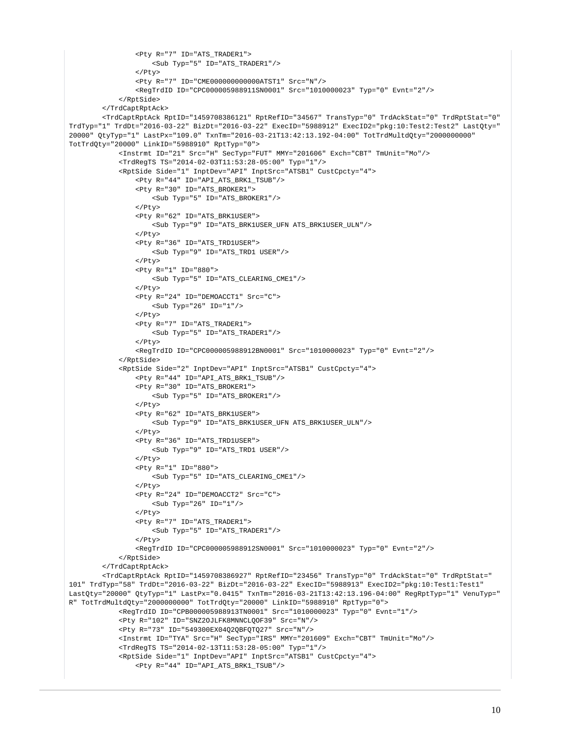```
                <Pty R="7" ID="ATS_TRADER1">
                    <Sub Typ="5" ID="ATS_TRADER1"/>
                </Pty>
                <Pty R="7" ID="CME000000000000ATST1" Src="N"/>
                <RegTrdID ID="CPC000005988911SN0001" Src="1010000023" Typ="0" Evnt="2"/>
            </RptSide>
        </TrdCaptRptAck>
        <TrdCaptRptAck RptID="1459708386121" RptRefID="34567" TransTyp="0" TrdAckStat="0" TrdRptStat="0"
TrdTyp="1" TrdDt="2016-03-22" BizDt="2016-03-22" ExecID="5988912" ExecID2="pkg:10:Test2:Test2" LastQty="
20000" QtyTyp="1" LastPx="109.0" TxnTm="2016-03-21T13:42:13.192-04:00" TotTrdMultdQty="2000000000"
TotTrdQty="20000" LinkID="5988910" RptTyp="0">
            <Instrmt ID="21" Src="H" SecTyp="FUT" MMY="201606" Exch="CBT" TmUnit="Mo"/>
            <TrdRegTS TS="2014-02-03T11:53:28-05:00" Typ="1"/>
            <RptSide Side="1" InptDev="API" InptSrc="ATSB1" CustCpcty="4">
                <Pty R="44" ID="API_ATS_BRK1_TSUB"/>
                <Pty R="30" ID="ATS_BROKER1">
                    <Sub Typ="5" ID="ATS_BROKER1"/>
                </Pty>
                <Pty R="62" ID="ATS_BRK1USER">
                    <Sub Typ="9" ID="ATS_BRK1USER_UFN ATS_BRK1USER_ULN"/>
                </Pty>
                <Pty R="36" ID="ATS_TRD1USER">
                    <Sub Typ="9" ID="ATS_TRD1 USER"/>
                </Pty>
                <Pty R="1" ID="880">
                    <Sub Typ="5" ID="ATS_CLEARING_CME1"/>
                </Pty>
                <Pty R="24" ID="DEMOACCT1" Src="C">
                    <Sub Typ="26" ID="1"/>
                </Pty>
                <Pty R="7" ID="ATS_TRADER1">
                    <Sub Typ="5" ID="ATS_TRADER1"/>
                </Pty>
                <RegTrdID ID="CPC000005988912BN0001" Src="1010000023" Typ="0" Evnt="2"/>
            </RptSide>
            <RptSide Side="2" InptDev="API" InptSrc="ATSB1" CustCpcty="4">
                <Pty R="44" ID="API_ATS_BRK1_TSUB"/>
                <Pty R="30" ID="ATS_BROKER1">
                    <Sub Typ="5" ID="ATS_BROKER1"/>
                </Pty>
                <Pty R="62" ID="ATS_BRK1USER">
                    <Sub Typ="9" ID="ATS_BRK1USER_UFN ATS_BRK1USER_ULN"/>
                </Pty>
                <Pty R="36" ID="ATS_TRD1USER">
                    <Sub Typ="9" ID="ATS_TRD1 USER"/>
                </Pty>
                <Pty R="1" ID="880">
                    <Sub Typ="5" ID="ATS_CLEARING_CME1"/>
                </Pty>
                <Pty R="24" ID="DEMOACCT2" Src="C">
                    <Sub Typ="26" ID="1"/>
                </Pty>
                <Pty R="7" ID="ATS_TRADER1">
                    <Sub Typ="5" ID="ATS_TRADER1"/>
                </Pty>
                <RegTrdID ID="CPC000005988912SN0001" Src="1010000023" Typ="0" Evnt="2"/>
            </RptSide>
        </TrdCaptRptAck>
        <TrdCaptRptAck RptID="1459708386927" RptRefID="23456" TransTyp="0" TrdAckStat="0" TrdRptStat="
101" TrdTyp="58" TrdDt="2016-03-22" BizDt="2016-03-22" ExecID="5988913" ExecID2="pkg:10:Test1:Test1"
LastQty="20000" QtyTyp="1" LastPx="0.0415" TxnTm="2016-03-21T13:42:13.196-04:00" RegRptTyp="1" VenuTyp="
R" TotTrdMultdQty="2000000000" TotTrdQty="20000" LinkID="5988910" RptTyp="0">
            <RegTrdID ID="CPB000005988913TN0001" Src="1010000023" Typ="0" Evnt="1"/>
            <Pty R="102" ID="SNZ2OJLFK8MNNCLQOF39" Src="N"/>
            <Pty R="73" ID="549300EX04Q2QBFQTQ27" Src="N"/>
            <Instrmt ID="TYA" Src="H" SecTyp="IRS" MMY="201609" Exch="CBT" TmUnit="Mo"/>
            <TrdRegTS TS="2014-02-13T11:53:28-05:00" Typ="1"/>
            <RptSide Side="1" InptDev="API" InptSrc="ATSB1" CustCpcty="4">
                <Pty R="44" ID="API_ATS_BRK1_TSUB"/>
```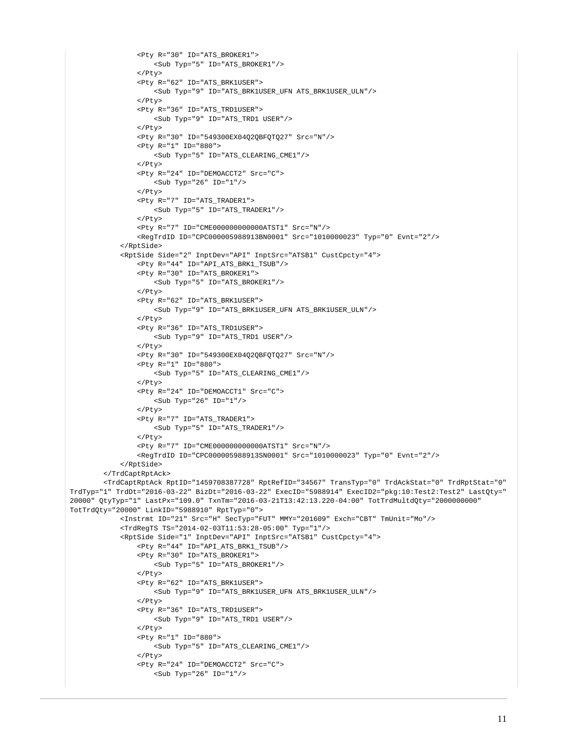```
                <Pty R="30" ID="ATS_BROKER1">
                    <Sub Typ="5" ID="ATS_BROKER1"/>
                </Pty>
                <Pty R="62" ID="ATS_BRK1USER">
                    <Sub Typ="9" ID="ATS_BRK1USER_UFN ATS_BRK1USER_ULN"/>
                </Pty>
                <Pty R="36" ID="ATS_TRD1USER">
                    <Sub Typ="9" ID="ATS_TRD1 USER"/>
                </Pty>
                <Pty R="30" ID="549300EX04Q2QBFQTQ27" Src="N"/>
                <Pty R="1" ID="880">
                    <Sub Typ="5" ID="ATS_CLEARING_CME1"/>
                </Pty>
                <Pty R="24" ID="DEMOACCT2" Src="C">
                    <Sub Typ="26" ID="1"/>
                </Pty>
                <Pty R="7" ID="ATS_TRADER1">
                    <Sub Typ="5" ID="ATS_TRADER1"/>
                </Pty>
                <Pty R="7" ID="CME000000000000ATST1" Src="N"/>
                <RegTrdID ID="CPC000005988913BN0001" Src="1010000023" Typ="0" Evnt="2"/>
            </RptSide>
            <RptSide Side="2" InptDev="API" InptSrc="ATSB1" CustCpcty="4">
                <Pty R="44" ID="API_ATS_BRK1_TSUB"/>
                <Pty R="30" ID="ATS_BROKER1">
                    <Sub Typ="5" ID="ATS_BROKER1"/>
                </Pty>
                <Pty R="62" ID="ATS_BRK1USER">
                    <Sub Typ="9" ID="ATS_BRK1USER_UFN ATS_BRK1USER_ULN"/>
                </Pty>
                <Pty R="36" ID="ATS_TRD1USER">
                    <Sub Typ="9" ID="ATS_TRD1 USER"/>
                </Pty>
                <Pty R="30" ID="549300EX04Q2QBFQTQ27" Src="N"/>
                <Pty R="1" ID="880">
                    <Sub Typ="5" ID="ATS_CLEARING_CME1"/>
                </Pty>
                <Pty R="24" ID="DEMOACCT1" Src="C">
                    <Sub Typ="26" ID="1"/>
                </Pty>
                <Pty R="7" ID="ATS_TRADER1">
                    <Sub Typ="5" ID="ATS_TRADER1"/>
                </Pty>
                <Pty R="7" ID="CME000000000000ATST1" Src="N"/>
                <RegTrdID ID="CPC000005988913SN0001" Src="1010000023" Typ="0" Evnt="2"/>
            </RptSide>
        </TrdCaptRptAck>
        <TrdCaptRptAck RptID="1459708387728" RptRefID="34567" TransTyp="0" TrdAckStat="0" TrdRptStat="0"
TrdTyp="1" TrdDt="2016-03-22" BizDt="2016-03-22" ExecID="5988914" ExecID2="pkg:10:Test2:Test2" LastQty="
20000" QtyTyp="1" LastPx="109.0" TxnTm="2016-03-21T13:42:13.220-04:00" TotTrdMultdQty="2000000000"
TotTrdQty="20000" LinkID="5988910" RptTyp="0">
            <Instrmt ID="21" Src="H" SecTyp="FUT" MMY="201609" Exch="CBT" TmUnit="Mo"/>
            <TrdRegTS TS="2014-02-03T11:53:28-05:00" Typ="1"/>
            <RptSide Side="1" InptDev="API" InptSrc="ATSB1" CustCpcty="4">
                <Pty R="44" ID="API_ATS_BRK1_TSUB"/>
                <Pty R="30" ID="ATS_BROKER1">
                    <Sub Typ="5" ID="ATS_BROKER1"/>
                </Pty>
                <Pty R="62" ID="ATS_BRK1USER">
                    <Sub Typ="9" ID="ATS_BRK1USER_UFN ATS_BRK1USER_ULN"/>
                </Pty>
                <Pty R="36" ID="ATS_TRD1USER">
                    <Sub Typ="9" ID="ATS_TRD1 USER"/>
                </Pty>
                <Pty R="1" ID="880">
                    <Sub Typ="5" ID="ATS_CLEARING_CME1"/>
                </Pty>
                <Pty R="24" ID="DEMOACCT2" Src="C">
                    <Sub Typ="26" ID="1"/>
```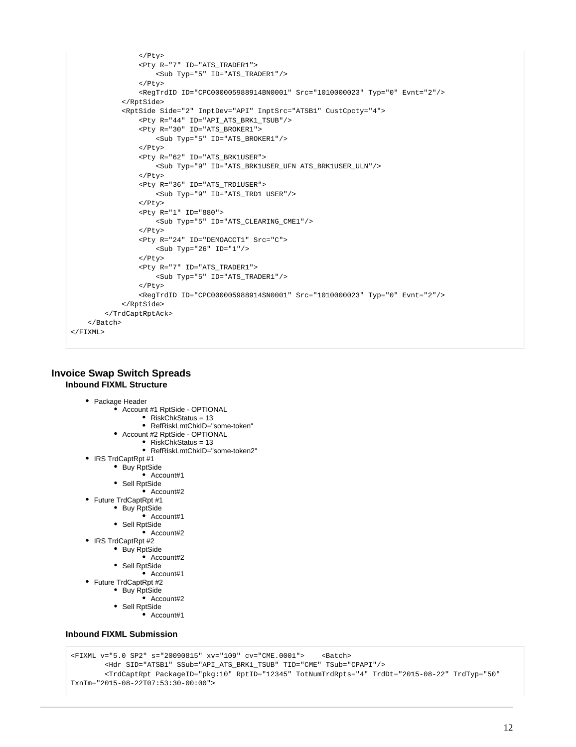```
                </Pty>
                <Pty R="7" ID="ATS_TRADER1">
                    <Sub Typ="5" ID="ATS_TRADER1"/>
                </Pty>
                <RegTrdID ID="CPC000005988914BN0001" Src="1010000023" Typ="0" Evnt="2"/>
            </RptSide>
            <RptSide Side="2" InptDev="API" InptSrc="ATSB1" CustCpcty="4">
                <Pty R="44" ID="API_ATS_BRK1_TSUB"/>
                <Pty R="30" ID="ATS_BROKER1">
                    <Sub Typ="5" ID="ATS_BROKER1"/>
                </Pty>
                <Pty R="62" ID="ATS_BRK1USER">
                    <Sub Typ="9" ID="ATS_BRK1USER_UFN ATS_BRK1USER_ULN"/>
                </Pty>
                <Pty R="36" ID="ATS_TRD1USER">
                    <Sub Typ="9" ID="ATS_TRD1 USER"/>
                </Pty>
                <Pty R="1" ID="880">
                    <Sub Typ="5" ID="ATS_CLEARING_CME1"/>
                </Pty>
                <Pty R="24" ID="DEMOACCT1" Src="C">
                    <Sub Typ="26" ID="1"/>
                </Pty>
                <Pty R="7" ID="ATS_TRADER1">
                    <Sub Typ="5" ID="ATS_TRADER1"/>
                </Pty>
                <RegTrdID ID="CPC000005988914SN0001" Src="1010000023" Typ="0" Evnt="2"/>
            </RptSide>
        </TrdCaptRptAck>
    </Batch>
</FIXML>
```

## Invoice Swap Switch Spreads

### Inbound FIXML Structure

- Package Header
  - Account #1 RptSide - OPTIONAL
    - RiskChkStatus = 13
    - RefRiskLmtChkID="some-token"
  - Account #2 RptSide - OPTIONAL
    - RiskChkStatus = 13
    - RefRiskLmtChkID="some-token2"
- IRS TrdCaptRpt #1
  - Buy RptSide
    - Account#1
  - Sell RptSide
    - Account#2
- Future TrdCaptRpt #1
  - Buy RptSide
    - Account#1
  - Sell RptSide
    - Account#2
- IRS TrdCaptRpt #2
  - Buy RptSide
    - Account#2
  - Sell RptSide
    - Account#1
- Future TrdCaptRpt #2
  - Buy RptSide
    - Account#2
  - Sell RptSide
    - Account#1

### Inbound FIXML Submission

```
<FIXML v="5.0 SP2" s="20090815" xv="109" cv="CME.0001">    <Batch>
        <Hdr SID="ATSB1" SSub="API_ATS_BRK1_TSUB" TID="CME" TSub="CPAPI"/>
        <TrdCaptRpt PackageID="pkg:10" RptID="12345" TotNumTrdRpts="4" TrdDt="2015-08-22" TrdTyp="50"
TxnTm="2015-08-22T07:53:30-00:00">
```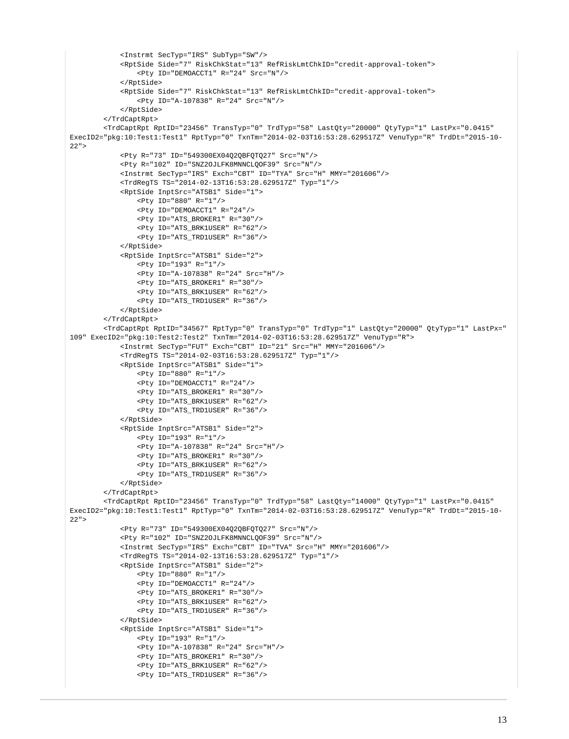```
            <Instrmt SecTyp="IRS" SubTyp="SW"/>
            <RptSide Side="7" RiskChkStat="13" RefRiskLmtChkID="credit-approval-token">
                <Pty ID="DEMOACCT1" R="24" Src="N"/>
            </RptSide>
            <RptSide Side="7" RiskChkStat="13" RefRiskLmtChkID="credit-approval-token">
                <Pty ID="A-107838" R="24" Src="N"/>
            </RptSide>
        </TrdCaptRpt>
        <TrdCaptRpt RptID="23456" TransTyp="0" TrdTyp="58" LastQty="20000" QtyTyp="1" LastPx="0.0415"
ExecID2="pkg:10:Test1:Test1" RptTyp="0" TxnTm="2014-02-03T16:53:28.629517Z" VenuTyp="R" TrdDt="2015-10-
22">
            <Pty R="73" ID="549300EX04Q2QBFQTQ27" Src="N"/>
            <Pty R="102" ID="SNZ2OJLFK8MNNCLQOF39" Src="N"/>
            <Instrmt SecTyp="IRS" Exch="CBT" ID="TYA" Src="H" MMY="201606"/>
            <TrdRegTS TS="2014-02-13T16:53:28.629517Z" Typ="1"/>
            <RptSide InptSrc="ATSB1" Side="1">
                <Pty ID="880" R="1"/>
                <Pty ID="DEMOACCT1" R="24"/>
                <Pty ID="ATS_BROKER1" R="30"/>
                <Pty ID="ATS_BRK1USER" R="62"/>
                <Pty ID="ATS_TRD1USER" R="36"/>
            </RptSide>
            <RptSide InptSrc="ATSB1" Side="2">
                <Pty ID="193" R="1"/>
                <Pty ID="A-107838" R="24" Src="H"/>
                <Pty ID="ATS_BROKER1" R="30"/>
                <Pty ID="ATS_BRK1USER" R="62"/>
                <Pty ID="ATS_TRD1USER" R="36"/>
            </RptSide>
        </TrdCaptRpt>
        <TrdCaptRpt RptID="34567" RptTyp="0" TransTyp="0" TrdTyp="1" LastQty="20000" QtyTyp="1" LastPx="
109" ExecID2="pkg:10:Test2:Test2" TxnTm="2014-02-03T16:53:28.629517Z" VenuTyp="R">
            <Instrmt SecTyp="FUT" Exch="CBT" ID="21" Src="H" MMY="201606"/>
            <TrdRegTS TS="2014-02-03T16:53:28.629517Z" Typ="1"/>
            <RptSide InptSrc="ATSB1" Side="1">
                <Pty ID="880" R="1"/>
                <Pty ID="DEMOACCT1" R="24"/>
                <Pty ID="ATS_BROKER1" R="30"/>
                <Pty ID="ATS_BRK1USER" R="62"/>
                <Pty ID="ATS_TRD1USER" R="36"/>
            </RptSide>
            <RptSide InptSrc="ATSB1" Side="2">
                <Pty ID="193" R="1"/>
                <Pty ID="A-107838" R="24" Src="H"/>
                <Pty ID="ATS_BROKER1" R="30"/>
                <Pty ID="ATS_BRK1USER" R="62"/>
                <Pty ID="ATS_TRD1USER" R="36"/>
            </RptSide>
        </TrdCaptRpt>
        <TrdCaptRpt RptID="23456" TransTyp="0" TrdTyp="58" LastQty="14000" QtyTyp="1" LastPx="0.0415"
ExecID2="pkg:10:Test1:Test1" RptTyp="0" TxnTm="2014-02-03T16:53:28.629517Z" VenuTyp="R" TrdDt="2015-10-
22">
            <Pty R="73" ID="549300EX04Q2QBFQTQ27" Src="N"/>
            <Pty R="102" ID="SNZ2OJLFK8MNNCLQOF39" Src="N"/>
            <Instrmt SecTyp="IRS" Exch="CBT" ID="TVA" Src="H" MMY="201606"/>
            <TrdRegTS TS="2014-02-13T16:53:28.629517Z" Typ="1"/>
            <RptSide InptSrc="ATSB1" Side="2">
                <Pty ID="880" R="1"/>
                <Pty ID="DEMOACCT1" R="24"/>
                <Pty ID="ATS_BROKER1" R="30"/>
                <Pty ID="ATS_BRK1USER" R="62"/>
                <Pty ID="ATS_TRD1USER" R="36"/>
            </RptSide>
            <RptSide InptSrc="ATSB1" Side="1">
                <Pty ID="193" R="1"/>
                <Pty ID="A-107838" R="24" Src="H"/>
                <Pty ID="ATS_BROKER1" R="30"/>
                <Pty ID="ATS_BRK1USER" R="62"/>
                <Pty ID="ATS_TRD1USER" R="36"/>
```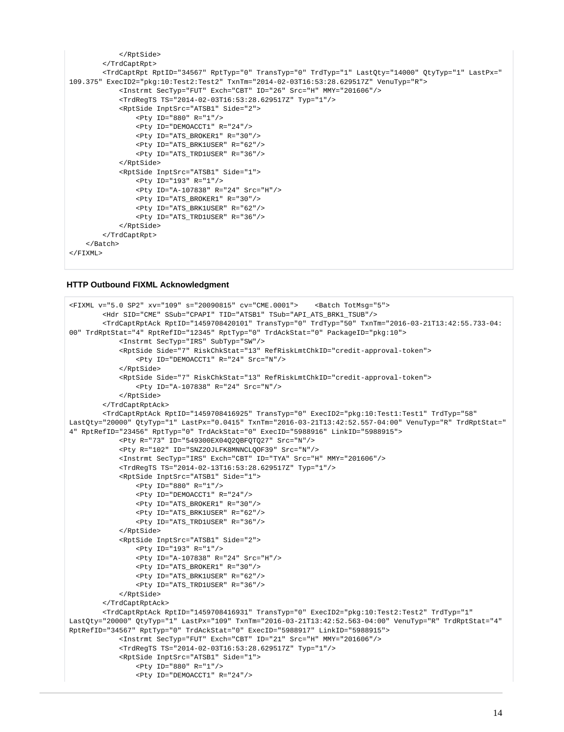```
            </RptSide>
        </TrdCaptRpt>
        <TrdCaptRpt RptID="34567" RptTyp="0" TransTyp="0" TrdTyp="1" LastQty="14000" QtyTyp="1" LastPx="
109.375" ExecID2="pkg:10:Test2:Test2" TxnTm="2014-02-03T16:53:28.629517Z" VenuTyp="R">
            <Instrmt SecTyp="FUT" Exch="CBT" ID="26" Src="H" MMY="201606"/>
            <TrdRegTS TS="2014-02-03T16:53:28.629517Z" Typ="1"/>
            <RptSide InptSrc="ATSB1" Side="2">
                <Pty ID="880" R="1"/>
                <Pty ID="DEMOACCT1" R="24"/>
                <Pty ID="ATS_BROKER1" R="30"/>
                <Pty ID="ATS_BRK1USER" R="62"/>
                <Pty ID="ATS_TRD1USER" R="36"/>
            </RptSide>
            <RptSide InptSrc="ATSB1" Side="1">
                <Pty ID="193" R="1"/>
                <Pty ID="A-107838" R="24" Src="H"/>
                <Pty ID="ATS_BROKER1" R="30"/>
                <Pty ID="ATS_BRK1USER" R="62"/>
                <Pty ID="ATS_TRD1USER" R="36"/>
            </RptSide>
        </TrdCaptRpt>
    </Batch>
</FIXML>
```

**HTTP Outbound FIXML Acknowledgment**

```
<FIXML v="5.0 SP2" xv="109" s="20090815" cv="CME.0001">    <Batch TotMsg="5">
        <Hdr SID="CME" SSub="CPAPI" TID="ATSB1" TSub="API_ATS_BRK1_TSUB"/>
        <TrdCaptRptAck RptID="1459708420101" TransTyp="0" TrdTyp="50" TxnTm="2016-03-21T13:42:55.733-04:
00" TrdRptStat="4" RptRefID="12345" RptTyp="0" TrdAckStat="0" PackageID="pkg:10">
            <Instrmt SecTyp="IRS" SubTyp="SW"/>
            <RptSide Side="7" RiskChkStat="13" RefRiskLmtChkID="credit-approval-token">
                <Pty ID="DEMOACCT1" R="24" Src="N"/>
            </RptSide>
            <RptSide Side="7" RiskChkStat="13" RefRiskLmtChkID="credit-approval-token">
                <Pty ID="A-107838" R="24" Src="N"/>
            </RptSide>
        </TrdCaptRptAck>
        <TrdCaptRptAck RptID="1459708416925" TransTyp="0" ExecID2="pkg:10:Test1:Test1" TrdTyp="58"
LastQty="20000" QtyTyp="1" LastPx="0.0415" TxnTm="2016-03-21T13:42:52.557-04:00" VenuTyp="R" TrdRptStat="
4" RptRefID="23456" RptTyp="0" TrdAckStat="0" ExecID="5988916" LinkID="5988915">
            <Pty R="73" ID="549300EX04Q2QBFQTQ27" Src="N"/>
            <Pty R="102" ID="SNZ2OJLFK8MNNCLQOF39" Src="N"/>
            <Instrmt SecTyp="IRS" Exch="CBT" ID="TYA" Src="H" MMY="201606"/>
            <TrdRegTS TS="2014-02-13T16:53:28.629517Z" Typ="1"/>
            <RptSide InptSrc="ATSB1" Side="1">
                <Pty ID="880" R="1"/>
                <Pty ID="DEMOACCT1" R="24"/>
                <Pty ID="ATS_BROKER1" R="30"/>
                <Pty ID="ATS_BRK1USER" R="62"/>
                <Pty ID="ATS_TRD1USER" R="36"/>
            </RptSide>
            <RptSide InptSrc="ATSB1" Side="2">
                <Pty ID="193" R="1"/>
                <Pty ID="A-107838" R="24" Src="H"/>
                <Pty ID="ATS_BROKER1" R="30"/>
                <Pty ID="ATS_BRK1USER" R="62"/>
                <Pty ID="ATS_TRD1USER" R="36"/>
            </RptSide>
        </TrdCaptRptAck>
        <TrdCaptRptAck RptID="1459708416931" TransTyp="0" ExecID2="pkg:10:Test2:Test2" TrdTyp="1"
LastQty="20000" QtyTyp="1" LastPx="109" TxnTm="2016-03-21T13:42:52.563-04:00" VenuTyp="R" TrdRptStat="4"
RptRefID="34567" RptTyp="0" TrdAckStat="0" ExecID="5988917" LinkID="5988915">
            <Instrmt SecTyp="FUT" Exch="CBT" ID="21" Src="H" MMY="201606"/>
            <TrdRegTS TS="2014-02-03T16:53:28.629517Z" Typ="1"/>
            <RptSide InptSrc="ATSB1" Side="1">
                <Pty ID="880" R="1"/>
                <Pty ID="DEMOACCT1" R="24"/>
```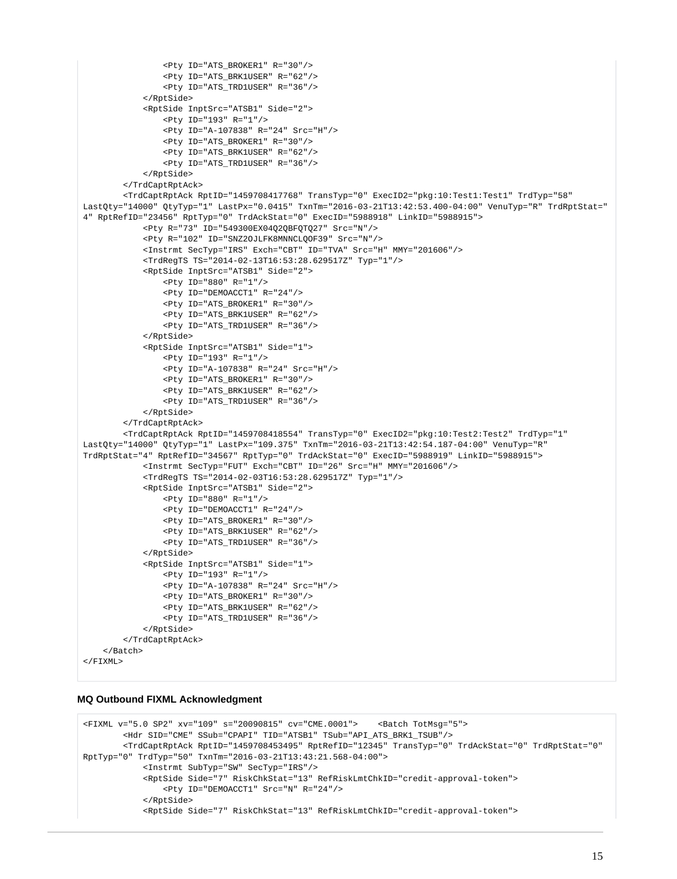```
                <Pty ID="ATS_BROKER1" R="30"/>
                <Pty ID="ATS_BRK1USER" R="62"/>
                <Pty ID="ATS_TRD1USER" R="36"/>
            </RptSide>
            <RptSide InptSrc="ATSB1" Side="2">
                <Pty ID="193" R="1"/>
                <Pty ID="A-107838" R="24" Src="H"/>
                <Pty ID="ATS_BROKER1" R="30"/>
                <Pty ID="ATS_BRK1USER" R="62"/>
                <Pty ID="ATS_TRD1USER" R="36"/>
            </RptSide>
        </TrdCaptRptAck>
        <TrdCaptRptAck RptID="1459708417768" TransTyp="0" ExecID2="pkg:10:Test1:Test1" TrdTyp="58"
LastQty="14000" QtyTyp="1" LastPx="0.0415" TxnTm="2016-03-21T13:42:53.400-04:00" VenuTyp="R" TrdRptStat="
4" RptRefID="23456" RptTyp="0" TrdAckStat="0" ExecID="5988918" LinkID="5988915">
            <Pty R="73" ID="549300EX04Q2QBFQTQ27" Src="N"/>
            <Pty R="102" ID="SNZ2OJLFK8MNNCLQOF39" Src="N"/>
            <Instrmt SecTyp="IRS" Exch="CBT" ID="TVA" Src="H" MMY="201606"/>
            <TrdRegTS TS="2014-02-13T16:53:28.629517Z" Typ="1"/>
            <RptSide InptSrc="ATSB1" Side="2">
                <Pty ID="880" R="1"/>
                <Pty ID="DEMOACCT1" R="24"/>
                <Pty ID="ATS_BROKER1" R="30"/>
                <Pty ID="ATS_BRK1USER" R="62"/>
                <Pty ID="ATS_TRD1USER" R="36"/>
            </RptSide>
            <RptSide InptSrc="ATSB1" Side="1">
                <Pty ID="193" R="1"/>
                <Pty ID="A-107838" R="24" Src="H"/>
                <Pty ID="ATS_BROKER1" R="30"/>
                <Pty ID="ATS_BRK1USER" R="62"/>
                <Pty ID="ATS_TRD1USER" R="36"/>
            </RptSide>
        </TrdCaptRptAck>
        <TrdCaptRptAck RptID="1459708418554" TransTyp="0" ExecID2="pkg:10:Test2:Test2" TrdTyp="1"
LastQty="14000" QtyTyp="1" LastPx="109.375" TxnTm="2016-03-21T13:42:54.187-04:00" VenuTyp="R"
TrdRptStat="4" RptRefID="34567" RptTyp="0" TrdAckStat="0" ExecID="5988919" LinkID="5988915">
            <Instrmt SecTyp="FUT" Exch="CBT" ID="26" Src="H" MMY="201606"/>
            <TrdRegTS TS="2014-02-03T16:53:28.629517Z" Typ="1"/>
            <RptSide InptSrc="ATSB1" Side="2">
                <Pty ID="880" R="1"/>
                <Pty ID="DEMOACCT1" R="24"/>
                <Pty ID="ATS_BROKER1" R="30"/>
                <Pty ID="ATS_BRK1USER" R="62"/>
                <Pty ID="ATS_TRD1USER" R="36"/>
            </RptSide>
            <RptSide InptSrc="ATSB1" Side="1">
                <Pty ID="193" R="1"/>
                <Pty ID="A-107838" R="24" Src="H"/>
                <Pty ID="ATS_BROKER1" R="30"/>
                <Pty ID="ATS_BRK1USER" R="62"/>
                <Pty ID="ATS_TRD1USER" R="36"/>
            </RptSide>
        </TrdCaptRptAck>
    </Batch>
</FIXML>
```

**MQ Outbound FIXML Acknowledgment**

```
<FIXML v="5.0 SP2" xv="109" s="20090815" cv="CME.0001">    <Batch TotMsg="5">
        <Hdr SID="CME" SSub="CPAPI" TID="ATSB1" TSub="API_ATS_BRK1_TSUB"/>
        <TrdCaptRptAck RptID="1459708453495" RptRefID="12345" TransTyp="0" TrdAckStat="0" TrdRptStat="0"
RptTyp="0" TrdTyp="50" TxnTm="2016-03-21T13:43:21.568-04:00">
            <Instrmt SubTyp="SW" SecTyp="IRS"/>
            <RptSide Side="7" RiskChkStat="13" RefRiskLmtChkID="credit-approval-token">
                <Pty ID="DEMOACCT1" Src="N" R="24"/>
            </RptSide>
            <RptSide Side="7" RiskChkStat="13" RefRiskLmtChkID="credit-approval-token">
```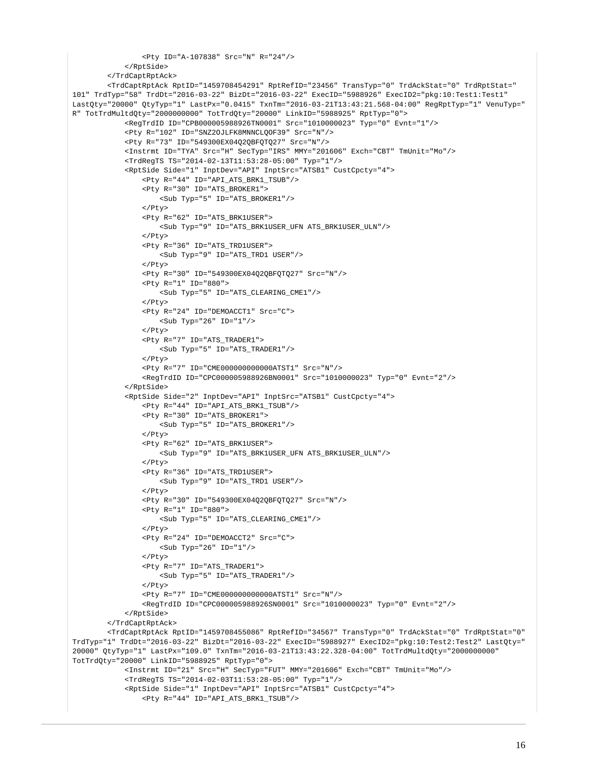```
            <Pty ID="A-107838" Src="N" R="24"/>
        </RptSide>
    </TrdCaptRptAck>
    <TrdCaptRptAck RptID="1459708454291" RptRefID="23456" TransTyp="0" TrdAckStat="0" TrdRptStat="
101" TrdTyp="58" TrdDt="2016-03-22" BizDt="2016-03-22" ExecID="5988926" ExecID2="pkg:10:Test1:Test1"
LastQty="20000" QtyTyp="1" LastPx="0.0415" TxnTm="2016-03-21T13:43:21.568-04:00" RegRptTyp="1" VenuTyp="
R" TotTrdMultdQty="2000000000" TotTrdQty="20000" LinkID="5988925" RptTyp="0">
        <RegTrdID ID="CPB000005988926TN0001" Src="1010000023" Typ="0" Evnt="1"/>
        <Pty R="102" ID="SNZ2OJLFK8MNNCLQOF39" Src="N"/>
        <Pty R="73" ID="549300EX04Q2QBFQTQ27" Src="N"/>
        <Instrmt ID="TYA" Src="H" SecTyp="IRS" MMY="201606" Exch="CBT" TmUnit="Mo"/>
        <TrdRegTS TS="2014-02-13T11:53:28-05:00" Typ="1"/>
        <RptSide Side="1" InptDev="API" InptSrc="ATSB1" CustCpcty="4">
            <Pty R="44" ID="API_ATS_BRK1_TSUB"/>
            <Pty R="30" ID="ATS_BROKER1">
                <Sub Typ="5" ID="ATS_BROKER1"/>
            </Pty>
            <Pty R="62" ID="ATS_BRK1USER">
                <Sub Typ="9" ID="ATS_BRK1USER_UFN ATS_BRK1USER_ULN"/>
            </Pty>
            <Pty R="36" ID="ATS_TRD1USER">
                <Sub Typ="9" ID="ATS_TRD1 USER"/>
            </Pty>
            <Pty R="30" ID="549300EX04Q2QBFQTQ27" Src="N"/>
            <Pty R="1" ID="880">
                <Sub Typ="5" ID="ATS_CLEARING_CME1"/>
            </Pty>
            <Pty R="24" ID="DEMOACCT1" Src="C">
                <Sub Typ="26" ID="1"/>
            </Pty>
            <Pty R="7" ID="ATS_TRADER1">
                <Sub Typ="5" ID="ATS_TRADER1"/>
            </Pty>
            <Pty R="7" ID="CME000000000000ATST1" Src="N"/>
            <RegTrdID ID="CPC000005988926BN0001" Src="1010000023" Typ="0" Evnt="2"/>
        </RptSide>
        <RptSide Side="2" InptDev="API" InptSrc="ATSB1" CustCpcty="4">
            <Pty R="44" ID="API_ATS_BRK1_TSUB"/>
            <Pty R="30" ID="ATS_BROKER1">
                <Sub Typ="5" ID="ATS_BROKER1"/>
            </Pty>
            <Pty R="62" ID="ATS_BRK1USER">
                <Sub Typ="9" ID="ATS_BRK1USER_UFN ATS_BRK1USER_ULN"/>
            </Pty>
            <Pty R="36" ID="ATS_TRD1USER">
                <Sub Typ="9" ID="ATS_TRD1 USER"/>
            </Pty>
            <Pty R="30" ID="549300EX04Q2QBFQTQ27" Src="N"/>
            <Pty R="1" ID="880">
                <Sub Typ="5" ID="ATS_CLEARING_CME1"/>
            </Pty>
            <Pty R="24" ID="DEMOACCT2" Src="C">
                <Sub Typ="26" ID="1"/>
            </Pty>
            <Pty R="7" ID="ATS_TRADER1">
                <Sub Typ="5" ID="ATS_TRADER1"/>
            </Pty>
            <Pty R="7" ID="CME000000000000ATST1" Src="N"/>
            <RegTrdID ID="CPC000005988926SN0001" Src="1010000023" Typ="0" Evnt="2"/>
        </RptSide>
    </TrdCaptRptAck>
    <TrdCaptRptAck RptID="1459708455086" RptRefID="34567" TransTyp="0" TrdAckStat="0" TrdRptStat="0"
TrdTyp="1" TrdDt="2016-03-22" BizDt="2016-03-22" ExecID="5988927" ExecID2="pkg:10:Test2:Test2" LastQty="
20000" QtyTyp="1" LastPx="109.0" TxnTm="2016-03-21T13:43:22.328-04:00" TotTrdMultdQty="2000000000"
TotTrdQty="20000" LinkID="5988925" RptTyp="0">
        <Instrmt ID="21" Src="H" SecTyp="FUT" MMY="201606" Exch="CBT" TmUnit="Mo"/>
        <TrdRegTS TS="2014-02-03T11:53:28-05:00" Typ="1"/>
        <RptSide Side="1" InptDev="API" InptSrc="ATSB1" CustCpcty="4">
            <Pty R="44" ID="API_ATS_BRK1_TSUB"/>
```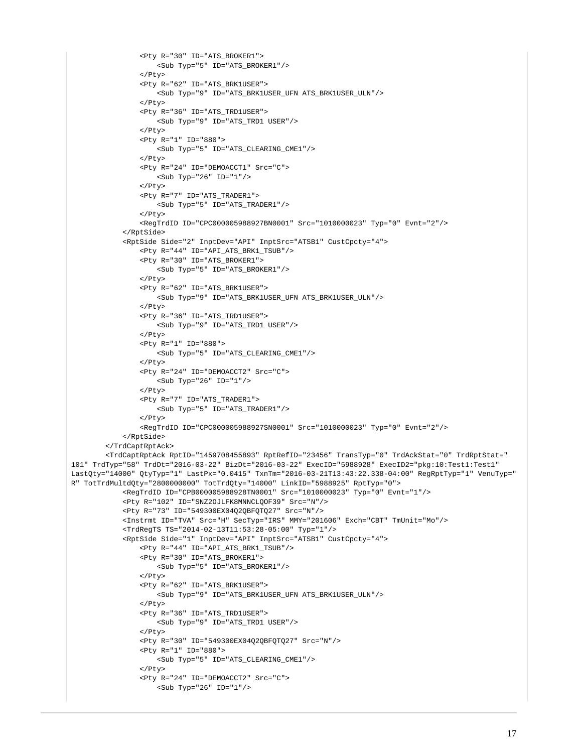```
                <Pty R="30" ID="ATS_BROKER1">
                    <Sub Typ="5" ID="ATS_BROKER1"/>
                </Pty>
                <Pty R="62" ID="ATS_BRK1USER">
                    <Sub Typ="9" ID="ATS_BRK1USER_UFN ATS_BRK1USER_ULN"/>
                </Pty>
                <Pty R="36" ID="ATS_TRD1USER">
                    <Sub Typ="9" ID="ATS_TRD1 USER"/>
                </Pty>
                <Pty R="1" ID="880">
                    <Sub Typ="5" ID="ATS_CLEARING_CME1"/>
                </Pty>
                <Pty R="24" ID="DEMOACCT1" Src="C">
                    <Sub Typ="26" ID="1"/>
                </Pty>
                <Pty R="7" ID="ATS_TRADER1">
                    <Sub Typ="5" ID="ATS_TRADER1"/>
                </Pty>
                <RegTrdID ID="CPC000005988927BN0001" Src="1010000023" Typ="0" Evnt="2"/>
            </RptSide>
            <RptSide Side="2" InptDev="API" InptSrc="ATSB1" CustCpcty="4">
                <Pty R="44" ID="API_ATS_BRK1_TSUB"/>
                <Pty R="30" ID="ATS_BROKER1">
                    <Sub Typ="5" ID="ATS_BROKER1"/>
                </Pty>
                <Pty R="62" ID="ATS_BRK1USER">
                    <Sub Typ="9" ID="ATS_BRK1USER_UFN ATS_BRK1USER_ULN"/>
                </Pty>
                <Pty R="36" ID="ATS_TRD1USER">
                    <Sub Typ="9" ID="ATS_TRD1 USER"/>
                </Pty>
                <Pty R="1" ID="880">
                    <Sub Typ="5" ID="ATS_CLEARING_CME1"/>
                </Pty>
                <Pty R="24" ID="DEMOACCT2" Src="C">
                    <Sub Typ="26" ID="1"/>
                </Pty>
                <Pty R="7" ID="ATS_TRADER1">
                    <Sub Typ="5" ID="ATS_TRADER1"/>
                </Pty>
                <RegTrdID ID="CPC000005988927SN0001" Src="1010000023" Typ="0" Evnt="2"/>
            </RptSide>
        </TrdCaptRptAck>
        <TrdCaptRptAck RptID="1459708455893" RptRefID="23456" TransTyp="0" TrdAckStat="0" TrdRptStat="
101" TrdTyp="58" TrdDt="2016-03-22" BizDt="2016-03-22" ExecID="5988928" ExecID2="pkg:10:Test1:Test1"
LastQty="14000" QtyTyp="1" LastPx="0.0415" TxnTm="2016-03-21T13:43:22.338-04:00" RegRptTyp="1" VenuTyp="
R" TotTrdMultdQty="2800000000" TotTrdQty="14000" LinkID="5988925" RptTyp="0">
            <RegTrdID ID="CPB000005988928TN0001" Src="1010000023" Typ="0" Evnt="1"/>
            <Pty R="102" ID="SNZ2OJLFK8MNNCLQOF39" Src="N"/>
            <Pty R="73" ID="549300EX04Q2QBFQTQ27" Src="N"/>
            <Instrmt ID="TVA" Src="H" SecTyp="IRS" MMY="201606" Exch="CBT" TmUnit="Mo"/>
            <TrdRegTS TS="2014-02-13T11:53:28-05:00" Typ="1"/>
            <RptSide Side="1" InptDev="API" InptSrc="ATSB1" CustCpcty="4">
                <Pty R="44" ID="API_ATS_BRK1_TSUB"/>
                <Pty R="30" ID="ATS_BROKER1">
                    <Sub Typ="5" ID="ATS_BROKER1"/>
                </Pty>
                <Pty R="62" ID="ATS_BRK1USER">
                    <Sub Typ="9" ID="ATS_BRK1USER_UFN ATS_BRK1USER_ULN"/>
                </Pty>
                <Pty R="36" ID="ATS_TRD1USER">
                    <Sub Typ="9" ID="ATS_TRD1 USER"/>
                </Pty>
                <Pty R="30" ID="549300EX04Q2QBFQTQ27" Src="N"/>
                <Pty R="1" ID="880">
                    <Sub Typ="5" ID="ATS_CLEARING_CME1"/>
                </Pty>
                <Pty R="24" ID="DEMOACCT2" Src="C">
                    <Sub Typ="26" ID="1"/>
```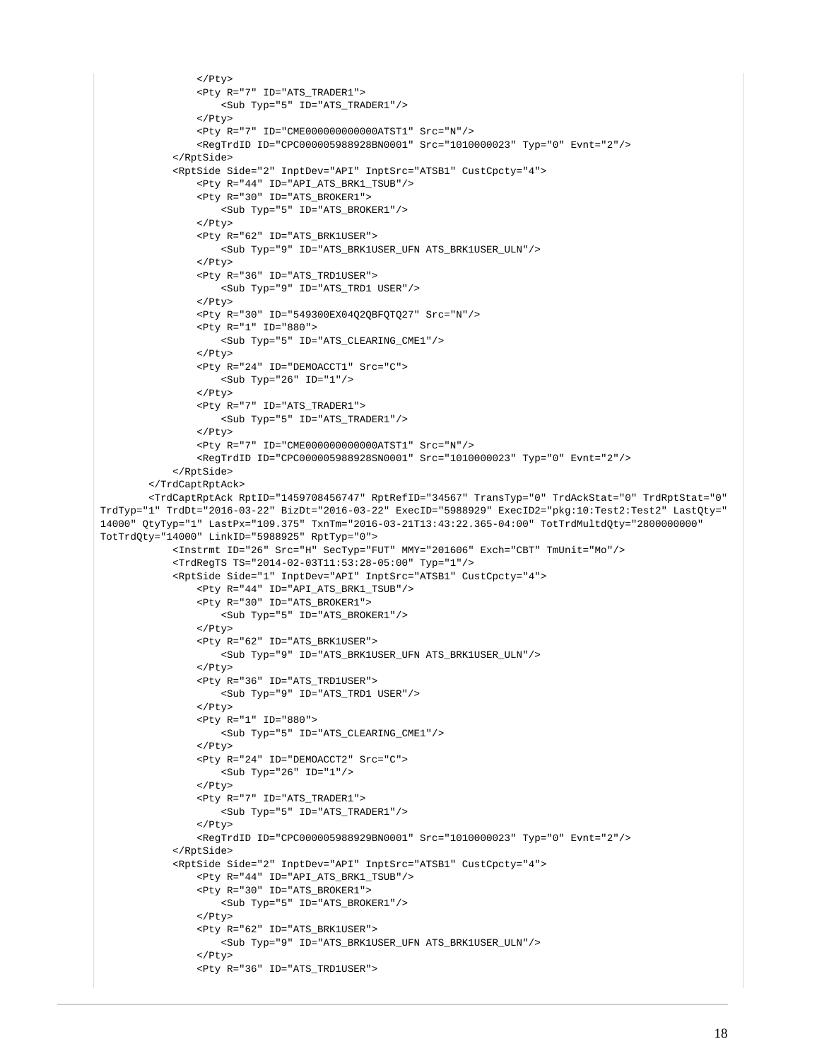```
            </Pty>
            <Pty R="7" ID="ATS_TRADER1">
                <Sub Typ="5" ID="ATS_TRADER1"/>
            </Pty>
            <Pty R="7" ID="CME000000000000ATST1" Src="N"/>
            <RegTrdID ID="CPC000005988928BN0001" Src="1010000023" Typ="0" Evnt="2"/>
        </RptSide>
        <RptSide Side="2" InptDev="API" InptSrc="ATSB1" CustCpcty="4">
            <Pty R="44" ID="API_ATS_BRK1_TSUB"/>
            <Pty R="30" ID="ATS_BROKER1">
                <Sub Typ="5" ID="ATS_BROKER1"/>
            </Pty>
            <Pty R="62" ID="ATS_BRK1USER">
                <Sub Typ="9" ID="ATS_BRK1USER_UFN ATS_BRK1USER_ULN"/>
            </Pty>
            <Pty R="36" ID="ATS_TRD1USER">
                <Sub Typ="9" ID="ATS_TRD1 USER"/>
            </Pty>
            <Pty R="30" ID="549300EX04Q2QBFQTQ27" Src="N"/>
            <Pty R="1" ID="880">
                <Sub Typ="5" ID="ATS_CLEARING_CME1"/>
            </Pty>
            <Pty R="24" ID="DEMOACCT1" Src="C">
                <Sub Typ="26" ID="1"/>
            </Pty>
            <Pty R="7" ID="ATS_TRADER1">
                <Sub Typ="5" ID="ATS_TRADER1"/>
            </Pty>
            <Pty R="7" ID="CME000000000000ATST1" Src="N"/>
            <RegTrdID ID="CPC000005988928SN0001" Src="1010000023" Typ="0" Evnt="2"/>
        </RptSide>
    </TrdCaptRptAck>
    <TrdCaptRptAck RptID="1459708456747" RptRefID="34567" TransTyp="0" TrdAckStat="0" TrdRptStat="0"
TrdTyp="1" TrdDt="2016-03-22" BizDt="2016-03-22" ExecID="5988929" ExecID2="pkg:10:Test2:Test2" LastQty="
14000" QtyTyp="1" LastPx="109.375" TxnTm="2016-03-21T13:43:22.365-04:00" TotTrdMultdQty="2800000000"
TotTrdQty="14000" LinkID="5988925" RptTyp="0">
        <Instrmt ID="26" Src="H" SecTyp="FUT" MMY="201606" Exch="CBT" TmUnit="Mo"/>
        <TrdRegTS TS="2014-02-03T11:53:28-05:00" Typ="1"/>
        <RptSide Side="1" InptDev="API" InptSrc="ATSB1" CustCpcty="4">
            <Pty R="44" ID="API_ATS_BRK1_TSUB"/>
            <Pty R="30" ID="ATS_BROKER1">
                <Sub Typ="5" ID="ATS_BROKER1"/>
            </Pty>
            <Pty R="62" ID="ATS_BRK1USER">
                <Sub Typ="9" ID="ATS_BRK1USER_UFN ATS_BRK1USER_ULN"/>
            </Pty>
            <Pty R="36" ID="ATS_TRD1USER">
                <Sub Typ="9" ID="ATS_TRD1 USER"/>
            </Pty>
            <Pty R="1" ID="880">
                <Sub Typ="5" ID="ATS_CLEARING_CME1"/>
            </Pty>
            <Pty R="24" ID="DEMOACCT2" Src="C">
                <Sub Typ="26" ID="1"/>
            </Pty>
            <Pty R="7" ID="ATS_TRADER1">
                <Sub Typ="5" ID="ATS_TRADER1"/>
            </Pty>
            <RegTrdID ID="CPC000005988929BN0001" Src="1010000023" Typ="0" Evnt="2"/>
        </RptSide>
        <RptSide Side="2" InptDev="API" InptSrc="ATSB1" CustCpcty="4">
            <Pty R="44" ID="API_ATS_BRK1_TSUB"/>
            <Pty R="30" ID="ATS_BROKER1">
                <Sub Typ="5" ID="ATS_BROKER1"/>
            </Pty>
            <Pty R="62" ID="ATS_BRK1USER">
                <Sub Typ="9" ID="ATS_BRK1USER_UFN ATS_BRK1USER_ULN"/>
            </Pty>
            <Pty R="36" ID="ATS_TRD1USER">
```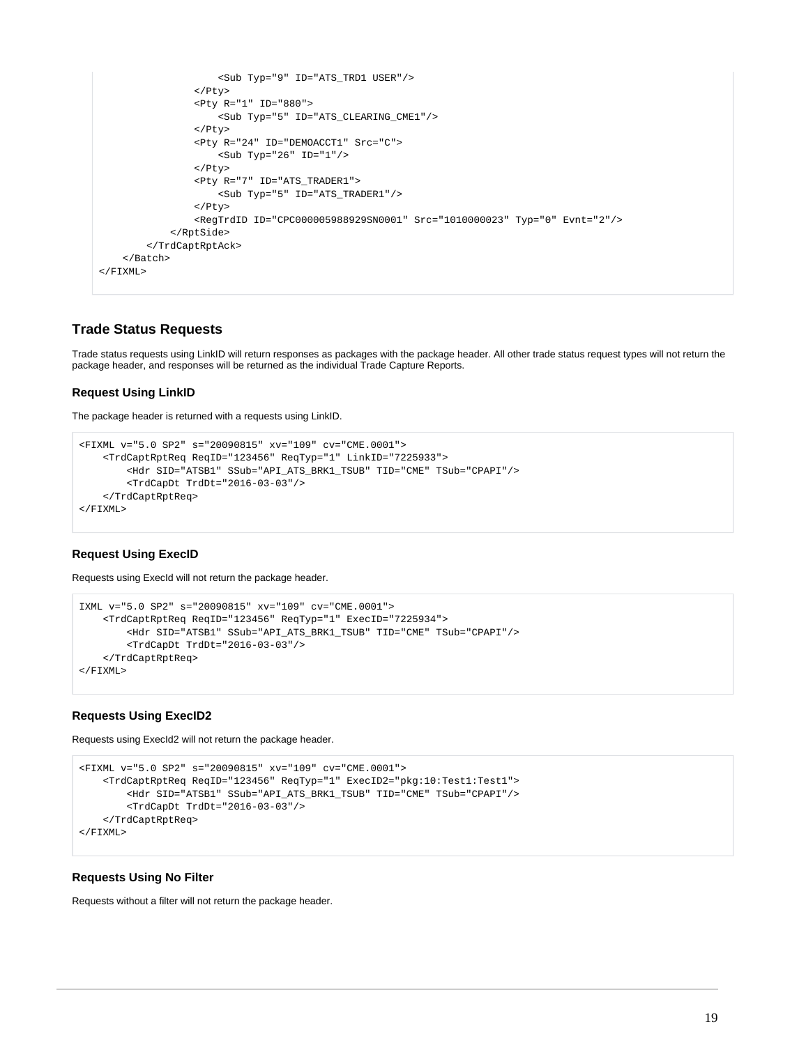```
                    <Sub Typ="9" ID="ATS_TRD1 USER"/>
                </Pty>
                <Pty R="1" ID="880">
                    <Sub Typ="5" ID="ATS_CLEARING_CME1"/>
                </Pty>
                <Pty R="24" ID="DEMOACCT1" Src="C">
                    <Sub Typ="26" ID="1"/>
                </Pty>
                <Pty R="7" ID="ATS_TRADER1">
                    <Sub Typ="5" ID="ATS_TRADER1"/>
                </Pty>
                <RegTrdID ID="CPC000005988929SN0001" Src="1010000023" Typ="0" Evnt="2"/>
            </RptSide>
        </TrdCaptRptAck>
    </Batch>
</FIXML>
```

### Trade Status Requests

Trade status requests using LinkID will return responses as packages with the package header. All other trade status request types will not return the package header, and responses will be returned as the individual Trade Capture Reports.

#### Request Using LinkID

The package header is returned with a requests using LinkID.

```
<FIXML v="5.0 SP2" s="20090815" xv="109" cv="CME.0001">
    <TrdCaptRptReq ReqID="123456" ReqTyp="1" LinkID="7225933">
        <Hdr SID="ATSB1" SSub="API_ATS_BRK1_TSUB" TID="CME" TSub="CPAPI"/>
        <TrdCapDt TrdDt="2016-03-03"/>
    </TrdCaptRptReq>
</FIXML>
```

#### Request Using ExecID

Requests using ExecId will not return the package header.

```
IXML v="5.0 SP2" s="20090815" xv="109" cv="CME.0001">
    <TrdCaptRptReq ReqID="123456" ReqTyp="1" ExecID="7225934">
        <Hdr SID="ATSB1" SSub="API_ATS_BRK1_TSUB" TID="CME" TSub="CPAPI"/>
        <TrdCapDt TrdDt="2016-03-03"/>
    </TrdCaptRptReq>
</FIXML>
```

#### Requests Using ExecID2

Requests using ExecId2 will not return the package header.

```
<FIXML v="5.0 SP2" s="20090815" xv="109" cv="CME.0001">
    <TrdCaptRptReq ReqID="123456" ReqTyp="1" ExecID2="pkg:10:Test1:Test1">
        <Hdr SID="ATSB1" SSub="API_ATS_BRK1_TSUB" TID="CME" TSub="CPAPI"/>
        <TrdCapDt TrdDt="2016-03-03"/>
    </TrdCaptRptReq>
</FIXML>
```

#### Requests Using No Filter

Requests without a filter will not return the package header.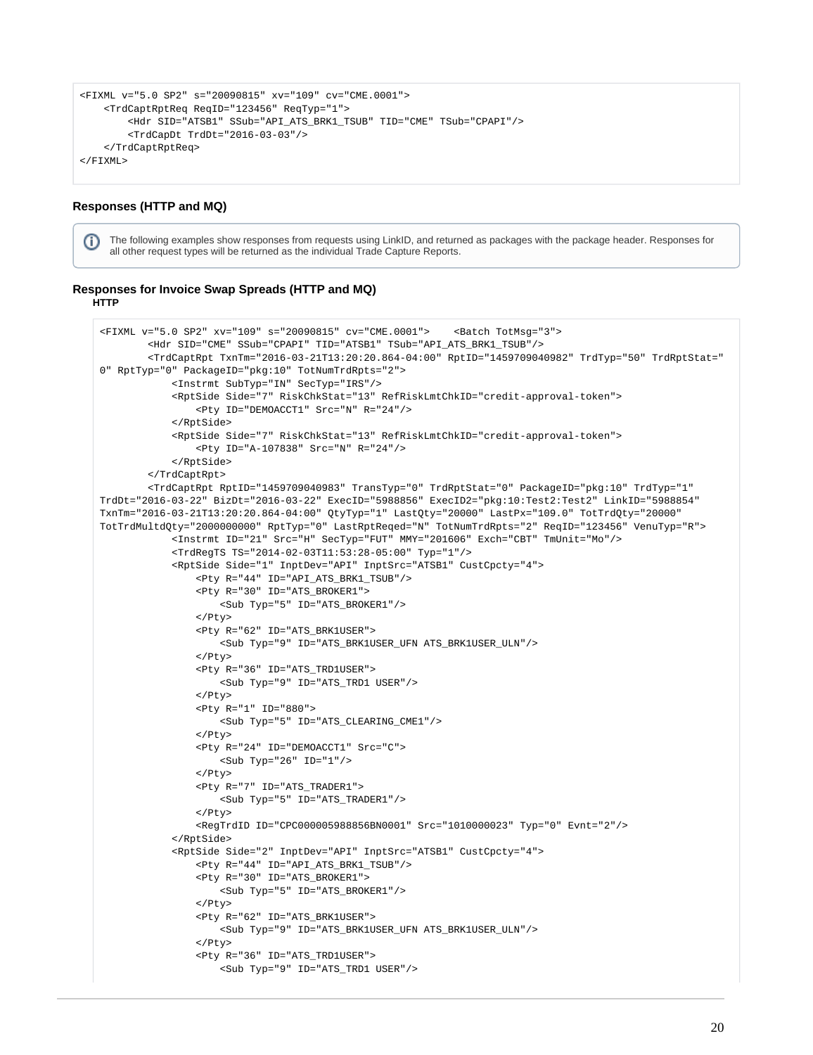```
<FIXML v="5.0 SP2" s="20090815" xv="109" cv="CME.0001">
    <TrdCaptRptReq ReqID="123456" ReqTyp="1">
        <Hdr SID="ATSB1" SSub="API_ATS_BRK1_TSUB" TID="CME" TSub="CPAPI"/>
        <TrdCapDt TrdDt="2016-03-03"/>
    </TrdCaptRptReq>
</FIXML>
```

### Responses (HTTP and MQ)

> The following examples show responses from requests using LinkID, and returned as packages with the package header. Responses for all other request types will be returned as the individual Trade Capture Reports.

### Responses for Invoice Swap Spreads (HTTP and MQ)

**HTTP**

```
<FIXML v="5.0 SP2" xv="109" s="20090815" cv="CME.0001">    <Batch TotMsg="3">
        <Hdr SID="CME" SSub="CPAPI" TID="ATSB1" TSub="API_ATS_BRK1_TSUB"/>
        <TrdCaptRpt TxnTm="2016-03-21T13:20:20.864-04:00" RptID="1459709040982" TrdTyp="50" TrdRptStat="
0" RptTyp="0" PackageID="pkg:10" TotNumTrdRpts="2">
            <Instrmt SubTyp="IN" SecTyp="IRS"/>
            <RptSide Side="7" RiskChkStat="13" RefRiskLmtChkID="credit-approval-token">
                <Pty ID="DEMOACCT1" Src="N" R="24"/>
            </RptSide>
            <RptSide Side="7" RiskChkStat="13" RefRiskLmtChkID="credit-approval-token">
                <Pty ID="A-107838" Src="N" R="24"/>
            </RptSide>
        </TrdCaptRpt>
        <TrdCaptRpt RptID="1459709040983" TransTyp="0" TrdRptStat="0" PackageID="pkg:10" TrdTyp="1"
TrdDt="2016-03-22" BizDt="2016-03-22" ExecID="5988856" ExecID2="pkg:10:Test2:Test2" LinkID="5988854"
TxnTm="2016-03-21T13:20:20.864-04:00" QtyTyp="1" LastQty="20000" LastPx="109.0" TotTrdQty="20000"
TotTrdMultQty="2000000000" RptTyp="0" LastRptReqed="N" TotNumTrdRpts="2" ReqID="123456" VenuTyp="R">
            <Instrmt ID="21" Src="H" SecTyp="FUT" MMY="201606" Exch="CBT" TmUnit="Mo"/>
            <TrdRegTS TS="2014-02-03T11:53:28-05:00" Typ="1"/>
            <RptSide Side="1" InptDev="API" InptSrc="ATSB1" CustCpcty="4">
                <Pty R="44" ID="API_ATS_BRK1_TSUB"/>
                <Pty R="30" ID="ATS_BROKER1">
                    <Sub Typ="5" ID="ATS_BROKER1"/>
                </Pty>
                <Pty R="62" ID="ATS_BRK1USER">
                    <Sub Typ="9" ID="ATS_BRK1USER_UFN ATS_BRK1USER_ULN"/>
                </Pty>
                <Pty R="36" ID="ATS_TRD1USER">
                    <Sub Typ="9" ID="ATS_TRD1 USER"/>
                </Pty>
                <Pty R="1" ID="880">
                    <Sub Typ="5" ID="ATS_CLEARING_CME1"/>
                </Pty>
                <Pty R="24" ID="DEMOACCT1" Src="C">
                    <Sub Typ="26" ID="1"/>
                </Pty>
                <Pty R="7" ID="ATS_TRADER1">
                    <Sub Typ="5" ID="ATS_TRADER1"/>
                </Pty>
                <RegTrdID ID="CPC000005988856BN0001" Src="1010000023" Typ="0" Evnt="2"/>
            </RptSide>
            <RptSide Side="2" InptDev="API" InptSrc="ATSB1" CustCpcty="4">
                <Pty R="44" ID="API_ATS_BRK1_TSUB"/>
                <Pty R="30" ID="ATS_BROKER1">
                    <Sub Typ="5" ID="ATS_BROKER1"/>
                </Pty>
                <Pty R="62" ID="ATS_BRK1USER">
                    <Sub Typ="9" ID="ATS_BRK1USER_UFN ATS_BRK1USER_ULN"/>
                </Pty>
                <Pty R="36" ID="ATS_TRD1USER">
                    <Sub Typ="9" ID="ATS_TRD1 USER"/>
```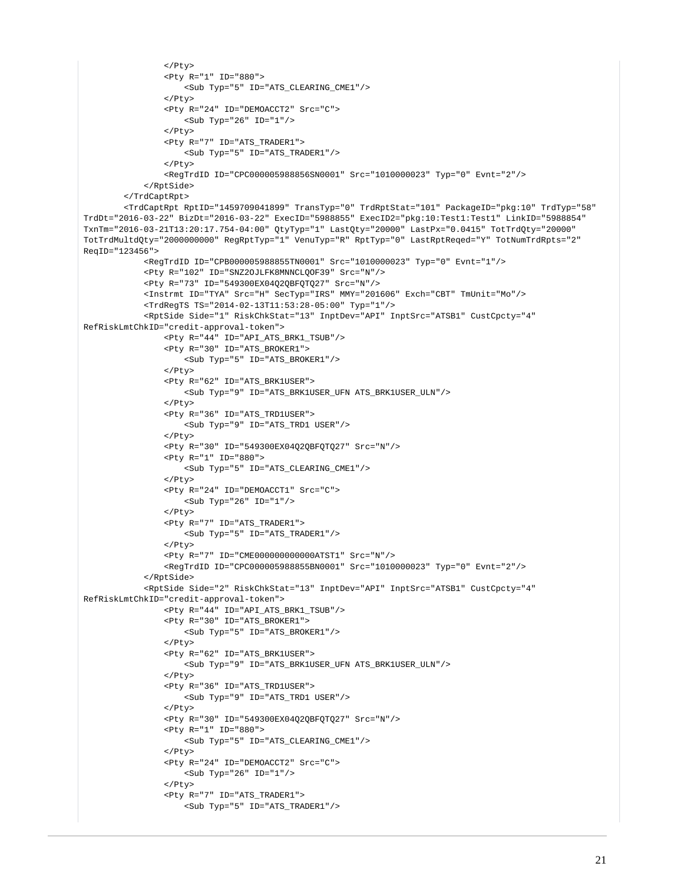```
                </Pty>
                <Pty R="1" ID="880">
                    <Sub Typ="5" ID="ATS_CLEARING_CME1"/>
                </Pty>
                <Pty R="24" ID="DEMOACCT2" Src="C">
                    <Sub Typ="26" ID="1"/>
                </Pty>
                <Pty R="7" ID="ATS_TRADER1">
                    <Sub Typ="5" ID="ATS_TRADER1"/>
                </Pty>
                <RegTrdID ID="CPC000005988856SN0001" Src="1010000023" Typ="0" Evnt="2"/>
            </RptSide>
        </TrdCaptRpt>
        <TrdCaptRpt RptID="1459709041899" TransTyp="0" TrdRptStat="101" PackageID="pkg:10" TrdTyp="58"
TrdDt="2016-03-22" BizDt="2016-03-22" ExecID="5988855" ExecID2="pkg:10:Test1:Test1" LinkID="5988854"
TxnTm="2016-03-21T13:20:17.754-04:00" QtyTyp="1" LastQty="20000" LastPx="0.0415" TotTrdQty="20000"
TotTrdMultdQty="2000000000" RegRptTyp="1" VenuTyp="R" RptTyp="0" LastRptReqed="Y" TotNumTrdRpts="2"
ReqID="123456">
            <RegTrdID ID="CPB000005988855TN0001" Src="1010000023" Typ="0" Evnt="1"/>
            <Pty R="102" ID="SNZ2OJLFK8MNNCLQOF39" Src="N"/>
            <Pty R="73" ID="549300EX04Q2QBFQTQ27" Src="N"/>
            <Instrmt ID="TYA" Src="H" SecTyp="IRS" MMY="201606" Exch="CBT" TmUnit="Mo"/>
            <TrdRegTS TS="2014-02-13T11:53:28-05:00" Typ="1"/>
            <RptSide Side="1" RiskChkStat="13" InptDev="API" InptSrc="ATSB1" CustCpcty="4"
RefRiskLmtChkID="credit-approval-token">
                <Pty R="44" ID="API_ATS_BRK1_TSUB"/>
                <Pty R="30" ID="ATS_BROKER1">
                    <Sub Typ="5" ID="ATS_BROKER1"/>
                </Pty>
                <Pty R="62" ID="ATS_BRK1USER">
                    <Sub Typ="9" ID="ATS_BRK1USER_UFN ATS_BRK1USER_ULN"/>
                </Pty>
                <Pty R="36" ID="ATS_TRD1USER">
                    <Sub Typ="9" ID="ATS_TRD1 USER"/>
                </Pty>
                <Pty R="30" ID="549300EX04Q2QBFQTQ27" Src="N"/>
                <Pty R="1" ID="880">
                    <Sub Typ="5" ID="ATS_CLEARING_CME1"/>
                </Pty>
                <Pty R="24" ID="DEMOACCT1" Src="C">
                    <Sub Typ="26" ID="1"/>
                </Pty>
                <Pty R="7" ID="ATS_TRADER1">
                    <Sub Typ="5" ID="ATS_TRADER1"/>
                </Pty>
                <Pty R="7" ID="CME000000000000ATST1" Src="N"/>
                <RegTrdID ID="CPC000005988855BN0001" Src="1010000023" Typ="0" Evnt="2"/>
            </RptSide>
            <RptSide Side="2" RiskChkStat="13" InptDev="API" InptSrc="ATSB1" CustCpcty="4"
RefRiskLmtChkID="credit-approval-token">
                <Pty R="44" ID="API_ATS_BRK1_TSUB"/>
                <Pty R="30" ID="ATS_BROKER1">
                    <Sub Typ="5" ID="ATS_BROKER1"/>
                </Pty>
                <Pty R="62" ID="ATS_BRK1USER">
                    <Sub Typ="9" ID="ATS_BRK1USER_UFN ATS_BRK1USER_ULN"/>
                </Pty>
                <Pty R="36" ID="ATS_TRD1USER">
                    <Sub Typ="9" ID="ATS_TRD1 USER"/>
                </Pty>
                <Pty R="30" ID="549300EX04Q2QBFQTQ27" Src="N"/>
                <Pty R="1" ID="880">
                    <Sub Typ="5" ID="ATS_CLEARING_CME1"/>
                </Pty>
                <Pty R="24" ID="DEMOACCT2" Src="C">
                    <Sub Typ="26" ID="1"/>
                </Pty>
                <Pty R="7" ID="ATS_TRADER1">
                    <Sub Typ="5" ID="ATS_TRADER1"/>
```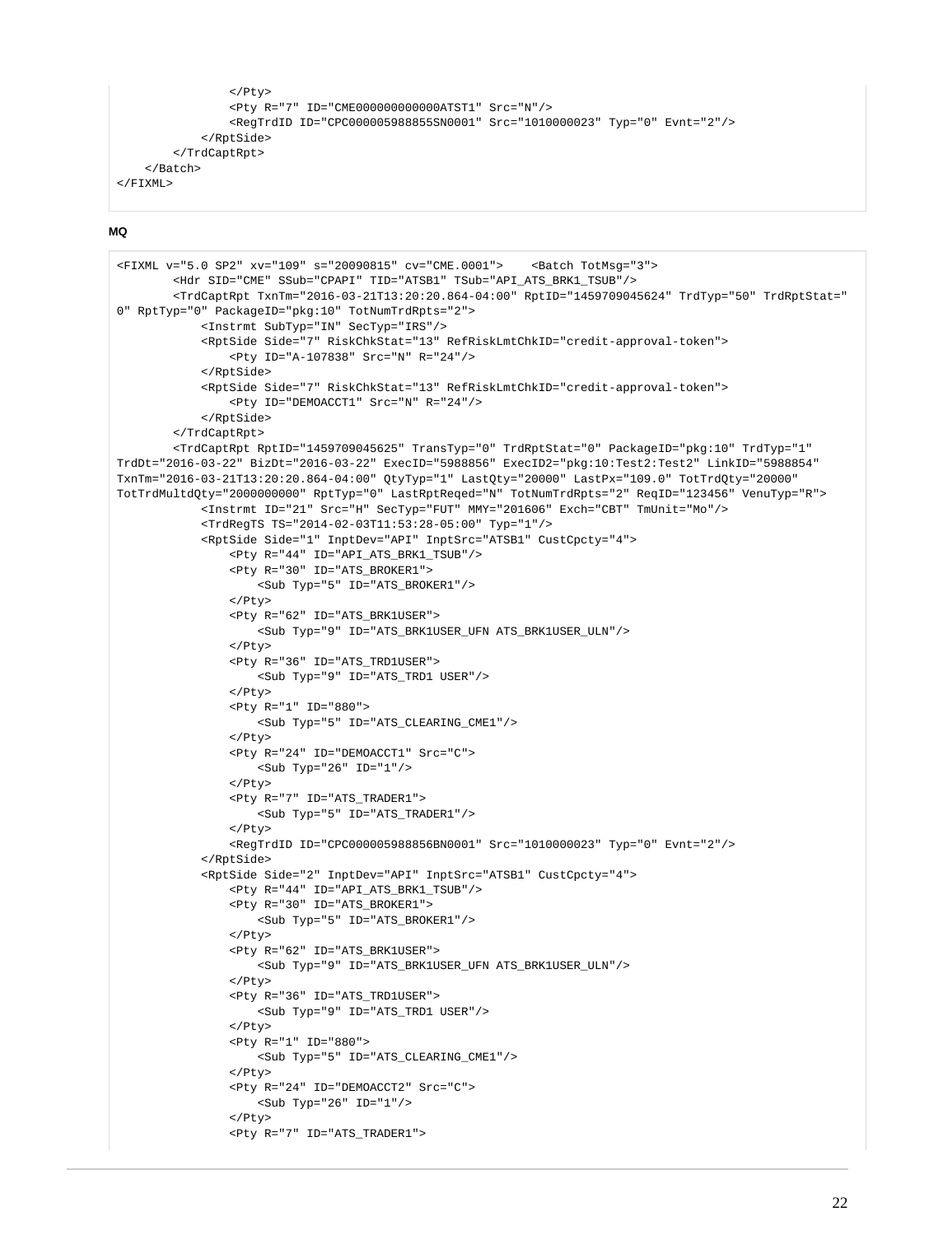```
            </Pty>
            <Pty R="7" ID="CME000000000000ATST1" Src="N"/>
            <RegTrdID ID="CPC000005988855SN0001" Src="1010000023" Typ="0" Evnt="2"/>
        </RptSide>
    </TrdCaptRpt>
  </Batch>
</FIXML>
```

**MQ**

```
<FIXML v="5.0 SP2" xv="109" s="20090815" cv="CME.0001">    <Batch TotMsg="3">
    <Hdr SID="CME" SSub="CPAPI" TID="ATSB1" TSub="API_ATS_BRK1_TSUB"/>
    <TrdCaptRpt TxnTm="2016-03-21T13:20:20.864-04:00" RptID="1459709045624" TrdTyp="50" TrdRptStat="
0" RptTyp="0" PackageID="pkg:10" TotNumTrdRpts="2">
        <Instrmt SubTyp="IN" SecTyp="IRS"/>
        <RptSide Side="7" RiskChkStat="13" RefRiskLmtChkID="credit-approval-token">
            <Pty ID="A-107838" Src="N" R="24"/>
        </RptSide>
        <RptSide Side="7" RiskChkStat="13" RefRiskLmtChkID="credit-approval-token">
            <Pty ID="DEMOACCT1" Src="N" R="24"/>
        </RptSide>
    </TrdCaptRpt>
    <TrdCaptRpt RptID="1459709045625" TransTyp="0" TrdRptStat="0" PackageID="pkg:10" TrdTyp="1"
TrdDt="2016-03-22" BizDt="2016-03-22" ExecID="5988856" ExecID2="pkg:10:Test2:Test2" LinkID="5988854"
TxnTm="2016-03-21T13:20:20.864-04:00" QtyTyp="1" LastQty="20000" LastPx="109.0" TotTrdQty="20000"
TotTrdMultdQty="2000000000" RptTyp="0" LastRptReqed="N" TotNumTrdRpts="2" ReqID="123456" VenuTyp="R">
        <Instrmt ID="21" Src="H" SecTyp="FUT" MMY="201606" Exch="CBT" TmUnit="Mo"/>
        <TrdRegTS TS="2014-02-03T11:53:28-05:00" Typ="1"/>
        <RptSide Side="1" InptDev="API" InptSrc="ATSB1" CustCpcty="4">
            <Pty R="44" ID="API_ATS_BRK1_TSUB"/>
            <Pty R="30" ID="ATS_BROKER1">
                <Sub Typ="5" ID="ATS_BROKER1"/>
            </Pty>
            <Pty R="62" ID="ATS_BRK1USER">
                <Sub Typ="9" ID="ATS_BRK1USER_UFN ATS_BRK1USER_ULN"/>
            </Pty>
            <Pty R="36" ID="ATS_TRD1USER">
                <Sub Typ="9" ID="ATS_TRD1 USER"/>
            </Pty>
            <Pty R="1" ID="880">
                <Sub Typ="5" ID="ATS_CLEARING_CME1"/>
            </Pty>
            <Pty R="24" ID="DEMOACCT1" Src="C">
                <Sub Typ="26" ID="1"/>
            </Pty>
            <Pty R="7" ID="ATS_TRADER1">
                <Sub Typ="5" ID="ATS_TRADER1"/>
            </Pty>
            <RegTrdID ID="CPC000005988856BN0001" Src="1010000023" Typ="0" Evnt="2"/>
        </RptSide>
        <RptSide Side="2" InptDev="API" InptSrc="ATSB1" CustCpcty="4">
            <Pty R="44" ID="API_ATS_BRK1_TSUB"/>
            <Pty R="30" ID="ATS_BROKER1">
                <Sub Typ="5" ID="ATS_BROKER1"/>
            </Pty>
            <Pty R="62" ID="ATS_BRK1USER">
                <Sub Typ="9" ID="ATS_BRK1USER_UFN ATS_BRK1USER_ULN"/>
            </Pty>
            <Pty R="36" ID="ATS_TRD1USER">
                <Sub Typ="9" ID="ATS_TRD1 USER"/>
            </Pty>
            <Pty R="1" ID="880">
                <Sub Typ="5" ID="ATS_CLEARING_CME1"/>
            </Pty>
            <Pty R="24" ID="DEMOACCT2" Src="C">
                <Sub Typ="26" ID="1"/>
            </Pty>
            <Pty R="7" ID="ATS_TRADER1">
```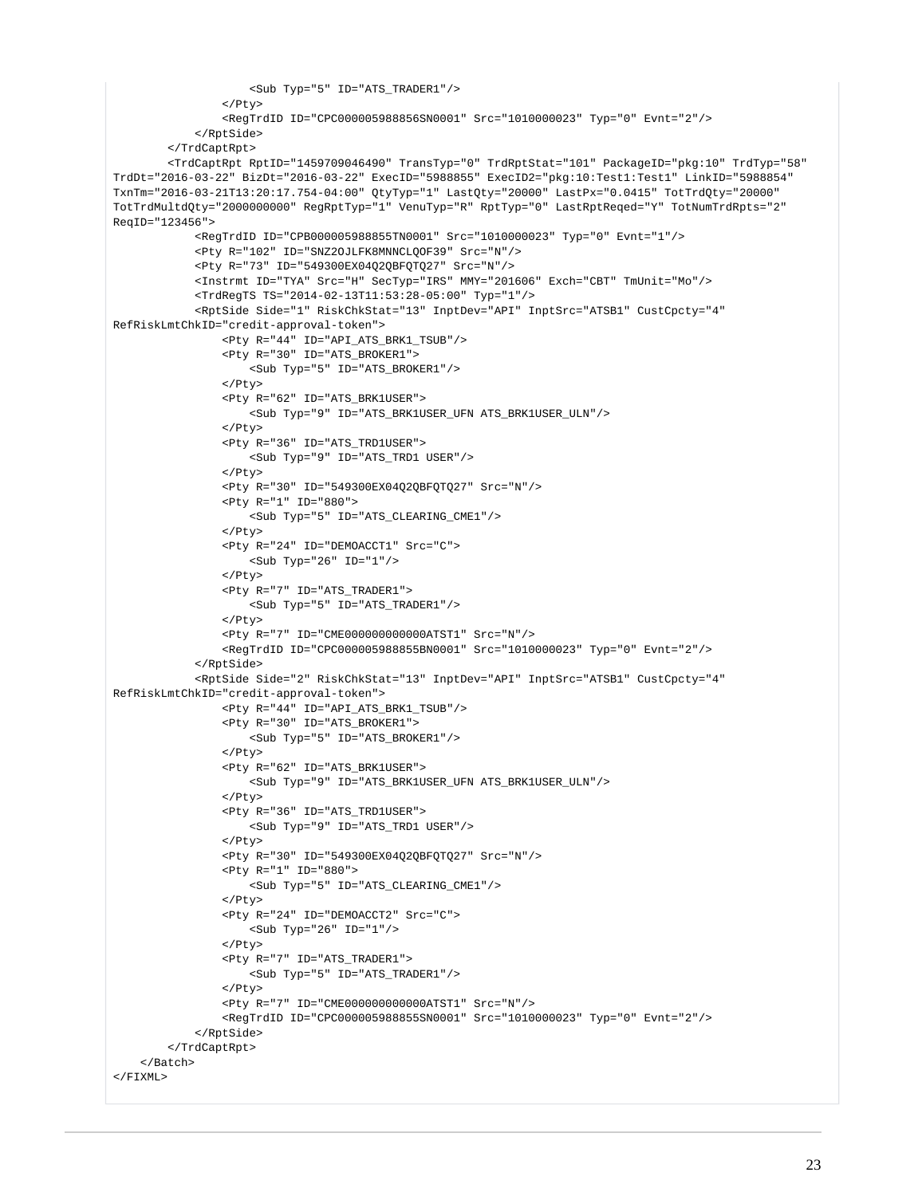```
                <Sub Typ="5" ID="ATS_TRADER1"/>
            </Pty>
            <RegTrdID ID="CPC000005988856SN0001" Src="1010000023" Typ="0" Evnt="2"/>
        </RptSide>
    </TrdCaptRpt>
    <TrdCaptRpt RptID="1459709046490" TransTyp="0" TrdRptStat="101" PackageID="pkg:10" TrdTyp="58"
TrdDt="2016-03-22" BizDt="2016-03-22" ExecID="5988855" ExecID2="pkg:10:Test1:Test1" LinkID="5988854"
TxnTm="2016-03-21T13:20:17.754-04:00" QtyTyp="1" LastQty="20000" LastPx="0.0415" TotTrdQty="20000"
TotTrdMultdQty="2000000000" RegRptTyp="1" VenuTyp="R" RptTyp="0" LastRptReqed="Y" TotNumTrdRpts="2"
ReqID="123456">
        <RegTrdID ID="CPB000005988855TN0001" Src="1010000023" Typ="0" Evnt="1"/>
        <Pty R="102" ID="SNZ2OJLFK8MNNCLQOF39" Src="N"/>
        <Pty R="73" ID="549300EX04Q2QBFQTQ27" Src="N"/>
        <Instrmt ID="TYA" Src="H" SecTyp="IRS" MMY="201606" Exch="CBT" TmUnit="Mo"/>
        <TrdRegTS TS="2014-02-13T11:53:28-05:00" Typ="1"/>
        <RptSide Side="1" RiskChkStat="13" InptDev="API" InptSrc="ATSB1" CustCpcty="4"
RefRiskLmtChkID="credit-approval-token">
            <Pty R="44" ID="API_ATS_BRK1_TSUB"/>
            <Pty R="30" ID="ATS_BROKER1">
                <Sub Typ="5" ID="ATS_BROKER1"/>
            </Pty>
            <Pty R="62" ID="ATS_BRK1USER">
                <Sub Typ="9" ID="ATS_BRK1USER_UFN ATS_BRK1USER_ULN"/>
            </Pty>
            <Pty R="36" ID="ATS_TRD1USER">
                <Sub Typ="9" ID="ATS_TRD1 USER"/>
            </Pty>
            <Pty R="30" ID="549300EX04Q2QBFQTQ27" Src="N"/>
            <Pty R="1" ID="880">
                <Sub Typ="5" ID="ATS_CLEARING_CME1"/>
            </Pty>
            <Pty R="24" ID="DEMOACCT1" Src="C">
                <Sub Typ="26" ID="1"/>
            </Pty>
            <Pty R="7" ID="ATS_TRADER1">
                <Sub Typ="5" ID="ATS_TRADER1"/>
            </Pty>
            <Pty R="7" ID="CME000000000000ATST1" Src="N"/>
            <RegTrdID ID="CPC000005988855BN0001" Src="1010000023" Typ="0" Evnt="2"/>
        </RptSide>
        <RptSide Side="2" RiskChkStat="13" InptDev="API" InptSrc="ATSB1" CustCpcty="4"
RefRiskLmtChkID="credit-approval-token">
            <Pty R="44" ID="API_ATS_BRK1_TSUB"/>
            <Pty R="30" ID="ATS_BROKER1">
                <Sub Typ="5" ID="ATS_BROKER1"/>
            </Pty>
            <Pty R="62" ID="ATS_BRK1USER">
                <Sub Typ="9" ID="ATS_BRK1USER_UFN ATS_BRK1USER_ULN"/>
            </Pty>
            <Pty R="36" ID="ATS_TRD1USER">
                <Sub Typ="9" ID="ATS_TRD1 USER"/>
            </Pty>
            <Pty R="30" ID="549300EX04Q2QBFQTQ27" Src="N"/>
            <Pty R="1" ID="880">
                <Sub Typ="5" ID="ATS_CLEARING_CME1"/>
            </Pty>
            <Pty R="24" ID="DEMOACCT2" Src="C">
                <Sub Typ="26" ID="1"/>
            </Pty>
            <Pty R="7" ID="ATS_TRADER1">
                <Sub Typ="5" ID="ATS_TRADER1"/>
            </Pty>
            <Pty R="7" ID="CME000000000000ATST1" Src="N"/>
            <RegTrdID ID="CPC000005988855SN0001" Src="1010000023" Typ="0" Evnt="2"/>
        </RptSide>
    </TrdCaptRpt>
  </Batch>
</FIXML>
```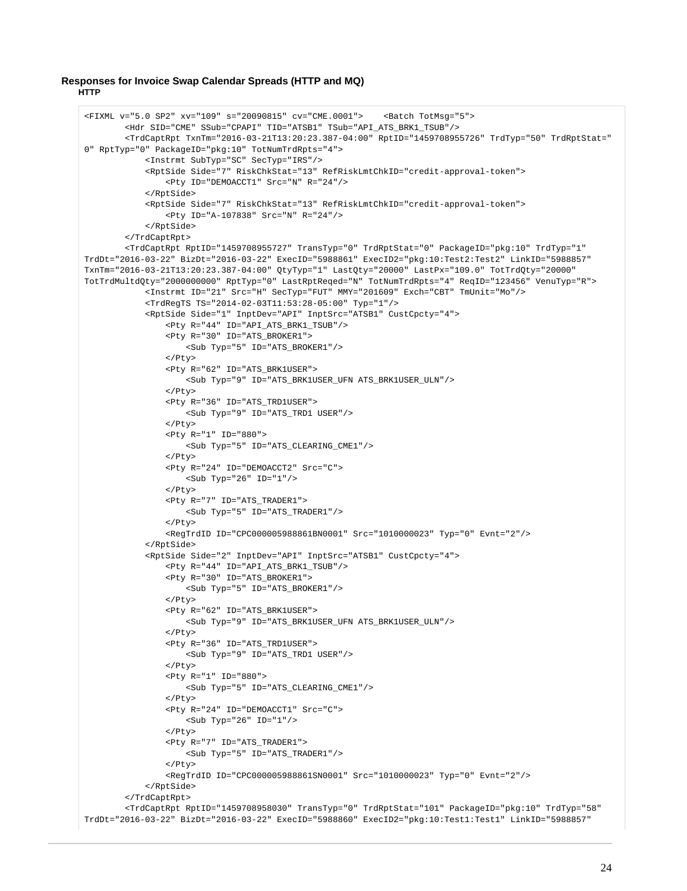**Responses for Invoice Swap Calendar Spreads (HTTP and MQ)**

**HTTP**

```
<FIXML v="5.0 SP2" xv="109" s="20090815" cv="CME.0001">    <Batch TotMsg="5">
        <Hdr SID="CME" SSub="CPAPI" TID="ATSB1" TSub="API_ATS_BRK1_TSUB"/>
        <TrdCaptRpt TxnTm="2016-03-21T13:20:23.387-04:00" RptID="1459708955726" TrdTyp="50" TrdRptStat="
0" RptTyp="0" PackageID="pkg:10" TotNumTrdRpts="4">
            <Instrmt SubTyp="SC" SecTyp="IRS"/>
            <RptSide Side="7" RiskChkStat="13" RefRiskLmtChkID="credit-approval-token">
                <Pty ID="DEMOACCT1" Src="N" R="24"/>
            </RptSide>
            <RptSide Side="7" RiskChkStat="13" RefRiskLmtChkID="credit-approval-token">
                <Pty ID="A-107838" Src="N" R="24"/>
            </RptSide>
        </TrdCaptRpt>
        <TrdCaptRpt RptID="1459708955727" TransTyp="0" TrdRptStat="0" PackageID="pkg:10" TrdTyp="1"
TrdDt="2016-03-22" BizDt="2016-03-22" ExecID="5988861" ExecID2="pkg:10:Test2:Test2" LinkID="5988857"
TxnTm="2016-03-21T13:20:23.387-04:00" QtyTyp="1" LastQty="20000" LastPx="109.0" TotTrdQty="20000"
TotTrdMultdQty="2000000000" RptTyp="0" LastRptReqed="N" TotNumTrdRpts="4" ReqID="123456" VenuTyp="R">
            <Instrmt ID="21" Src="H" SecTyp="FUT" MMY="201609" Exch="CBT" TmUnit="Mo"/>
            <TrdRegTS TS="2014-02-03T11:53:28-05:00" Typ="1"/>
            <RptSide Side="1" InptDev="API" InptSrc="ATSB1" CustCpcty="4">
                <Pty R="44" ID="API_ATS_BRK1_TSUB"/>
                <Pty R="30" ID="ATS_BROKER1">
                    <Sub Typ="5" ID="ATS_BROKER1"/>
                </Pty>
                <Pty R="62" ID="ATS_BRK1USER">
                    <Sub Typ="9" ID="ATS_BRK1USER_UFN ATS_BRK1USER_ULN"/>
                </Pty>
                <Pty R="36" ID="ATS_TRD1USER">
                    <Sub Typ="9" ID="ATS_TRD1 USER"/>
                </Pty>
                <Pty R="1" ID="880">
                    <Sub Typ="5" ID="ATS_CLEARING_CME1"/>
                </Pty>
                <Pty R="24" ID="DEMOACCT2" Src="C">
                    <Sub Typ="26" ID="1"/>
                </Pty>
                <Pty R="7" ID="ATS_TRADER1">
                    <Sub Typ="5" ID="ATS_TRADER1"/>
                </Pty>
                <RegTrdID ID="CPC000005988861BN0001" Src="1010000023" Typ="0" Evnt="2"/>
            </RptSide>
            <RptSide Side="2" InptDev="API" InptSrc="ATSB1" CustCpcty="4">
                <Pty R="44" ID="API_ATS_BRK1_TSUB"/>
                <Pty R="30" ID="ATS_BROKER1">
                    <Sub Typ="5" ID="ATS_BROKER1"/>
                </Pty>
                <Pty R="62" ID="ATS_BRK1USER">
                    <Sub Typ="9" ID="ATS_BRK1USER_UFN ATS_BRK1USER_ULN"/>
                </Pty>
                <Pty R="36" ID="ATS_TRD1USER">
                    <Sub Typ="9" ID="ATS_TRD1 USER"/>
                </Pty>
                <Pty R="1" ID="880">
                    <Sub Typ="5" ID="ATS_CLEARING_CME1"/>
                </Pty>
                <Pty R="24" ID="DEMOACCT1" Src="C">
                    <Sub Typ="26" ID="1"/>
                </Pty>
                <Pty R="7" ID="ATS_TRADER1">
                    <Sub Typ="5" ID="ATS_TRADER1"/>
                </Pty>
                <RegTrdID ID="CPC000005988861SN0001" Src="1010000023" Typ="0" Evnt="2"/>
            </RptSide>
        </TrdCaptRpt>
        <TrdCaptRpt RptID="1459708958030" TransTyp="0" TrdRptStat="101" PackageID="pkg:10" TrdTyp="58"
TrdDt="2016-03-22" BizDt="2016-03-22" ExecID="5988860" ExecID2="pkg:10:Test1:Test1" LinkID="5988857"
```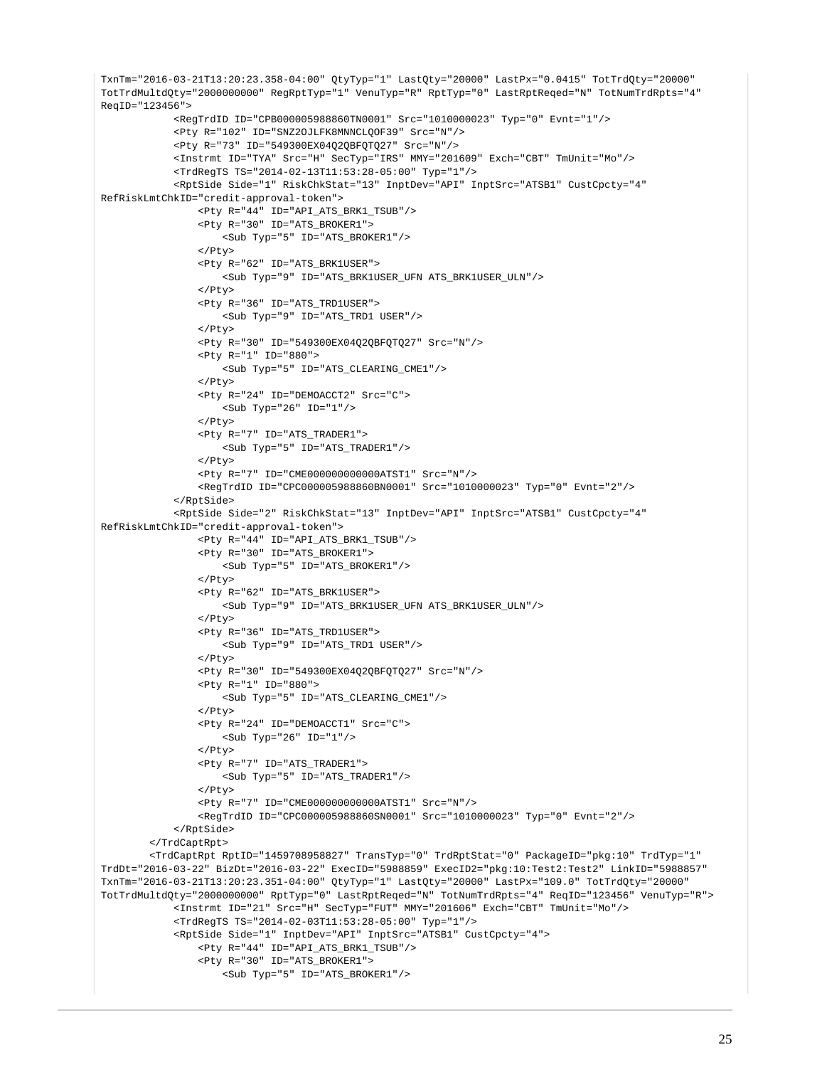```
TxnTm="2016-03-21T13:20:23.358-04:00" QtyTyp="1" LastQty="20000" LastPx="0.0415" TotTrdQty="20000"
TotTrdMultdQty="2000000000" RegRptTyp="1" VenuTyp="R" RptTyp="0" LastRptReqed="N" TotNumTrdRpts="4"
ReqID="123456">
            <RegTrdID ID="CPB000005988860TN0001" Src="1010000023" Typ="0" Evnt="1"/>
            <Pty R="102" ID="SNZ2OJLFK8MNNCLQOF39" Src="N"/>
            <Pty R="73" ID="549300EX04Q2QBFQTQ27" Src="N"/>
            <Instrmt ID="TYA" Src="H" SecTyp="IRS" MMY="201609" Exch="CBT" TmUnit="Mo"/>
            <TrdRegTS TS="2014-02-13T11:53:28-05:00" Typ="1"/>
            <RptSide Side="1" RiskChkStat="13" InptDev="API" InptSrc="ATSB1" CustCpcty="4"
RefRiskLmtChkID="credit-approval-token">
                <Pty R="44" ID="API_ATS_BRK1_TSUB"/>
                <Pty R="30" ID="ATS_BROKER1">
                    <Sub Typ="5" ID="ATS_BROKER1"/>
                </Pty>
                <Pty R="62" ID="ATS_BRK1USER">
                    <Sub Typ="9" ID="ATS_BRK1USER_UFN ATS_BRK1USER_ULN"/>
                </Pty>
                <Pty R="36" ID="ATS_TRD1USER">
                    <Sub Typ="9" ID="ATS_TRD1 USER"/>
                </Pty>
                <Pty R="30" ID="549300EX04Q2QBFQTQ27" Src="N"/>
                <Pty R="1" ID="880">
                    <Sub Typ="5" ID="ATS_CLEARING_CME1"/>
                </Pty>
                <Pty R="24" ID="DEMOACCT2" Src="C">
                    <Sub Typ="26" ID="1"/>
                </Pty>
                <Pty R="7" ID="ATS_TRADER1">
                    <Sub Typ="5" ID="ATS_TRADER1"/>
                </Pty>
                <Pty R="7" ID="CME000000000000ATST1" Src="N"/>
                <RegTrdID ID="CPC000005988860BN0001" Src="1010000023" Typ="0" Evnt="2"/>
            </RptSide>
            <RptSide Side="2" RiskChkStat="13" InptDev="API" InptSrc="ATSB1" CustCpcty="4"
RefRiskLmtChkID="credit-approval-token">
                <Pty R="44" ID="API_ATS_BRK1_TSUB"/>
                <Pty R="30" ID="ATS_BROKER1">
                    <Sub Typ="5" ID="ATS_BROKER1"/>
                </Pty>
                <Pty R="62" ID="ATS_BRK1USER">
                    <Sub Typ="9" ID="ATS_BRK1USER_UFN ATS_BRK1USER_ULN"/>
                </Pty>
                <Pty R="36" ID="ATS_TRD1USER">
                    <Sub Typ="9" ID="ATS_TRD1 USER"/>
                </Pty>
                <Pty R="30" ID="549300EX04Q2QBFQTQ27" Src="N"/>
                <Pty R="1" ID="880">
                    <Sub Typ="5" ID="ATS_CLEARING_CME1"/>
                </Pty>
                <Pty R="24" ID="DEMOACCT1" Src="C">
                    <Sub Typ="26" ID="1"/>
                </Pty>
                <Pty R="7" ID="ATS_TRADER1">
                    <Sub Typ="5" ID="ATS_TRADER1"/>
                </Pty>
                <Pty R="7" ID="CME000000000000ATST1" Src="N"/>
                <RegTrdID ID="CPC000005988860SN0001" Src="1010000023" Typ="0" Evnt="2"/>
            </RptSide>
        </TrdCaptRpt>
        <TrdCaptRpt RptID="1459708958827" TransTyp="0" TrdRptStat="0" PackageID="pkg:10" TrdTyp="1"
TrdDt="2016-03-22" BizDt="2016-03-22" ExecID="5988859" ExecID2="pkg:10:Test2:Test2" LinkID="5988857"
TxnTm="2016-03-21T13:20:23.351-04:00" QtyTyp="1" LastQty="20000" LastPx="109.0" TotTrdQty="20000"
TotTrdMultdQty="2000000000" RptTyp="0" LastRptReqed="N" TotNumTrdRpts="4" ReqID="123456" VenuTyp="R">
            <Instrmt ID="21" Src="H" SecTyp="FUT" MMY="201606" Exch="CBT" TmUnit="Mo"/>
            <TrdRegTS TS="2014-02-03T11:53:28-05:00" Typ="1"/>
            <RptSide Side="1" InptDev="API" InptSrc="ATSB1" CustCpcty="4">
                <Pty R="44" ID="API_ATS_BRK1_TSUB"/>
                <Pty R="30" ID="ATS_BROKER1">
                    <Sub Typ="5" ID="ATS_BROKER1"/>
```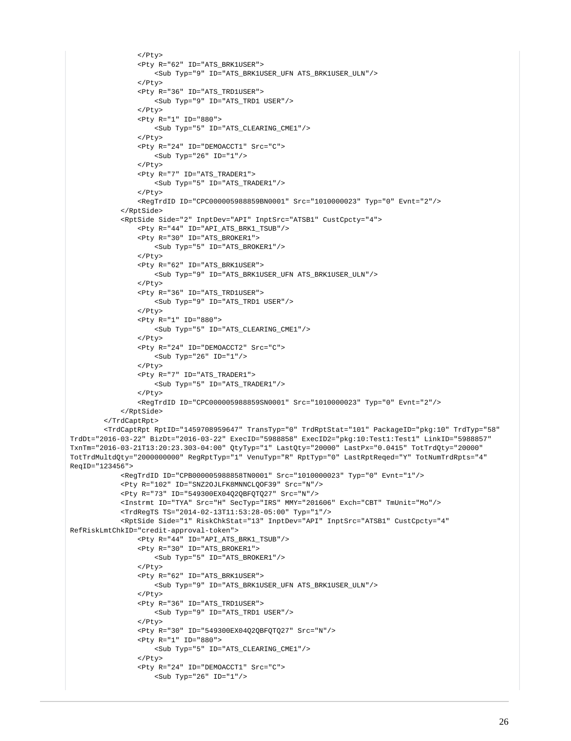```
                </Pty>
                <Pty R="62" ID="ATS_BRK1USER">
                    <Sub Typ="9" ID="ATS_BRK1USER_UFN ATS_BRK1USER_ULN"/>
                </Pty>
                <Pty R="36" ID="ATS_TRD1USER">
                    <Sub Typ="9" ID="ATS_TRD1 USER"/>
                </Pty>
                <Pty R="1" ID="880">
                    <Sub Typ="5" ID="ATS_CLEARING_CME1"/>
                </Pty>
                <Pty R="24" ID="DEMOACCT1" Src="C">
                    <Sub Typ="26" ID="1"/>
                </Pty>
                <Pty R="7" ID="ATS_TRADER1">
                    <Sub Typ="5" ID="ATS_TRADER1"/>
                </Pty>
                <RegTrdID ID="CPC000005988859BN0001" Src="1010000023" Typ="0" Evnt="2"/>
            </RptSide>
            <RptSide Side="2" InptDev="API" InptSrc="ATSB1" CustCpcty="4">
                <Pty R="44" ID="API_ATS_BRK1_TSUB"/>
                <Pty R="30" ID="ATS_BROKER1">
                    <Sub Typ="5" ID="ATS_BROKER1"/>
                </Pty>
                <Pty R="62" ID="ATS_BRK1USER">
                    <Sub Typ="9" ID="ATS_BRK1USER_UFN ATS_BRK1USER_ULN"/>
                </Pty>
                <Pty R="36" ID="ATS_TRD1USER">
                    <Sub Typ="9" ID="ATS_TRD1 USER"/>
                </Pty>
                <Pty R="1" ID="880">
                    <Sub Typ="5" ID="ATS_CLEARING_CME1"/>
                </Pty>
                <Pty R="24" ID="DEMOACCT2" Src="C">
                    <Sub Typ="26" ID="1"/>
                </Pty>
                <Pty R="7" ID="ATS_TRADER1">
                    <Sub Typ="5" ID="ATS_TRADER1"/>
                </Pty>
                <RegTrdID ID="CPC000005988859SN0001" Src="1010000023" Typ="0" Evnt="2"/>
            </RptSide>
        </TrdCaptRpt>
        <TrdCaptRpt RptID="1459708959647" TransTyp="0" TrdRptStat="101" PackageID="pkg:10" TrdTyp="58"
TrdDt="2016-03-22" BizDt="2016-03-22" ExecID="5988858" ExecID2="pkg:10:Test1:Test1" LinkID="5988857"
TxnTm="2016-03-21T13:20:23.303-04:00" QtyTyp="1" LastQty="20000" LastPx="0.0415" TotTrdQty="20000"
TotTrdMultdQty="2000000000" RegRptTyp="1" VenuTyp="R" RptTyp="0" LastRptReqed="Y" TotNumTrdRpts="4"
ReqID="123456">
            <RegTrdID ID="CPB000005988858TN0001" Src="1010000023" Typ="0" Evnt="1"/>
            <Pty R="102" ID="SNZ2OJLFK8MNNCLQOF39" Src="N"/>
            <Pty R="73" ID="549300EX04Q2QBFQTQ27" Src="N"/>
            <Instrmt ID="TYA" Src="H" SecTyp="IRS" MMY="201606" Exch="CBT" TmUnit="Mo"/>
            <TrdRegTS TS="2014-02-13T11:53:28-05:00" Typ="1"/>
            <RptSide Side="1" RiskChkStat="13" InptDev="API" InptSrc="ATSB1" CustCpcty="4"
RefRiskLmtChkID="credit-approval-token">
                <Pty R="44" ID="API_ATS_BRK1_TSUB"/>
                <Pty R="30" ID="ATS_BROKER1">
                    <Sub Typ="5" ID="ATS_BROKER1"/>
                </Pty>
                <Pty R="62" ID="ATS_BRK1USER">
                    <Sub Typ="9" ID="ATS_BRK1USER_UFN ATS_BRK1USER_ULN"/>
                </Pty>
                <Pty R="36" ID="ATS_TRD1USER">
                    <Sub Typ="9" ID="ATS_TRD1 USER"/>
                </Pty>
                <Pty R="30" ID="549300EX04Q2QBFQTQ27" Src="N"/>
                <Pty R="1" ID="880">
                    <Sub Typ="5" ID="ATS_CLEARING_CME1"/>
                </Pty>
                <Pty R="24" ID="DEMOACCT1" Src="C">
                    <Sub Typ="26" ID="1"/>
```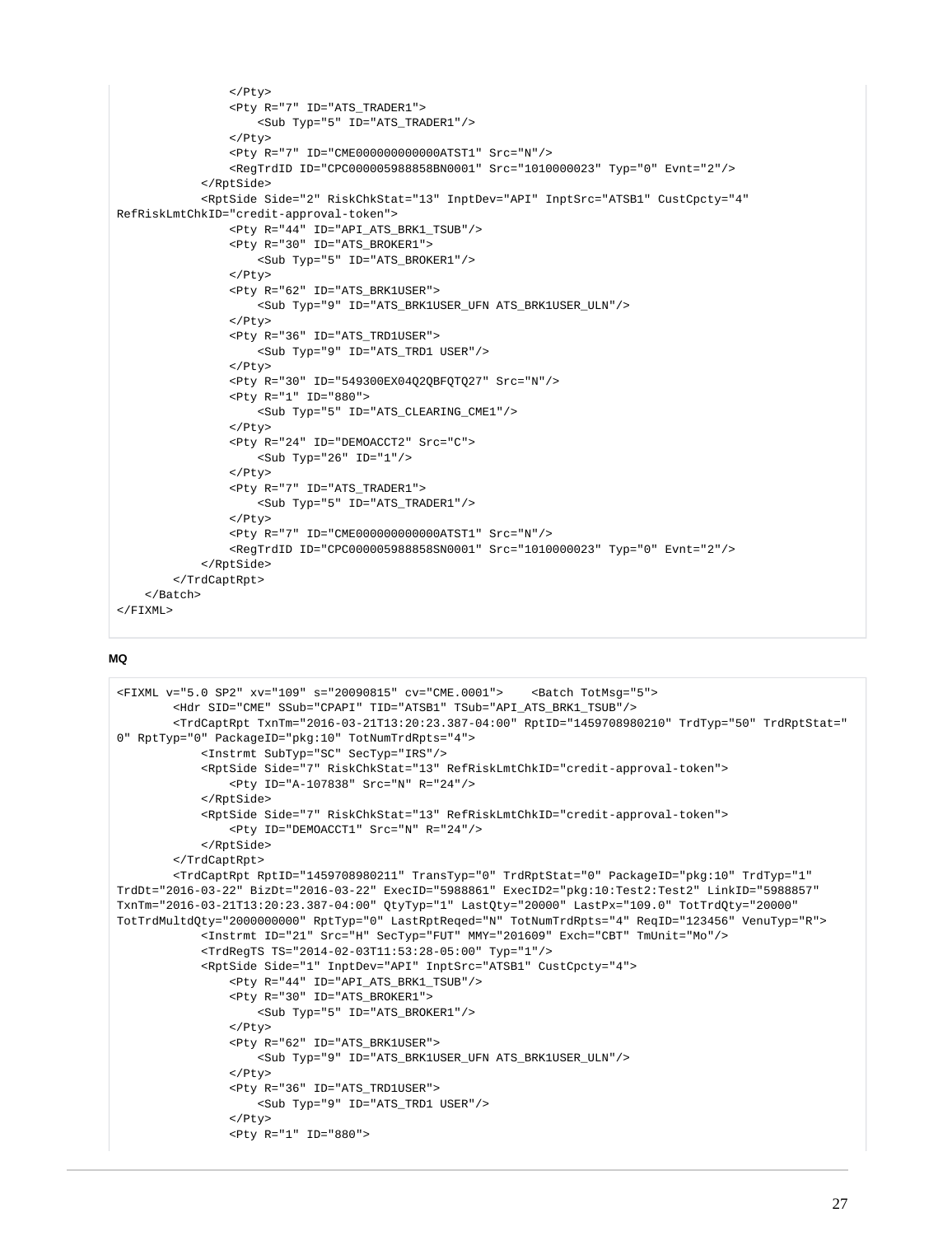```
                </Pty>
                <Pty R="7" ID="ATS_TRADER1">
                    <Sub Typ="5" ID="ATS_TRADER1"/>
                </Pty>
                <Pty R="7" ID="CME000000000000ATST1" Src="N"/>
                <RegTrdID ID="CPC000005988858BN0001" Src="1010000023" Typ="0" Evnt="2"/>
            </RptSide>
            <RptSide Side="2" RiskChkStat="13" InptDev="API" InptSrc="ATSB1" CustCpcty="4"
RefRiskLmtChkID="credit-approval-token">
                <Pty R="44" ID="API_ATS_BRK1_TSUB"/>
                <Pty R="30" ID="ATS_BROKER1">
                    <Sub Typ="5" ID="ATS_BROKER1"/>
                </Pty>
                <Pty R="62" ID="ATS_BRK1USER">
                    <Sub Typ="9" ID="ATS_BRK1USER_UFN ATS_BRK1USER_ULN"/>
                </Pty>
                <Pty R="36" ID="ATS_TRD1USER">
                    <Sub Typ="9" ID="ATS_TRD1 USER"/>
                </Pty>
                <Pty R="30" ID="549300EX04Q2QBFQTQ27" Src="N"/>
                <Pty R="1" ID="880">
                    <Sub Typ="5" ID="ATS_CLEARING_CME1"/>
                </Pty>
                <Pty R="24" ID="DEMOACCT2" Src="C">
                    <Sub Typ="26" ID="1"/>
                </Pty>
                <Pty R="7" ID="ATS_TRADER1">
                    <Sub Typ="5" ID="ATS_TRADER1"/>
                </Pty>
                <Pty R="7" ID="CME000000000000ATST1" Src="N"/>
                <RegTrdID ID="CPC000005988858SN0001" Src="1010000023" Typ="0" Evnt="2"/>
            </RptSide>
        </TrdCaptRpt>
    </Batch>
</FIXML>
```

**MQ**

```
<FIXML v="5.0 SP2" xv="109" s="20090815" cv="CME.0001">    <Batch TotMsg="5">
        <Hdr SID="CME" SSub="CPAPI" TID="ATSB1" TSub="API_ATS_BRK1_TSUB"/>
        <TrdCaptRpt TxnTm="2016-03-21T13:20:23.387-04:00" RptID="1459708980210" TrdTyp="50" TrdRptStat="
0" RptTyp="0" PackageID="pkg:10" TotNumTrdRpts="4">
            <Instrmt SubTyp="SC" SecTyp="IRS"/>
            <RptSide Side="7" RiskChkStat="13" RefRiskLmtChkID="credit-approval-token">
                <Pty ID="A-107838" Src="N" R="24"/>
            </RptSide>
            <RptSide Side="7" RiskChkStat="13" RefRiskLmtChkID="credit-approval-token">
                <Pty ID="DEMOACCT1" Src="N" R="24"/>
            </RptSide>
        </TrdCaptRpt>
        <TrdCaptRpt RptID="1459708980211" TransTyp="0" TrdRptStat="0" PackageID="pkg:10" TrdTyp="1"
TrdDt="2016-03-22" BizDt="2016-03-22" ExecID="5988861" ExecID2="pkg:10:Test2:Test2" LinkID="5988857"
TxnTm="2016-03-21T13:20:23.387-04:00" QtyTyp="1" LastQty="20000" LastPx="109.0" TotTrdQty="20000"
TotTrdMultdQty="2000000000" RptTyp="0" LastRptReqed="N" TotNumTrdRpts="4" ReqID="123456" VenuTyp="R">
            <Instrmt ID="21" Src="H" SecTyp="FUT" MMY="201609" Exch="CBT" TmUnit="Mo"/>
            <TrdRegTS TS="2014-02-03T11:53:28-05:00" Typ="1"/>
            <RptSide Side="1" InptDev="API" InptSrc="ATSB1" CustCpcty="4">
                <Pty R="44" ID="API_ATS_BRK1_TSUB"/>
                <Pty R="30" ID="ATS_BROKER1">
                    <Sub Typ="5" ID="ATS_BROKER1"/>
                </Pty>
                <Pty R="62" ID="ATS_BRK1USER">
                    <Sub Typ="9" ID="ATS_BRK1USER_UFN ATS_BRK1USER_ULN"/>
                </Pty>
                <Pty R="36" ID="ATS_TRD1USER">
                    <Sub Typ="9" ID="ATS_TRD1 USER"/>
                </Pty>
                <Pty R="1" ID="880">
```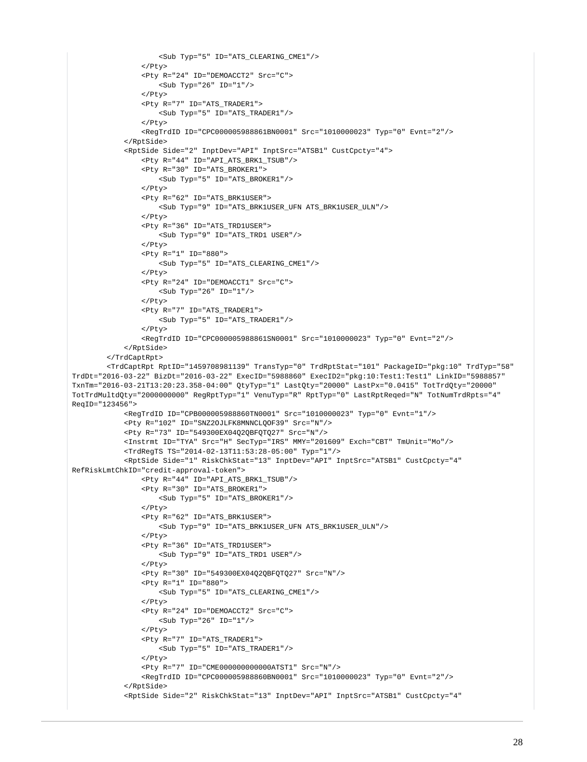```
                    <Sub Typ="5" ID="ATS_CLEARING_CME1"/>
                </Pty>
                <Pty R="24" ID="DEMOACCT2" Src="C">
                    <Sub Typ="26" ID="1"/>
                </Pty>
                <Pty R="7" ID="ATS_TRADER1">
                    <Sub Typ="5" ID="ATS_TRADER1"/>
                </Pty>
                <RegTrdID ID="CPC000005988861BN0001" Src="1010000023" Typ="0" Evnt="2"/>
            </RptSide>
            <RptSide Side="2" InptDev="API" InptSrc="ATSB1" CustCpcty="4">
                <Pty R="44" ID="API_ATS_BRK1_TSUB"/>
                <Pty R="30" ID="ATS_BROKER1">
                    <Sub Typ="5" ID="ATS_BROKER1"/>
                </Pty>
                <Pty R="62" ID="ATS_BRK1USER">
                    <Sub Typ="9" ID="ATS_BRK1USER_UFN ATS_BRK1USER_ULN"/>
                </Pty>
                <Pty R="36" ID="ATS_TRD1USER">
                    <Sub Typ="9" ID="ATS_TRD1 USER"/>
                </Pty>
                <Pty R="1" ID="880">
                    <Sub Typ="5" ID="ATS_CLEARING_CME1"/>
                </Pty>
                <Pty R="24" ID="DEMOACCT1" Src="C">
                    <Sub Typ="26" ID="1"/>
                </Pty>
                <Pty R="7" ID="ATS_TRADER1">
                    <Sub Typ="5" ID="ATS_TRADER1"/>
                </Pty>
                <RegTrdID ID="CPC000005988861SN0001" Src="1010000023" Typ="0" Evnt="2"/>
            </RptSide>
        </TrdCaptRpt>
        <TrdCaptRpt RptID="1459708981139" TransTyp="0" TrdRptStat="101" PackageID="pkg:10" TrdTyp="58"
TrdDt="2016-03-22" BizDt="2016-03-22" ExecID="5988860" ExecID2="pkg:10:Test1:Test1" LinkID="5988857"
TxnTm="2016-03-21T13:20:23.358-04:00" QtyTyp="1" LastQty="20000" LastPx="0.0415" TotTrdQty="20000"
TotTrdMultdQty="2000000000" RegRptTyp="1" VenuTyp="R" RptTyp="0" LastRptReqed="N" TotNumTrdRpts="4"
ReqID="123456">
            <RegTrdID ID="CPB000005988860TN0001" Src="1010000023" Typ="0" Evnt="1"/>
            <Pty R="102" ID="SNZ2OJLFK8MNNCLQOF39" Src="N"/>
            <Pty R="73" ID="549300EX04Q2QBFQTQ27" Src="N"/>
            <Instrmt ID="TYA" Src="H" SecTyp="IRS" MMY="201609" Exch="CBT" TmUnit="Mo"/>
            <TrdRegTS TS="2014-02-13T11:53:28-05:00" Typ="1"/>
            <RptSide Side="1" RiskChkStat="13" InptDev="API" InptSrc="ATSB1" CustCpcty="4"
RefRiskLmtChkID="credit-approval-token">
                <Pty R="44" ID="API_ATS_BRK1_TSUB"/>
                <Pty R="30" ID="ATS_BROKER1">
                    <Sub Typ="5" ID="ATS_BROKER1"/>
                </Pty>
                <Pty R="62" ID="ATS_BRK1USER">
                    <Sub Typ="9" ID="ATS_BRK1USER_UFN ATS_BRK1USER_ULN"/>
                </Pty>
                <Pty R="36" ID="ATS_TRD1USER">
                    <Sub Typ="9" ID="ATS_TRD1 USER"/>
                </Pty>
                <Pty R="30" ID="549300EX04Q2QBFQTQ27" Src="N"/>
                <Pty R="1" ID="880">
                    <Sub Typ="5" ID="ATS_CLEARING_CME1"/>
                </Pty>
                <Pty R="24" ID="DEMOACCT2" Src="C">
                    <Sub Typ="26" ID="1"/>
                </Pty>
                <Pty R="7" ID="ATS_TRADER1">
                    <Sub Typ="5" ID="ATS_TRADER1"/>
                </Pty>
                <Pty R="7" ID="CME000000000ATST1" Src="N"/>
                <RegTrdID ID="CPC000005988860BN0001" Src="1010000023" Typ="0" Evnt="2"/>
            </RptSide>
            <RptSide Side="2" RiskChkStat="13" InptDev="API" InptSrc="ATSB1" CustCpcty="4"
```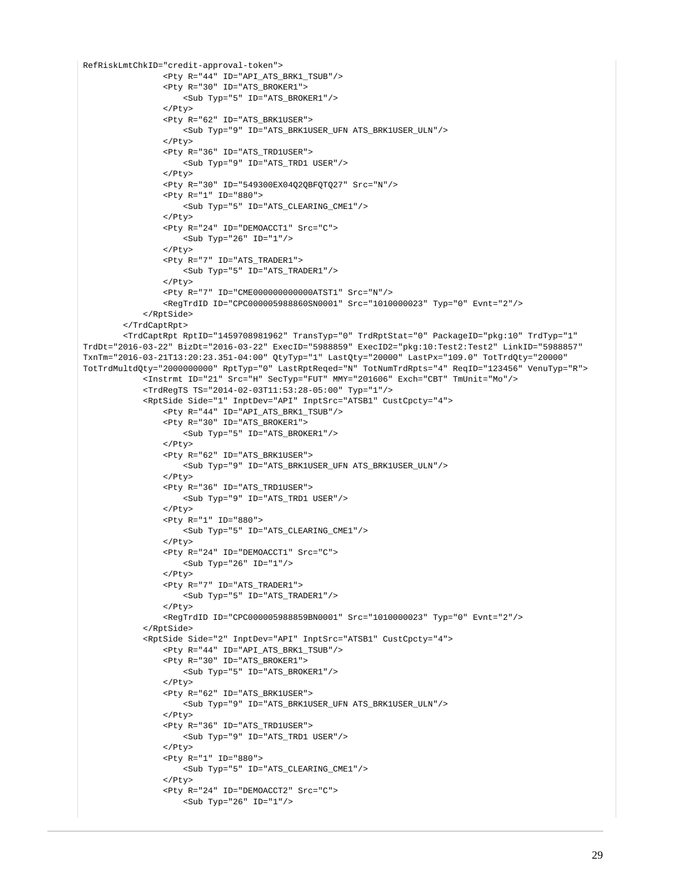```
RefRiskLmtChkID="credit-approval-token">
                <Pty R="44" ID="API_ATS_BRK1_TSUB"/>
                <Pty R="30" ID="ATS_BROKER1">
                    <Sub Typ="5" ID="ATS_BROKER1"/>
                </Pty>
                <Pty R="62" ID="ATS_BRK1USER">
                    <Sub Typ="9" ID="ATS_BRK1USER_UFN ATS_BRK1USER_ULN"/>
                </Pty>
                <Pty R="36" ID="ATS_TRD1USER">
                    <Sub Typ="9" ID="ATS_TRD1 USER"/>
                </Pty>
                <Pty R="30" ID="549300EX04Q2QBFQTQ27" Src="N"/>
                <Pty R="1" ID="880">
                    <Sub Typ="5" ID="ATS_CLEARING_CME1"/>
                </Pty>
                <Pty R="24" ID="DEMOACCT1" Src="C">
                    <Sub Typ="26" ID="1"/>
                </Pty>
                <Pty R="7" ID="ATS_TRADER1">
                    <Sub Typ="5" ID="ATS_TRADER1"/>
                </Pty>
                <Pty R="7" ID="CME000000000000ATST1" Src="N"/>
                <RegTrdID ID="CPC000005988860SN0001" Src="1010000023" Typ="0" Evnt="2"/>
            </RptSide>
        </TrdCaptRpt>
        <TrdCaptRpt RptID="1459708981962" TransTyp="0" TrdRptStat="0" PackageID="pkg:10" TrdTyp="1"
TrdDt="2016-03-22" BizDt="2016-03-22" ExecID="5988859" ExecID2="pkg:10:Test2:Test2" LinkID="5988857"
TxnTm="2016-03-21T13:20:23.351-04:00" QtyTyp="1" LastQty="20000" LastPx="109.0" TotTrdQty="20000"
TotTrdMultdQty="2000000000" RptTyp="0" LastRptReqed="N" TotNumTrdRpts="4" ReqID="123456" VenuTyp="R">
            <Instrmt ID="21" Src="H" SecTyp="FUT" MMY="201606" Exch="CBT" TmUnit="Mo"/>
            <TrdRegTS TS="2014-02-03T11:53:28-05:00" Typ="1"/>
            <RptSide Side="1" InptDev="API" InptSrc="ATSB1" CustCpcty="4">
                <Pty R="44" ID="API_ATS_BRK1_TSUB"/>
                <Pty R="30" ID="ATS_BROKER1">
                    <Sub Typ="5" ID="ATS_BROKER1"/>
                </Pty>
                <Pty R="62" ID="ATS_BRK1USER">
                    <Sub Typ="9" ID="ATS_BRK1USER_UFN ATS_BRK1USER_ULN"/>
                </Pty>
                <Pty R="36" ID="ATS_TRD1USER">
                    <Sub Typ="9" ID="ATS_TRD1 USER"/>
                </Pty>
                <Pty R="1" ID="880">
                    <Sub Typ="5" ID="ATS_CLEARING_CME1"/>
                </Pty>
                <Pty R="24" ID="DEMOACCT1" Src="C">
                    <Sub Typ="26" ID="1"/>
                </Pty>
                <Pty R="7" ID="ATS_TRADER1">
                    <Sub Typ="5" ID="ATS_TRADER1"/>
                </Pty>
                <RegTrdID ID="CPC000005988859BN0001" Src="1010000023" Typ="0" Evnt="2"/>
            </RptSide>
            <RptSide Side="2" InptDev="API" InptSrc="ATSB1" CustCpcty="4">
                <Pty R="44" ID="API_ATS_BRK1_TSUB"/>
                <Pty R="30" ID="ATS_BROKER1">
                    <Sub Typ="5" ID="ATS_BROKER1"/>
                </Pty>
                <Pty R="62" ID="ATS_BRK1USER">
                    <Sub Typ="9" ID="ATS_BRK1USER_UFN ATS_BRK1USER_ULN"/>
                </Pty>
                <Pty R="36" ID="ATS_TRD1USER">
                    <Sub Typ="9" ID="ATS_TRD1 USER"/>
                </Pty>
                <Pty R="1" ID="880">
                    <Sub Typ="5" ID="ATS_CLEARING_CME1"/>
                </Pty>
                <Pty R="24" ID="DEMOACCT2" Src="C">
                    <Sub Typ="26" ID="1"/>
```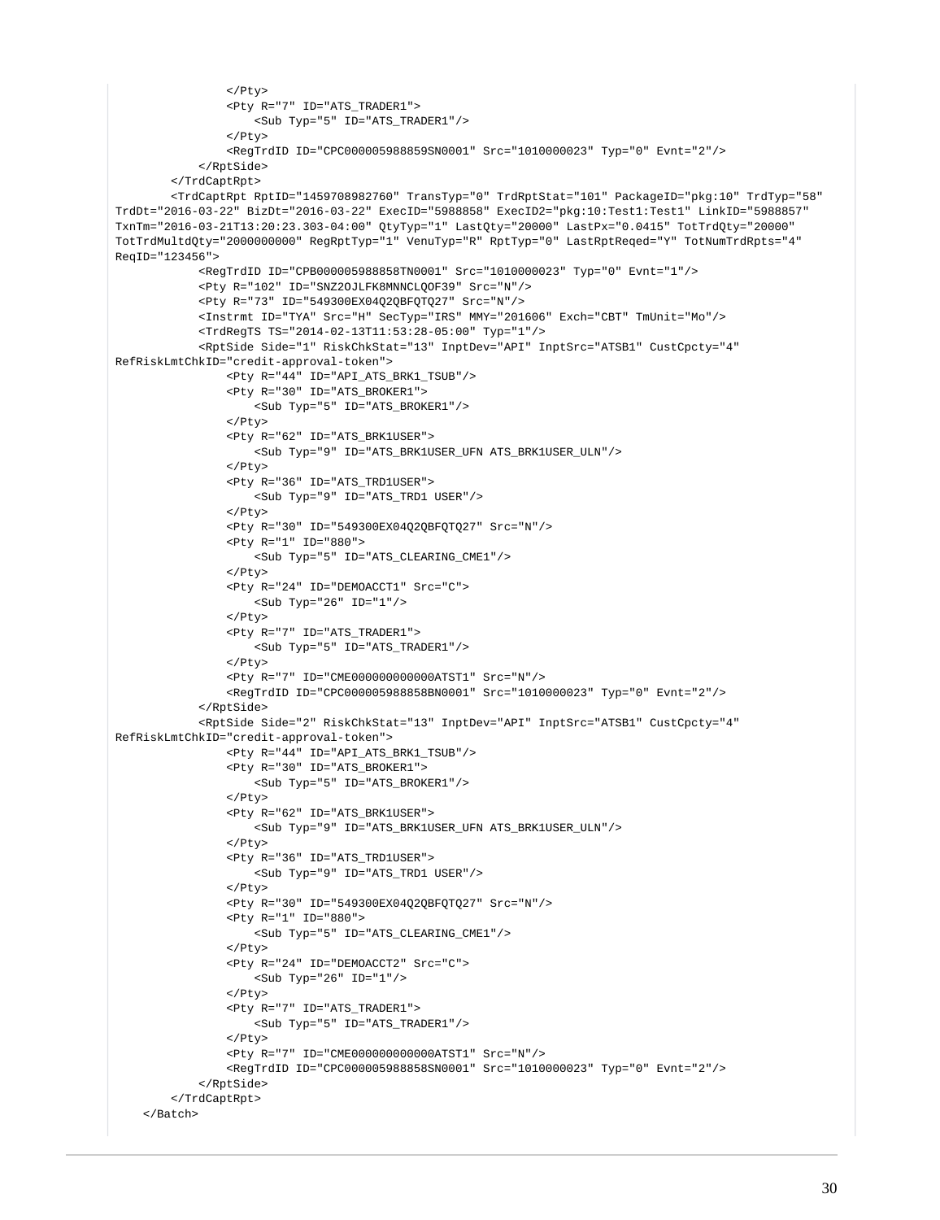```
                </Pty>
                <Pty R="7" ID="ATS_TRADER1">
                    <Sub Typ="5" ID="ATS_TRADER1"/>
                </Pty>
                <RegTrdID ID="CPC000005988859SN0001" Src="1010000023" Typ="0" Evnt="2"/>
            </RptSide>
        </TrdCaptRpt>
        <TrdCaptRpt RptID="1459708982760" TransTyp="0" TrdRptStat="101" PackageID="pkg:10" TrdTyp="58"
TrdDt="2016-03-22" BizDt="2016-03-22" ExecID="5988858" ExecID2="pkg:10:Test1:Test1" LinkID="5988857"
TxnTm="2016-03-21T13:20:23.303-04:00" QtyTyp="1" LastQty="20000" LastPx="0.0415" TotTrdQty="20000"
TotTrdMultdQty="2000000000" RegRptTyp="1" VenuTyp="R" RptTyp="0" LastRptReqed="Y" TotNumTrdRpts="4"
ReqID="123456">
            <RegTrdID ID="CPB000005988858TN0001" Src="1010000023" Typ="0" Evnt="1"/>
            <Pty R="102" ID="SNZ2OJLFK8MNNCLQOF39" Src="N"/>
            <Pty R="73" ID="549300EX04Q2QBFQTQ27" Src="N"/>
            <Instrmt ID="TYA" Src="H" SecTyp="IRS" MMY="201606" Exch="CBT" TmUnit="Mo"/>
            <TrdRegTS TS="2014-02-13T11:53:28-05:00" Typ="1"/>
            <RptSide Side="1" RiskChkStat="13" InptDev="API" InptSrc="ATSB1" CustCpcty="4"
RefRiskLmtChkID="credit-approval-token">
                <Pty R="44" ID="API_ATS_BRK1_TSUB"/>
                <Pty R="30" ID="ATS_BROKER1">
                    <Sub Typ="5" ID="ATS_BROKER1"/>
                </Pty>
                <Pty R="62" ID="ATS_BRK1USER">
                    <Sub Typ="9" ID="ATS_BRK1USER_UFN ATS_BRK1USER_ULN"/>
                </Pty>
                <Pty R="36" ID="ATS_TRD1USER">
                    <Sub Typ="9" ID="ATS_TRD1 USER"/>
                </Pty>
                <Pty R="30" ID="549300EX04Q2QBFQTQ27" Src="N"/>
                <Pty R="1" ID="880">
                    <Sub Typ="5" ID="ATS_CLEARING_CME1"/>
                </Pty>
                <Pty R="24" ID="DEMOACCT1" Src="C">
                    <Sub Typ="26" ID="1"/>
                </Pty>
                <Pty R="7" ID="ATS_TRADER1">
                    <Sub Typ="5" ID="ATS_TRADER1"/>
                </Pty>
                <Pty R="7" ID="CME000000000000ATST1" Src="N"/>
                <RegTrdID ID="CPC000005988858BN0001" Src="1010000023" Typ="0" Evnt="2"/>
            </RptSide>
            <RptSide Side="2" RiskChkStat="13" InptDev="API" InptSrc="ATSB1" CustCpcty="4"
RefRiskLmtChkID="credit-approval-token">
                <Pty R="44" ID="API_ATS_BRK1_TSUB"/>
                <Pty R="30" ID="ATS_BROKER1">
                    <Sub Typ="5" ID="ATS_BROKER1"/>
                </Pty>
                <Pty R="62" ID="ATS_BRK1USER">
                    <Sub Typ="9" ID="ATS_BRK1USER_UFN ATS_BRK1USER_ULN"/>
                </Pty>
                <Pty R="36" ID="ATS_TRD1USER">
                    <Sub Typ="9" ID="ATS_TRD1 USER"/>
                </Pty>
                <Pty R="30" ID="549300EX04Q2QBFQTQ27" Src="N"/>
                <Pty R="1" ID="880">
                    <Sub Typ="5" ID="ATS_CLEARING_CME1"/>
                </Pty>
                <Pty R="24" ID="DEMOACCT2" Src="C">
                    <Sub Typ="26" ID="1"/>
                </Pty>
                <Pty R="7" ID="ATS_TRADER1">
                    <Sub Typ="5" ID="ATS_TRADER1"/>
                </Pty>
                <Pty R="7" ID="CME000000000000ATST1" Src="N"/>
                <RegTrdID ID="CPC000005988858SN0001" Src="1010000023" Typ="0" Evnt="2"/>
            </RptSide>
        </TrdCaptRpt>
    </Batch>
```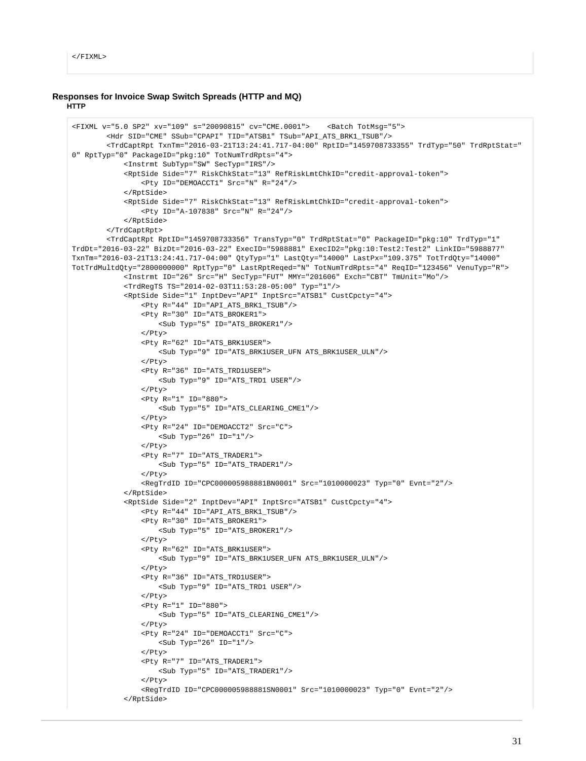```
</FIXML>
```

### Responses for Invoice Swap Switch Spreads (HTTP and MQ)

#### HTTP

```
<FIXML v="5.0 SP2" xv="109" s="20090815" cv="CME.0001">    <Batch TotMsg="5">
        <Hdr SID="CME" SSub="CPAPI" TID="ATSB1" TSub="API_ATS_BRK1_TSUB"/>
        <TrdCaptRpt TxnTm="2016-03-21T13:24:41.717-04:00" RptID="1459708733355" TrdTyp="50" TrdRptStat="0" RptTyp="0" PackageID="pkg:10" TotNumTrdRpts="4">
            <Instrmt SubTyp="SW" SecTyp="IRS"/>
            <RptSide Side="7" RiskChkStat="13" RefRiskLmtChkID="credit-approval-token">
                <Pty ID="DEMOACCT1" Src="N" R="24"/>
            </RptSide>
            <RptSide Side="7" RiskChkStat="13" RefRiskLmtChkID="credit-approval-token">
                <Pty ID="A-107838" Src="N" R="24"/>
            </RptSide>
        </TrdCaptRpt>
        <TrdCaptRpt RptID="1459708733356" TransTyp="0" TrdRptStat="0" PackageID="pkg:10" TrdTyp="1"
TrdDt="2016-03-22" BizDt="2016-03-22" ExecID="5988881" ExecID2="pkg:10:Test2:Test2" LinkID="5988877"
TxnTm="2016-03-21T13:24:41.717-04:00" QtyTyp="1" LastQty="14000" LastPx="109.375" TotTrdQty="14000"
TotTrdMultdQty="2800000000" RptTyp="0" LastRptReqed="N" TotNumTrdRpts="4" ReqID="123456" VenuTyp="R">
            <Instrmt ID="26" Src="H" SecTyp="FUT" MMY="201606" Exch="CBT" TmUnit="Mo"/>
            <TrdRegTS TS="2014-02-03T11:53:28-05:00" Typ="1"/>
            <RptSide Side="1" InptDev="API" InptSrc="ATSB1" CustCpcty="4">
                <Pty R="44" ID="API_ATS_BRK1_TSUB"/>
                <Pty R="30" ID="ATS_BROKER1">
                    <Sub Typ="5" ID="ATS_BROKER1"/>
                </Pty>
                <Pty R="62" ID="ATS_BRK1USER">
                    <Sub Typ="9" ID="ATS_BRK1USER_UFN ATS_BRK1USER_ULN"/>
                </Pty>
                <Pty R="36" ID="ATS_TRD1USER">
                    <Sub Typ="9" ID="ATS_TRD1 USER"/>
                </Pty>
                <Pty R="1" ID="880">
                    <Sub Typ="5" ID="ATS_CLEARING_CME1"/>
                </Pty>
                <Pty R="24" ID="DEMOACCT2" Src="C">
                    <Sub Typ="26" ID="1"/>
                </Pty>
                <Pty R="7" ID="ATS_TRADER1">
                    <Sub Typ="5" ID="ATS_TRADER1"/>
                </Pty>
                <RegTrdID ID="CPC000005988881BN0001" Src="1010000023" Typ="0" Evnt="2"/>
            </RptSide>
            <RptSide Side="2" InptDev="API" InptSrc="ATSB1" CustCpcty="4">
                <Pty R="44" ID="API_ATS_BRK1_TSUB"/>
                <Pty R="30" ID="ATS_BROKER1">
                    <Sub Typ="5" ID="ATS_BROKER1"/>
                </Pty>
                <Pty R="62" ID="ATS_BRK1USER">
                    <Sub Typ="9" ID="ATS_BRK1USER_UFN ATS_BRK1USER_ULN"/>
                </Pty>
                <Pty R="36" ID="ATS_TRD1USER">
                    <Sub Typ="9" ID="ATS_TRD1 USER"/>
                </Pty>
                <Pty R="1" ID="880">
                    <Sub Typ="5" ID="ATS_CLEARING_CME1"/>
                </Pty>
                <Pty R="24" ID="DEMOACCT1" Src="C">
                    <Sub Typ="26" ID="1"/>
                </Pty>
                <Pty R="7" ID="ATS_TRADER1">
                    <Sub Typ="5" ID="ATS_TRADER1"/>
                </Pty>
                <RegTrdID ID="CPC000005988881SN0001" Src="1010000023" Typ="0" Evnt="2"/>
            </RptSide>
```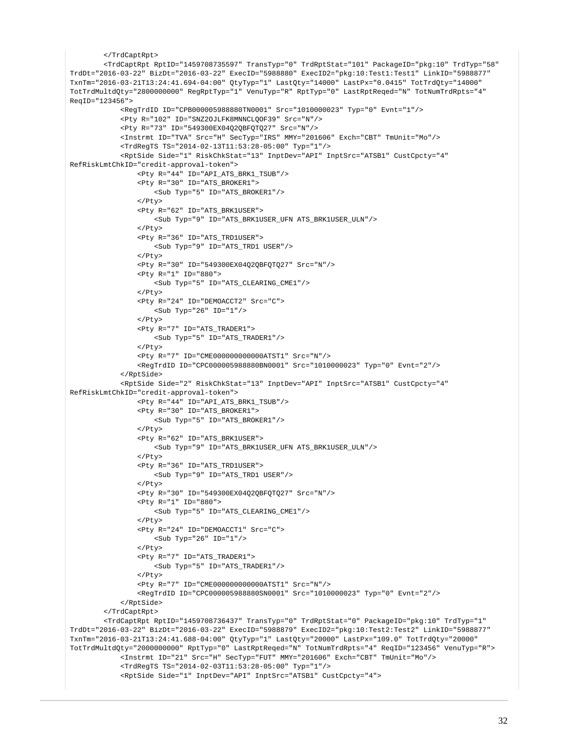```
        </TrdCaptRpt>
        <TrdCaptRpt RptID="1459708735597" TransTyp="0" TrdRptStat="101" PackageID="pkg:10" TrdTyp="58"
TrdDt="2016-03-22" BizDt="2016-03-22" ExecID="5988880" ExecID2="pkg:10:Test1:Test1" LinkID="5988877"
TxnTm="2016-03-21T13:24:41.694-04:00" QtyTyp="1" LastQty="14000" LastPx="0.0415" TotTrdQty="14000"
TotTrdMultdQty="2800000000" RegRptTyp="1" VenuTyp="R" RptTyp="0" LastRptReqed="N" TotNumTrdRpts="4"
ReqID="123456">
            <RegTrdID ID="CPB000005988880TN0001" Src="1010000023" Typ="0" Evnt="1"/>
            <Pty R="102" ID="SNZ2OJLFK8MNNCLQOF39" Src="N"/>
            <Pty R="73" ID="549300EX04Q2QBFQTQ27" Src="N"/>
            <Instrmt ID="TVA" Src="H" SecTyp="IRS" MMY="201606" Exch="CBT" TmUnit="Mo"/>
            <TrdRegTS TS="2014-02-13T11:53:28-05:00" Typ="1"/>
            <RptSide Side="1" RiskChkStat="13" InptDev="API" InptSrc="ATSB1" CustCpcty="4"
RefRiskLmtChkID="credit-approval-token">
                <Pty R="44" ID="API_ATS_BRK1_TSUB"/>
                <Pty R="30" ID="ATS_BROKER1">
                    <Sub Typ="5" ID="ATS_BROKER1"/>
                </Pty>
                <Pty R="62" ID="ATS_BRK1USER">
                    <Sub Typ="9" ID="ATS_BRK1USER_UFN ATS_BRK1USER_ULN"/>
                </Pty>
                <Pty R="36" ID="ATS_TRD1USER">
                    <Sub Typ="9" ID="ATS_TRD1 USER"/>
                </Pty>
                <Pty R="30" ID="549300EX04Q2QBFQTQ27" Src="N"/>
                <Pty R="1" ID="880">
                    <Sub Typ="5" ID="ATS_CLEARING_CME1"/>
                </Pty>
                <Pty R="24" ID="DEMOACCT2" Src="C">
                    <Sub Typ="26" ID="1"/>
                </Pty>
                <Pty R="7" ID="ATS_TRADER1">
                    <Sub Typ="5" ID="ATS_TRADER1"/>
                </Pty>
                <Pty R="7" ID="CME000000000000ATST1" Src="N"/>
                <RegTrdID ID="CPC000005988880BN0001" Src="1010000023" Typ="0" Evnt="2"/>
            </RptSide>
            <RptSide Side="2" RiskChkStat="13" InptDev="API" InptSrc="ATSB1" CustCpcty="4"
RefRiskLmtChkID="credit-approval-token">
                <Pty R="44" ID="API_ATS_BRK1_TSUB"/>
                <Pty R="30" ID="ATS_BROKER1">
                    <Sub Typ="5" ID="ATS_BROKER1"/>
                </Pty>
                <Pty R="62" ID="ATS_BRK1USER">
                    <Sub Typ="9" ID="ATS_BRK1USER_UFN ATS_BRK1USER_ULN"/>
                </Pty>
                <Pty R="36" ID="ATS_TRD1USER">
                    <Sub Typ="9" ID="ATS_TRD1 USER"/>
                </Pty>
                <Pty R="30" ID="549300EX04Q2QBFQTQ27" Src="N"/>
                <Pty R="1" ID="880">
                    <Sub Typ="5" ID="ATS_CLEARING_CME1"/>
                </Pty>
                <Pty R="24" ID="DEMOACCT1" Src="C">
                    <Sub Typ="26" ID="1"/>
                </Pty>
                <Pty R="7" ID="ATS_TRADER1">
                    <Sub Typ="5" ID="ATS_TRADER1"/>
                </Pty>
                <Pty R="7" ID="CME000000000000ATST1" Src="N"/>
                <RegTrdID ID="CPC000005988880SN0001" Src="1010000023" Typ="0" Evnt="2"/>
            </RptSide>
        </TrdCaptRpt>
        <TrdCaptRpt RptID="1459708736437" TransTyp="0" TrdRptStat="0" PackageID="pkg:10" TrdTyp="1"
TrdDt="2016-03-22" BizDt="2016-03-22" ExecID="5988879" ExecID2="pkg:10:Test2:Test2" LinkID="5988877"
TxnTm="2016-03-21T13:24:41.688-04:00" QtyTyp="1" LastQty="20000" LastPx="109.0" TotTrdQty="20000"
TotTrdMultdQty="2000000000" RptTyp="0" LastRptReqed="N" TotNumTrdRpts="4" ReqID="123456" VenuTyp="R">
            <Instrmt ID="21" Src="H" SecTyp="FUT" MMY="201606" Exch="CBT" TmUnit="Mo"/>
            <TrdRegTS TS="2014-02-03T11:53:28-05:00" Typ="1"/>
            <RptSide Side="1" InptDev="API" InptSrc="ATSB1" CustCpcty="4">
```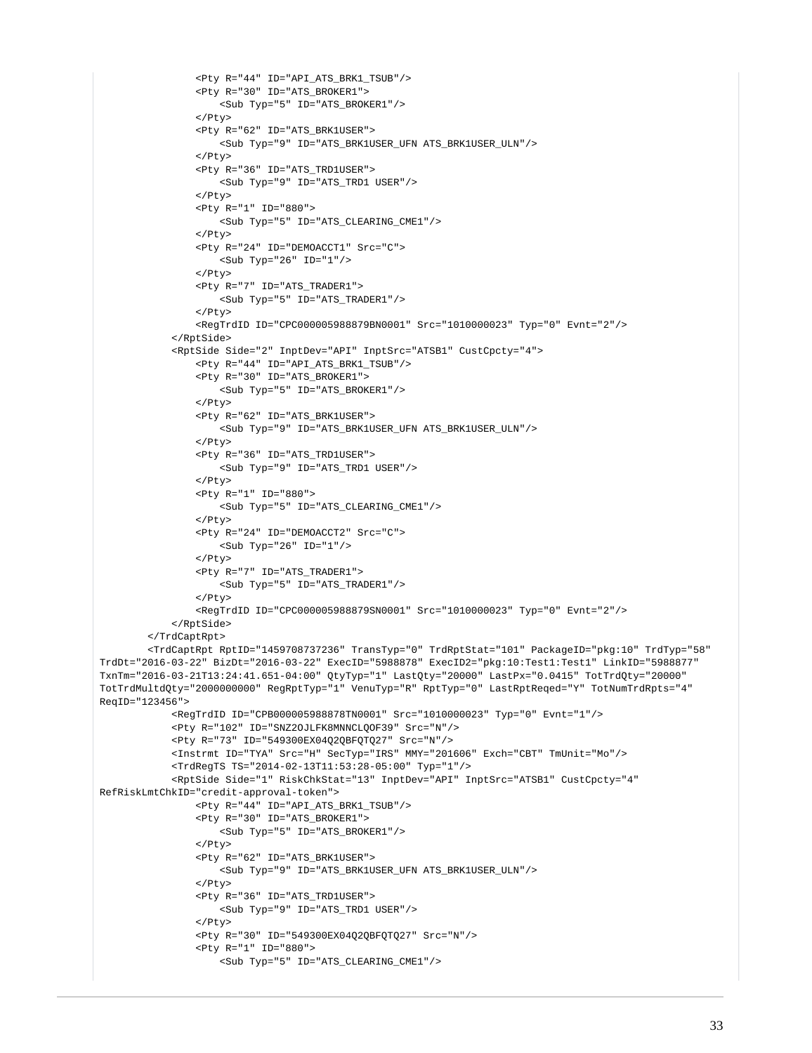```
                <Pty R="44" ID="API_ATS_BRK1_TSUB"/>
                <Pty R="30" ID="ATS_BROKER1">
                    <Sub Typ="5" ID="ATS_BROKER1"/>
                </Pty>
                <Pty R="62" ID="ATS_BRK1USER">
                    <Sub Typ="9" ID="ATS_BRK1USER_UFN ATS_BRK1USER_ULN"/>
                </Pty>
                <Pty R="36" ID="ATS_TRD1USER">
                    <Sub Typ="9" ID="ATS_TRD1 USER"/>
                </Pty>
                <Pty R="1" ID="880">
                    <Sub Typ="5" ID="ATS_CLEARING_CME1"/>
                </Pty>
                <Pty R="24" ID="DEMOACCT1" Src="C">
                    <Sub Typ="26" ID="1"/>
                </Pty>
                <Pty R="7" ID="ATS_TRADER1">
                    <Sub Typ="5" ID="ATS_TRADER1"/>
                </Pty>
                <RegTrdID ID="CPC000005988879BN0001" Src="1010000023" Typ="0" Evnt="2"/>
            </RptSide>
            <RptSide Side="2" InptDev="API" InptSrc="ATSB1" CustCpcty="4">
                <Pty R="44" ID="API_ATS_BRK1_TSUB"/>
                <Pty R="30" ID="ATS_BROKER1">
                    <Sub Typ="5" ID="ATS_BROKER1"/>
                </Pty>
                <Pty R="62" ID="ATS_BRK1USER">
                    <Sub Typ="9" ID="ATS_BRK1USER_UFN ATS_BRK1USER_ULN"/>
                </Pty>
                <Pty R="36" ID="ATS_TRD1USER">
                    <Sub Typ="9" ID="ATS_TRD1 USER"/>
                </Pty>
                <Pty R="1" ID="880">
                    <Sub Typ="5" ID="ATS_CLEARING_CME1"/>
                </Pty>
                <Pty R="24" ID="DEMOACCT2" Src="C">
                    <Sub Typ="26" ID="1"/>
                </Pty>
                <Pty R="7" ID="ATS_TRADER1">
                    <Sub Typ="5" ID="ATS_TRADER1"/>
                </Pty>
                <RegTrdID ID="CPC000005988879SN0001" Src="1010000023" Typ="0" Evnt="2"/>
            </RptSide>
        </TrdCaptRpt>
        <TrdCaptRpt RptID="1459708737236" TransTyp="0" TrdRptStat="101" PackageID="pkg:10" TrdTyp="58"
TrdDt="2016-03-22" BizDt="2016-03-22" ExecID="5988878" ExecID2="pkg:10:Test1:Test1" LinkID="5988877"
TxnTm="2016-03-21T13:24:41.651-04:00" QtyTyp="1" LastQty="20000" LastPx="0.0415" TotTrdQty="20000"
TotTrdMultdQty="2000000000" RegRptTyp="1" VenuTyp="R" RptTyp="0" LastRptReqed="Y" TotNumTrdRpts="4"
ReqID="123456">
            <RegTrdID ID="CPB000005988878TN0001" Src="1010000023" Typ="0" Evnt="1"/>
            <Pty R="102" ID="SNZ2OJLFK8MNNCLQOF39" Src="N"/>
            <Pty R="73" ID="549300EX04Q2QBFQTQ27" Src="N"/>
            <Instrmt ID="TYA" Src="H" SecTyp="IRS" MMY="201606" Exch="CBT" TmUnit="Mo"/>
            <TrdRegTS TS="2014-02-13T11:53:28-05:00" Typ="1"/>
            <RptSide Side="1" RiskChkStat="13" InptDev="API" InptSrc="ATSB1" CustCpcty="4"
RefRiskLmtChkID="credit-approval-token">
                <Pty R="44" ID="API_ATS_BRK1_TSUB"/>
                <Pty R="30" ID="ATS_BROKER1">
                    <Sub Typ="5" ID="ATS_BROKER1"/>
                </Pty>
                <Pty R="62" ID="ATS_BRK1USER">
                    <Sub Typ="9" ID="ATS_BRK1USER_UFN ATS_BRK1USER_ULN"/>
                </Pty>
                <Pty R="36" ID="ATS_TRD1USER">
                    <Sub Typ="9" ID="ATS_TRD1 USER"/>
                </Pty>
                <Pty R="30" ID="549300EX04Q2QBFQTQ27" Src="N"/>
                <Pty R="1" ID="880">
                    <Sub Typ="5" ID="ATS_CLEARING_CME1"/>
```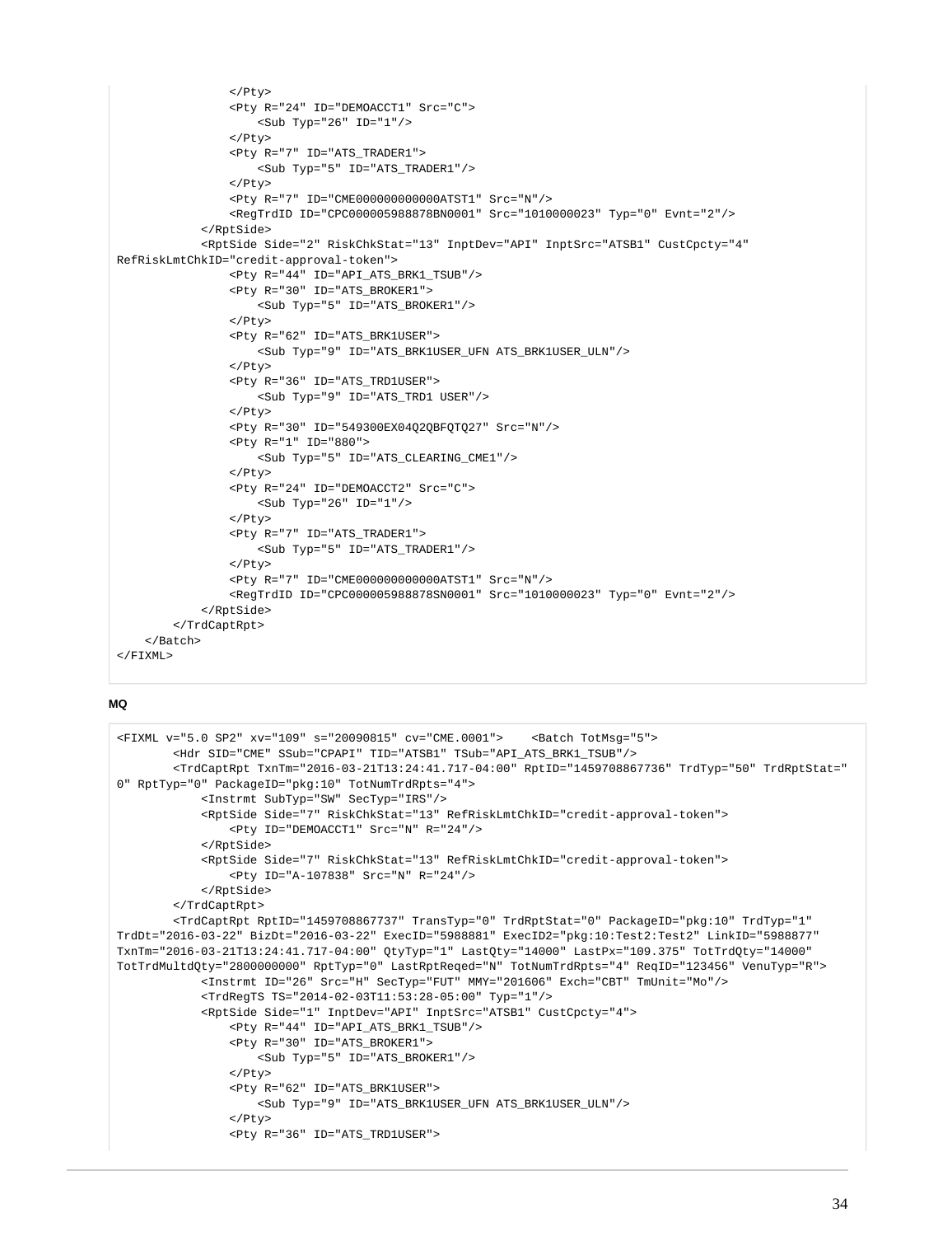```
                </Pty>
                <Pty R="24" ID="DEMOACCT1" Src="C">
                    <Sub Typ="26" ID="1"/>
                </Pty>
                <Pty R="7" ID="ATS_TRADER1">
                    <Sub Typ="5" ID="ATS_TRADER1"/>
                </Pty>
                <Pty R="7" ID="CME000000000000ATST1" Src="N"/>
                <RegTrdID ID="CPC000005988878BN0001" Src="1010000023" Typ="0" Evnt="2"/>
            </RptSide>
            <RptSide Side="2" RiskChkStat="13" InptDev="API" InptSrc="ATSB1" CustCpcty="4"
RefRiskLmtChkID="credit-approval-token">
                <Pty R="44" ID="API_ATS_BRK1_TSUB"/>
                <Pty R="30" ID="ATS_BROKER1">
                    <Sub Typ="5" ID="ATS_BROKER1"/>
                </Pty>
                <Pty R="62" ID="ATS_BRK1USER">
                    <Sub Typ="9" ID="ATS_BRK1USER_UFN ATS_BRK1USER_ULN"/>
                </Pty>
                <Pty R="36" ID="ATS_TRD1USER">
                    <Sub Typ="9" ID="ATS_TRD1 USER"/>
                </Pty>
                <Pty R="30" ID="549300EX04Q2QBFQTQ27" Src="N"/>
                <Pty R="1" ID="880">
                    <Sub Typ="5" ID="ATS_CLEARING_CME1"/>
                </Pty>
                <Pty R="24" ID="DEMOACCT2" Src="C">
                    <Sub Typ="26" ID="1"/>
                </Pty>
                <Pty R="7" ID="ATS_TRADER1">
                    <Sub Typ="5" ID="ATS_TRADER1"/>
                </Pty>
                <Pty R="7" ID="CME000000000000ATST1" Src="N"/>
                <RegTrdID ID="CPC000005988878SN0001" Src="1010000023" Typ="0" Evnt="2"/>
            </RptSide>
        </TrdCaptRpt>
    </Batch>
</FIXML>
```

**MQ**

```
<FIXML v="5.0 SP2" xv="109" s="20090815" cv="CME.0001">    <Batch TotMsg="5">
        <Hdr SID="CME" SSub="CPAPI" TID="ATSB1" TSub="API_ATS_BRK1_TSUB"/>
        <TrdCaptRpt TxnTm="2016-03-21T13:24:41.717-04:00" RptID="1459708867736" TrdTyp="50" TrdRptStat="
0" RptTyp="0" PackageID="pkg:10" TotNumTrdRpts="4">
            <Instrmt SubTyp="SW" SecTyp="IRS"/>
            <RptSide Side="7" RiskChkStat="13" RefRiskLmtChkID="credit-approval-token">
                <Pty ID="DEMOACCT1" Src="N" R="24"/>
            </RptSide>
            <RptSide Side="7" RiskChkStat="13" RefRiskLmtChkID="credit-approval-token">
                <Pty ID="A-107838" Src="N" R="24"/>
            </RptSide>
        </TrdCaptRpt>
        <TrdCaptRpt RptID="1459708867737" TransTyp="0" TrdRptStat="0" PackageID="pkg:10" TrdTyp="1"
TrdDt="2016-03-22" BizDt="2016-03-22" ExecID="5988881" ExecID2="pkg:10:Test2:Test2" LinkID="5988877"
TxnTm="2016-03-21T13:24:41.717-04:00" QtyTyp="1" LastQty="14000" LastPx="109.375" TotTrdQty="14000"
TotTrdMultdQty="2800000000" RptTyp="0" LastRptReqed="N" TotNumTrdRpts="4" ReqID="123456" VenuTyp="R">
            <Instrmt ID="26" Src="H" SecTyp="FUT" MMY="201606" Exch="CBT" TmUnit="Mo"/>
            <TrdRegTS TS="2014-02-03T11:53:28-05:00" Typ="1"/>
            <RptSide Side="1" InptDev="API" InptSrc="ATSB1" CustCpcty="4">
                <Pty R="44" ID="API_ATS_BRK1_TSUB"/>
                <Pty R="30" ID="ATS_BROKER1">
                    <Sub Typ="5" ID="ATS_BROKER1"/>
                </Pty>
                <Pty R="62" ID="ATS_BRK1USER">
                    <Sub Typ="9" ID="ATS_BRK1USER_UFN ATS_BRK1USER_ULN"/>
                </Pty>
                <Pty R="36" ID="ATS_TRD1USER">
```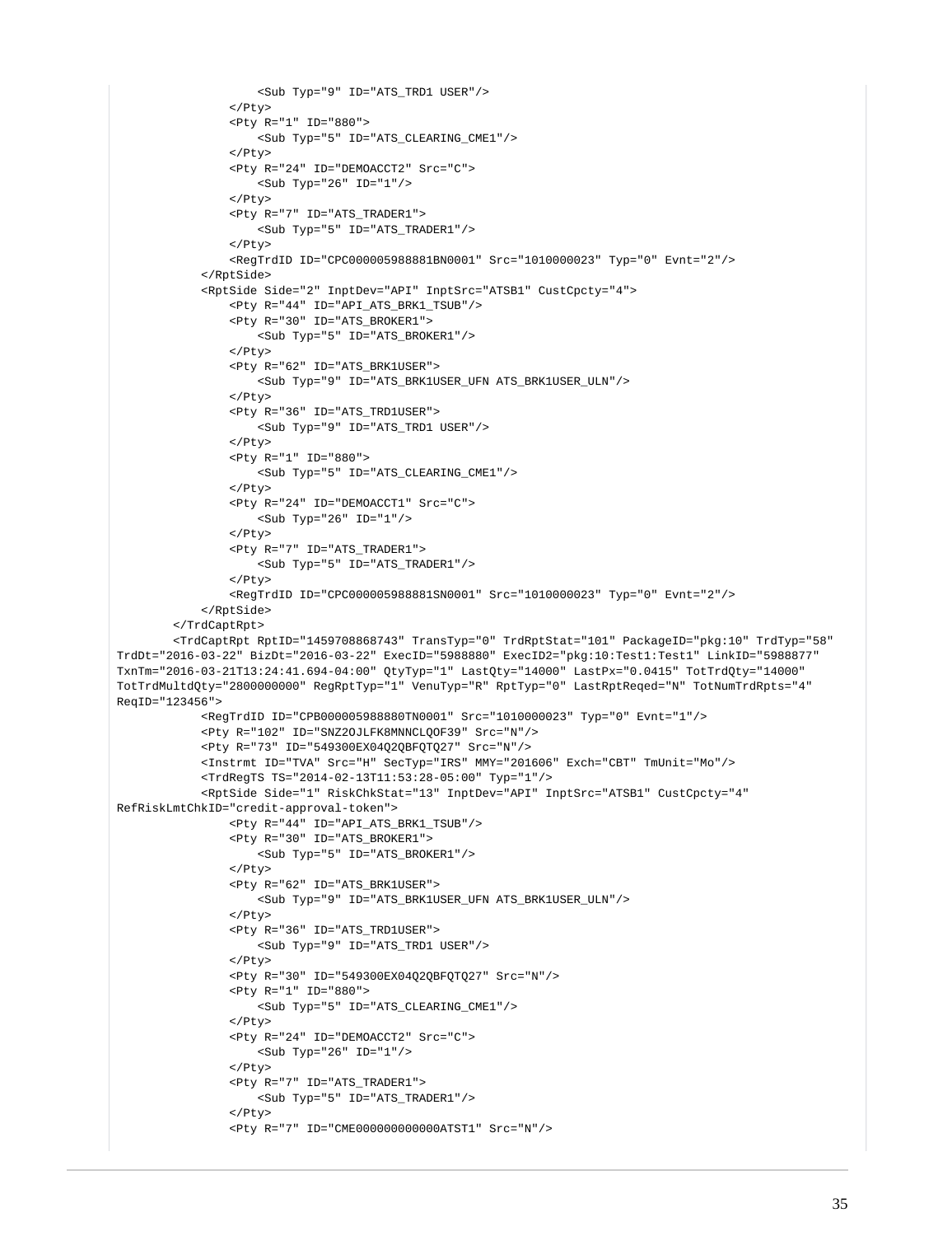```
                    <Sub Typ="9" ID="ATS_TRD1 USER"/>
                </Pty>
                <Pty R="1" ID="880">
                    <Sub Typ="5" ID="ATS_CLEARING_CME1"/>
                </Pty>
                <Pty R="24" ID="DEMOACCT2" Src="C">
                    <Sub Typ="26" ID="1"/>
                </Pty>
                <Pty R="7" ID="ATS_TRADER1">
                    <Sub Typ="5" ID="ATS_TRADER1"/>
                </Pty>
                <RegTrdID ID="CPC000005988881BN0001" Src="1010000023" Typ="0" Evnt="2"/>
            </RptSide>
            <RptSide Side="2" InptDev="API" InptSrc="ATSB1" CustCpcty="4">
                <Pty R="44" ID="API_ATS_BRK1_TSUB"/>
                <Pty R="30" ID="ATS_BROKER1">
                    <Sub Typ="5" ID="ATS_BROKER1"/>
                </Pty>
                <Pty R="62" ID="ATS_BRK1USER">
                    <Sub Typ="9" ID="ATS_BRK1USER_UFN ATS_BRK1USER_ULN"/>
                </Pty>
                <Pty R="36" ID="ATS_TRD1USER">
                    <Sub Typ="9" ID="ATS_TRD1 USER"/>
                </Pty>
                <Pty R="1" ID="880">
                    <Sub Typ="5" ID="ATS_CLEARING_CME1"/>
                </Pty>
                <Pty R="24" ID="DEMOACCT1" Src="C">
                    <Sub Typ="26" ID="1"/>
                </Pty>
                <Pty R="7" ID="ATS_TRADER1">
                    <Sub Typ="5" ID="ATS_TRADER1"/>
                </Pty>
                <RegTrdID ID="CPC000005988881SN0001" Src="1010000023" Typ="0" Evnt="2"/>
            </RptSide>
        </TrdCaptRpt>
        <TrdCaptRpt RptID="1459708868743" TransTyp="0" TrdRptStat="101" PackageID="pkg:10" TrdTyp="58"
TrdDt="2016-03-22" BizDt="2016-03-22" ExecID="5988880" ExecID2="pkg:10:Test1:Test1" LinkID="5988877"
TxnTm="2016-03-21T13:24:41.694-04:00" QtyTyp="1" LastQty="14000" LastPx="0.0415" TotTrdQty="14000"
TotTrdMultdQty="2800000000" RegRptTyp="1" VenuTyp="R" RptTyp="0" LastRptReqed="N" TotNumTrdRpts="4"
ReqID="123456">
            <RegTrdID ID="CPB000005988880TN0001" Src="1010000023" Typ="0" Evnt="1"/>
            <Pty R="102" ID="SNZ2OJLFK8MNNCLQOF39" Src="N"/>
            <Pty R="73" ID="549300EX04Q2QBFQTQ27" Src="N"/>
            <Instrmt ID="TVA" Src="H" SecTyp="IRS" MMY="201606" Exch="CBT" TmUnit="Mo"/>
            <TrdRegTS TS="2014-02-13T11:53:28-05:00" Typ="1"/>
            <RptSide Side="1" RiskChkStat="13" InptDev="API" InptSrc="ATSB1" CustCpcty="4"
RefRiskLmtChkID="credit-approval-token">
                <Pty R="44" ID="API_ATS_BRK1_TSUB"/>
                <Pty R="30" ID="ATS_BROKER1">
                    <Sub Typ="5" ID="ATS_BROKER1"/>
                </Pty>
                <Pty R="62" ID="ATS_BRK1USER">
                    <Sub Typ="9" ID="ATS_BRK1USER_UFN ATS_BRK1USER_ULN"/>
                </Pty>
                <Pty R="36" ID="ATS_TRD1USER">
                    <Sub Typ="9" ID="ATS_TRD1 USER"/>
                </Pty>
                <Pty R="30" ID="549300EX04Q2QBFQTQ27" Src="N"/>
                <Pty R="1" ID="880">
                    <Sub Typ="5" ID="ATS_CLEARING_CME1"/>
                </Pty>
                <Pty R="24" ID="DEMOACCT2" Src="C">
                    <Sub Typ="26" ID="1"/>
                </Pty>
                <Pty R="7" ID="ATS_TRADER1">
                    <Sub Typ="5" ID="ATS_TRADER1"/>
                </Pty>
                <Pty R="7" ID="CME000000000000ATST1" Src="N"/>
```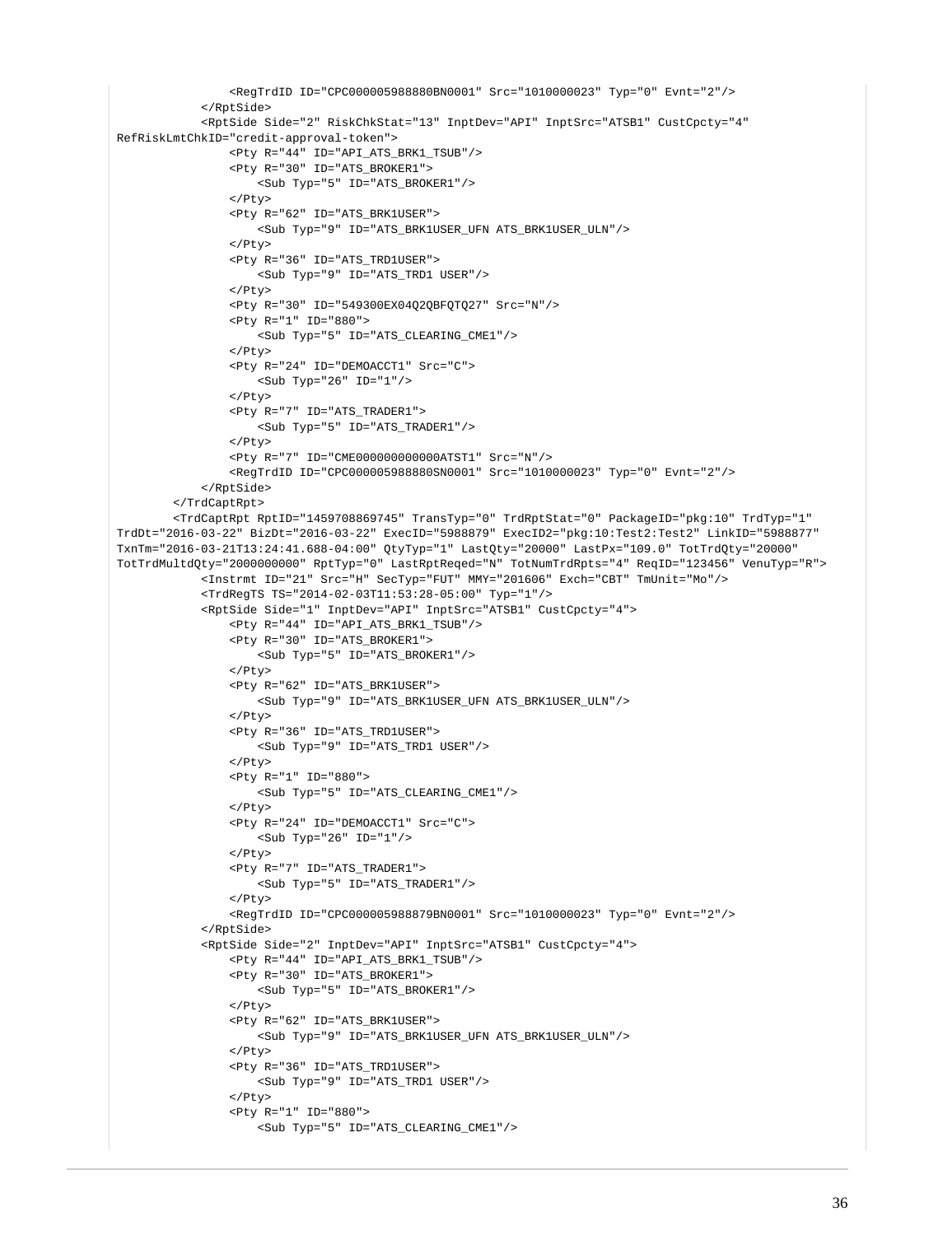```
                <RegTrdID ID="CPC000005988880BN0001" Src="1010000023" Typ="0" Evnt="2"/>
            </RptSide>
            <RptSide Side="2" RiskChkStat="13" InptDev="API" InptSrc="ATSB1" CustCpcty="4"
RefRiskLmtChkID="credit-approval-token">
                <Pty R="44" ID="API_ATS_BRK1_TSUB"/>
                <Pty R="30" ID="ATS_BROKER1">
                    <Sub Typ="5" ID="ATS_BROKER1"/>
                </Pty>
                <Pty R="62" ID="ATS_BRK1USER">
                    <Sub Typ="9" ID="ATS_BRK1USER_UFN ATS_BRK1USER_ULN"/>
                </Pty>
                <Pty R="36" ID="ATS_TRD1USER">
                    <Sub Typ="9" ID="ATS_TRD1 USER"/>
                </Pty>
                <Pty R="30" ID="549300EX04Q2QBFQTQ27" Src="N"/>
                <Pty R="1" ID="880">
                    <Sub Typ="5" ID="ATS_CLEARING_CME1"/>
                </Pty>
                <Pty R="24" ID="DEMOACCT1" Src="C">
                    <Sub Typ="26" ID="1"/>
                </Pty>
                <Pty R="7" ID="ATS_TRADER1">
                    <Sub Typ="5" ID="ATS_TRADER1"/>
                </Pty>
                <Pty R="7" ID="CME000000000000ATST1" Src="N"/>
                <RegTrdID ID="CPC000005988880SN0001" Src="1010000023" Typ="0" Evnt="2"/>
            </RptSide>
        </TrdCaptRpt>
        <TrdCaptRpt RptID="1459708869745" TransTyp="0" TrdRptStat="0" PackageID="pkg:10" TrdTyp="1"
TrdDt="2016-03-22" BizDt="2016-03-22" ExecID="5988879" ExecID2="pkg:10:Test2:Test2" LinkID="5988877"
TxnTm="2016-03-21T13:24:41.688-04:00" QtyTyp="1" LastQty="20000" LastPx="109.0" TotTrdQty="20000"
TotTrdMultdQty="2000000000" RptTyp="0" LastRptReqed="N" TotNumTrdRpts="4" ReqID="123456" VenuTyp="R">
            <Instrmt ID="21" Src="H" SecTyp="FUT" MMY="201606" Exch="CBT" TmUnit="Mo"/>
            <TrdRegTS TS="2014-02-03T11:53:28-05:00" Typ="1"/>
            <RptSide Side="1" InptDev="API" InptSrc="ATSB1" CustCpcty="4">
                <Pty R="44" ID="API_ATS_BRK1_TSUB"/>
                <Pty R="30" ID="ATS_BROKER1">
                    <Sub Typ="5" ID="ATS_BROKER1"/>
                </Pty>
                <Pty R="62" ID="ATS_BRK1USER">
                    <Sub Typ="9" ID="ATS_BRK1USER_UFN ATS_BRK1USER_ULN"/>
                </Pty>
                <Pty R="36" ID="ATS_TRD1USER">
                    <Sub Typ="9" ID="ATS_TRD1 USER"/>
                </Pty>
                <Pty R="1" ID="880">
                    <Sub Typ="5" ID="ATS_CLEARING_CME1"/>
                </Pty>
                <Pty R="24" ID="DEMOACCT1" Src="C">
                    <Sub Typ="26" ID="1"/>
                </Pty>
                <Pty R="7" ID="ATS_TRADER1">
                    <Sub Typ="5" ID="ATS_TRADER1"/>
                </Pty>
                <RegTrdID ID="CPC000005988879BN0001" Src="1010000023" Typ="0" Evnt="2"/>
            </RptSide>
            <RptSide Side="2" InptDev="API" InptSrc="ATSB1" CustCpcty="4">
                <Pty R="44" ID="API_ATS_BRK1_TSUB"/>
                <Pty R="30" ID="ATS_BROKER1">
                    <Sub Typ="5" ID="ATS_BROKER1"/>
                </Pty>
                <Pty R="62" ID="ATS_BRK1USER">
                    <Sub Typ="9" ID="ATS_BRK1USER_UFN ATS_BRK1USER_ULN"/>
                </Pty>
                <Pty R="36" ID="ATS_TRD1USER">
                    <Sub Typ="9" ID="ATS_TRD1 USER"/>
                </Pty>
                <Pty R="1" ID="880">
                    <Sub Typ="5" ID="ATS_CLEARING_CME1"/>
```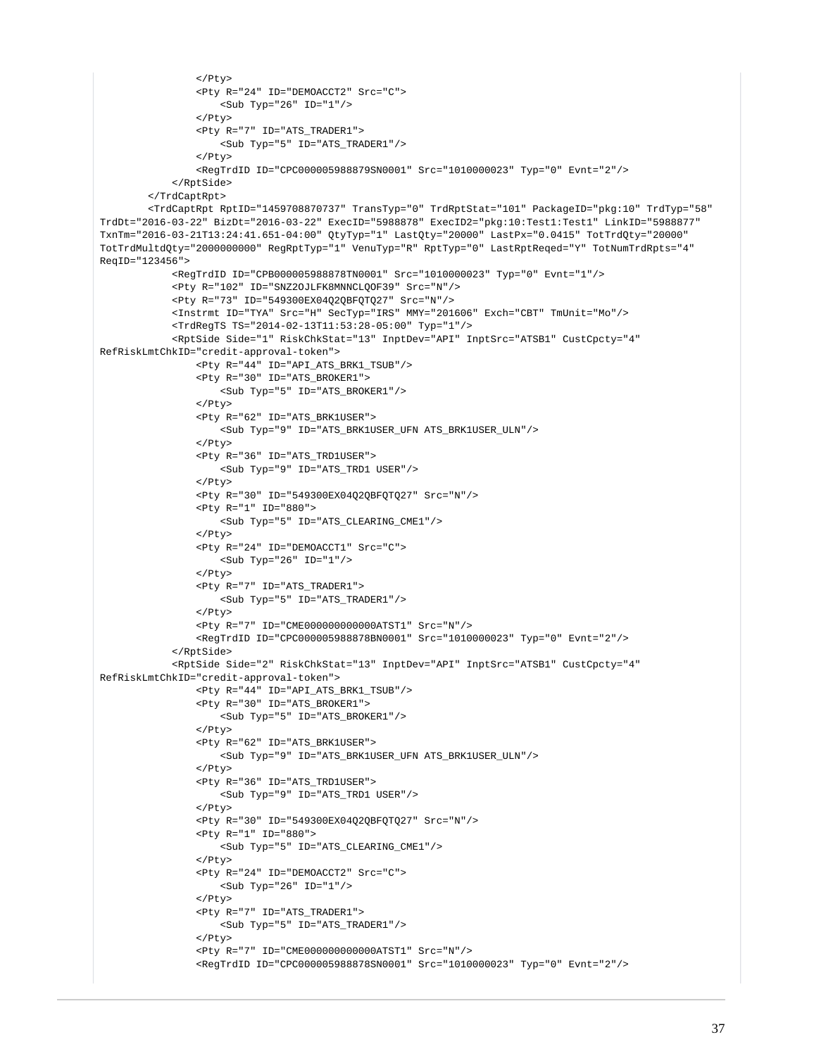```
                </Pty>
                <Pty R="24" ID="DEMOACCT2" Src="C">
                    <Sub Typ="26" ID="1"/>
                </Pty>
                <Pty R="7" ID="ATS_TRADER1">
                    <Sub Typ="5" ID="ATS_TRADER1"/>
                </Pty>
                <RegTrdID ID="CPC000005988879SN0001" Src="1010000023" Typ="0" Evnt="2"/>
            </RptSide>
        </TrdCaptRpt>
        <TrdCaptRpt RptID="1459708870737" TransTyp="0" TrdRptStat="101" PackageID="pkg:10" TrdTyp="58"
TrdDt="2016-03-22" BizDt="2016-03-22" ExecID="5988878" ExecID2="pkg:10:Test1:Test1" LinkID="5988877"
TxnTm="2016-03-21T13:24:41.651-04:00" QtyTyp="1" LastQty="20000" LastPx="0.0415" TotTrdQty="20000"
TotTrdMultdQty="2000000000" RegRptTyp="1" VenuTyp="R" RptTyp="0" LastRptReqed="Y" TotNumTrdRpts="4"
ReqID="123456">
            <RegTrdID ID="CPB000005988878TN0001" Src="1010000023" Typ="0" Evnt="1"/>
            <Pty R="102" ID="SNZ2OJLFK8MNNCLQOF39" Src="N"/>
            <Pty R="73" ID="549300EX04Q2QBFQTQ27" Src="N"/>
            <Instrmt ID="TYA" Src="H" SecTyp="IRS" MMY="201606" Exch="CBT" TmUnit="Mo"/>
            <TrdRegTS TS="2014-02-13T11:53:28-05:00" Typ="1"/>
            <RptSide Side="1" RiskChkStat="13" InptDev="API" InptSrc="ATSB1" CustCpcty="4"
RefRiskLmtChkID="credit-approval-token">
                <Pty R="44" ID="API_ATS_BRK1_TSUB"/>
                <Pty R="30" ID="ATS_BROKER1">
                    <Sub Typ="5" ID="ATS_BROKER1"/>
                </Pty>
                <Pty R="62" ID="ATS_BRK1USER">
                    <Sub Typ="9" ID="ATS_BRK1USER_UFN ATS_BRK1USER_ULN"/>
                </Pty>
                <Pty R="36" ID="ATS_TRD1USER">
                    <Sub Typ="9" ID="ATS_TRD1 USER"/>
                </Pty>
                <Pty R="30" ID="549300EX04Q2QBFQTQ27" Src="N"/>
                <Pty R="1" ID="880">
                    <Sub Typ="5" ID="ATS_CLEARING_CME1"/>
                </Pty>
                <Pty R="24" ID="DEMOACCT1" Src="C">
                    <Sub Typ="26" ID="1"/>
                </Pty>
                <Pty R="7" ID="ATS_TRADER1">
                    <Sub Typ="5" ID="ATS_TRADER1"/>
                </Pty>
                <Pty R="7" ID="CME000000000000ATST1" Src="N"/>
                <RegTrdID ID="CPC000005988878BN0001" Src="1010000023" Typ="0" Evnt="2"/>
            </RptSide>
            <RptSide Side="2" RiskChkStat="13" InptDev="API" InptSrc="ATSB1" CustCpcty="4"
RefRiskLmtChkID="credit-approval-token">
                <Pty R="44" ID="API_ATS_BRK1_TSUB"/>
                <Pty R="30" ID="ATS_BROKER1">
                    <Sub Typ="5" ID="ATS_BROKER1"/>
                </Pty>
                <Pty R="62" ID="ATS_BRK1USER">
                    <Sub Typ="9" ID="ATS_BRK1USER_UFN ATS_BRK1USER_ULN"/>
                </Pty>
                <Pty R="36" ID="ATS_TRD1USER">
                    <Sub Typ="9" ID="ATS_TRD1 USER"/>
                </Pty>
                <Pty R="30" ID="549300EX04Q2QBFQTQ27" Src="N"/>
                <Pty R="1" ID="880">
                    <Sub Typ="5" ID="ATS_CLEARING_CME1"/>
                </Pty>
                <Pty R="24" ID="DEMOACCT2" Src="C">
                    <Sub Typ="26" ID="1"/>
                </Pty>
                <Pty R="7" ID="ATS_TRADER1">
                    <Sub Typ="5" ID="ATS_TRADER1"/>
                </Pty>
                <Pty R="7" ID="CME000000000000ATST1" Src="N"/>
                <RegTrdID ID="CPC000005988878SN0001" Src="1010000023" Typ="0" Evnt="2"/>
```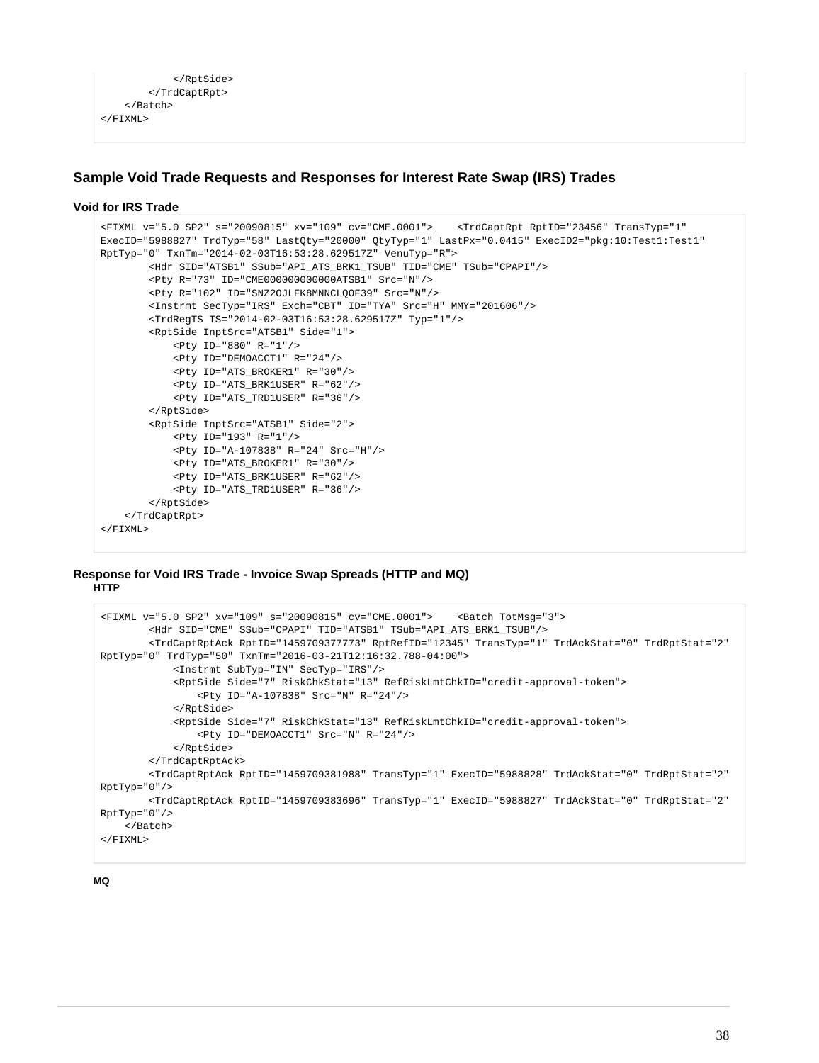```
            </RptSide>
        </TrdCaptRpt>
    </Batch>
</FIXML>
```

## Sample Void Trade Requests and Responses for Interest Rate Swap (IRS) Trades

### Void for IRS Trade

```
<FIXML v="5.0 SP2" s="20090815" xv="109" cv="CME.0001">    <TrdCaptRpt RptID="23456" TransTyp="1"
ExecID="5988827" TrdTyp="58" LastQty="20000" QtyTyp="1" LastPx="0.0415" ExecID2="pkg:10:Test1:Test1"
RptTyp="0" TxnTm="2014-02-03T16:53:28.629517Z" VenuTyp="R">
        <Hdr SID="ATSB1" SSub="API_ATS_BRK1_TSUB" TID="CME" TSub="CPAPI"/>
        <Pty R="73" ID="CME000000000000ATSB1" Src="N"/>
        <Pty R="102" ID="SNZ2OJLFK8MNNCLQOF39" Src="N"/>
        <Instrmt SecTyp="IRS" Exch="CBT" ID="TYA" Src="H" MMY="201606"/>
        <TrdRegTS TS="2014-02-03T16:53:28.629517Z" Typ="1"/>
        <RptSide InptSrc="ATSB1" Side="1">
            <Pty ID="880" R="1"/>
            <Pty ID="DEMOACCT1" R="24"/>
            <Pty ID="ATS_BROKER1" R="30"/>
            <Pty ID="ATS_BRK1USER" R="62"/>
            <Pty ID="ATS_TRD1USER" R="36"/>
        </RptSide>
        <RptSide InptSrc="ATSB1" Side="2">
            <Pty ID="193" R="1"/>
            <Pty ID="A-107838" R="24" Src="H"/>
            <Pty ID="ATS_BROKER1" R="30"/>
            <Pty ID="ATS_BRK1USER" R="62"/>
            <Pty ID="ATS_TRD1USER" R="36"/>
        </RptSide>
    </TrdCaptRpt>
</FIXML>
```

### Response for Void IRS Trade - Invoice Swap Spreads (HTTP and MQ)

**HTTP**

```
<FIXML v="5.0 SP2" xv="109" s="20090815" cv="CME.0001">    <Batch TotMsg="3">
        <Hdr SID="CME" SSub="CPAPI" TID="ATSB1" TSub="API_ATS_BRK1_TSUB"/>
        <TrdCaptRptAck RptID="1459709377773" RptRefID="12345" TransTyp="1" TrdAckStat="0" TrdRptStat="2"
RptTyp="0" TrdTyp="50" TxnTm="2016-03-21T12:16:32.788-04:00">
            <Instrmt SubTyp="IN" SecTyp="IRS"/>
            <RptSide Side="7" RiskChkStat="13" RefRiskLmtChkID="credit-approval-token">
                <Pty ID="A-107838" Src="N" R="24"/>
            </RptSide>
            <RptSide Side="7" RiskChkStat="13" RefRiskLmtChkID="credit-approval-token">
                <Pty ID="DEMOACCT1" Src="N" R="24"/>
            </RptSide>
        </TrdCaptRptAck>
        <TrdCaptRptAck RptID="1459709381988" TransTyp="1" ExecID="5988828" TrdAckStat="0" TrdRptStat="2"
RptTyp="0"/>
        <TrdCaptRptAck RptID="1459709383696" TransTyp="1" ExecID="5988827" TrdAckStat="0" TrdRptStat="2"
RptTyp="0"/>
    </Batch>
</FIXML>
```

**MQ**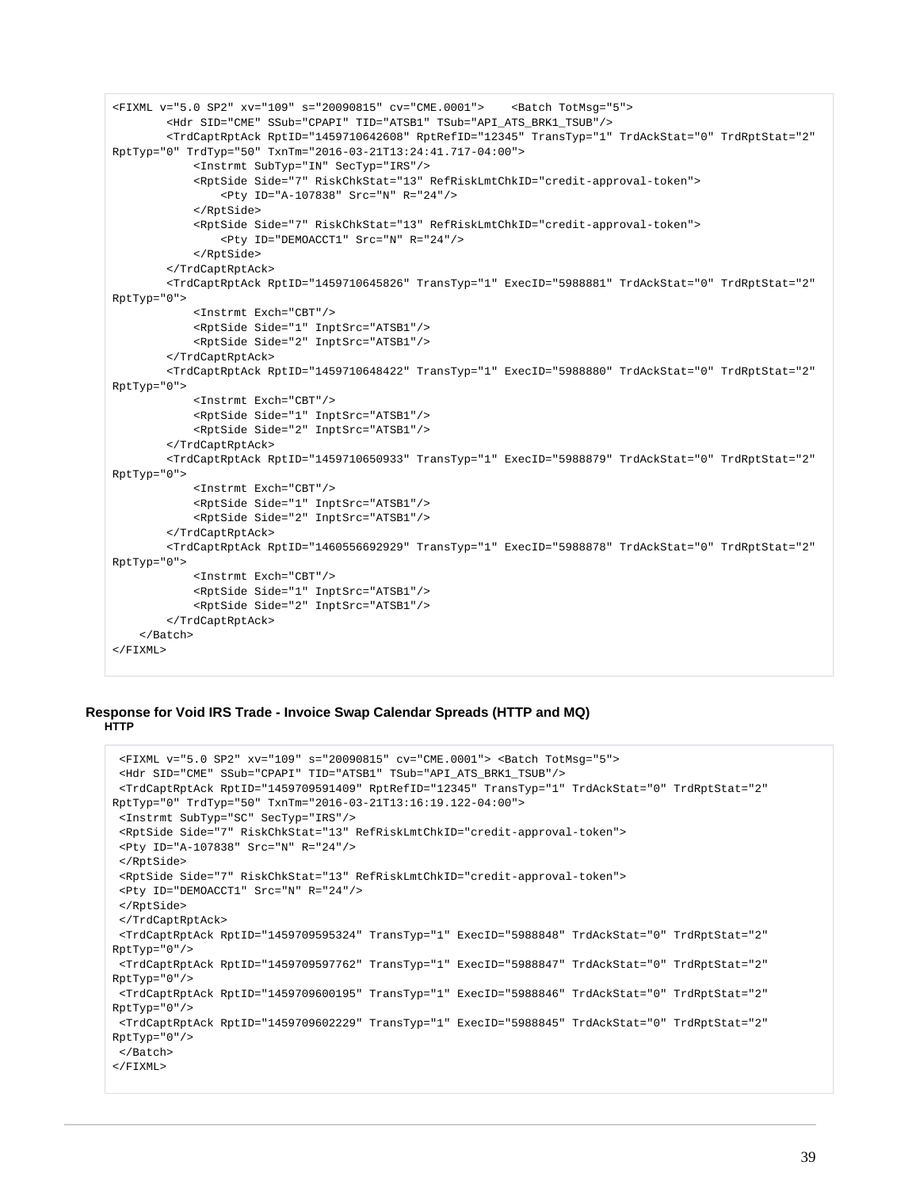```
<FIXML v="5.0 SP2" xv="109" s="20090815" cv="CME.0001">    <Batch TotMsg="5">
        <Hdr SID="CME" SSub="CPAPI" TID="ATSB1" TSub="API_ATS_BRK1_TSUB"/>
        <TrdCaptRptAck RptID="1459710642608" RptRefID="12345" TransTyp="1" TrdAckStat="0" TrdRptStat="2"
RptTyp="0" TrdTyp="50" TxnTm="2016-03-21T13:24:41.717-04:00">
            <Instrmt SubTyp="IN" SecTyp="IRS"/>
            <RptSide Side="7" RiskChkStat="13" RefRiskLmtChkID="credit-approval-token">
                <Pty ID="A-107838" Src="N" R="24"/>
            </RptSide>
            <RptSide Side="7" RiskChkStat="13" RefRiskLmtChkID="credit-approval-token">
                <Pty ID="DEMOACCT1" Src="N" R="24"/>
            </RptSide>
        </TrdCaptRptAck>
        <TrdCaptRptAck RptID="1459710645826" TransTyp="1" ExecID="5988881" TrdAckStat="0" TrdRptStat="2"
RptTyp="0">
            <Instrmt Exch="CBT"/>
            <RptSide Side="1" InptSrc="ATSB1"/>
            <RptSide Side="2" InptSrc="ATSB1"/>
        </TrdCaptRptAck>
        <TrdCaptRptAck RptID="1459710648422" TransTyp="1" ExecID="5988880" TrdAckStat="0" TrdRptStat="2"
RptTyp="0">
            <Instrmt Exch="CBT"/>
            <RptSide Side="1" InptSrc="ATSB1"/>
            <RptSide Side="2" InptSrc="ATSB1"/>
        </TrdCaptRptAck>
        <TrdCaptRptAck RptID="1459710650933" TransTyp="1" ExecID="5988879" TrdAckStat="0" TrdRptStat="2"
RptTyp="0">
            <Instrmt Exch="CBT"/>
            <RptSide Side="1" InptSrc="ATSB1"/>
            <RptSide Side="2" InptSrc="ATSB1"/>
        </TrdCaptRptAck>
        <TrdCaptRptAck RptID="1460556692929" TransTyp="1" ExecID="5988878" TrdAckStat="0" TrdRptStat="2"
RptTyp="0">
            <Instrmt Exch="CBT"/>
            <RptSide Side="1" InptSrc="ATSB1"/>
            <RptSide Side="2" InptSrc="ATSB1"/>
        </TrdCaptRptAck>
    </Batch>
</FIXML>
```

### Response for Void IRS Trade - Invoice Swap Calendar Spreads (HTTP and MQ)

**HTTP**

```
 <FIXML v="5.0 SP2" xv="109" s="20090815" cv="CME.0001"> <Batch TotMsg="5">
 <Hdr SID="CME" SSub="CPAPI" TID="ATSB1" TSub="API_ATS_BRK1_TSUB"/>
 <TrdCaptRptAck RptID="1459709591409" RptRefID="12345" TransTyp="1" TrdAckStat="0" TrdRptStat="2"
RptTyp="0" TrdTyp="50" TxnTm="2016-03-21T13:16:19.122-04:00">
 <Instrmt SubTyp="SC" SecTyp="IRS"/>
 <RptSide Side="7" RiskChkStat="13" RefRiskLmtChkID="credit-approval-token">
 <Pty ID="A-107838" Src="N" R="24"/>
 </RptSide>
 <RptSide Side="7" RiskChkStat="13" RefRiskLmtChkID="credit-approval-token">
 <Pty ID="DEMOACCT1" Src="N" R="24"/>
 </RptSide>
 </TrdCaptRptAck>
 <TrdCaptRptAck RptID="1459709595324" TransTyp="1" ExecID="5988848" TrdAckStat="0" TrdRptStat="2"
RptTyp="0"/>
 <TrdCaptRptAck RptID="1459709597762" TransTyp="1" ExecID="5988847" TrdAckStat="0" TrdRptStat="2"
RptTyp="0"/>
 <TrdCaptRptAck RptID="1459709600195" TransTyp="1" ExecID="5988846" TrdAckStat="0" TrdRptStat="2"
RptTyp="0"/>
 <TrdCaptRptAck RptID="1459709602229" TransTyp="1" ExecID="5988845" TrdAckStat="0" TrdRptStat="2"
RptTyp="0"/>
 </Batch>
</FIXML>
```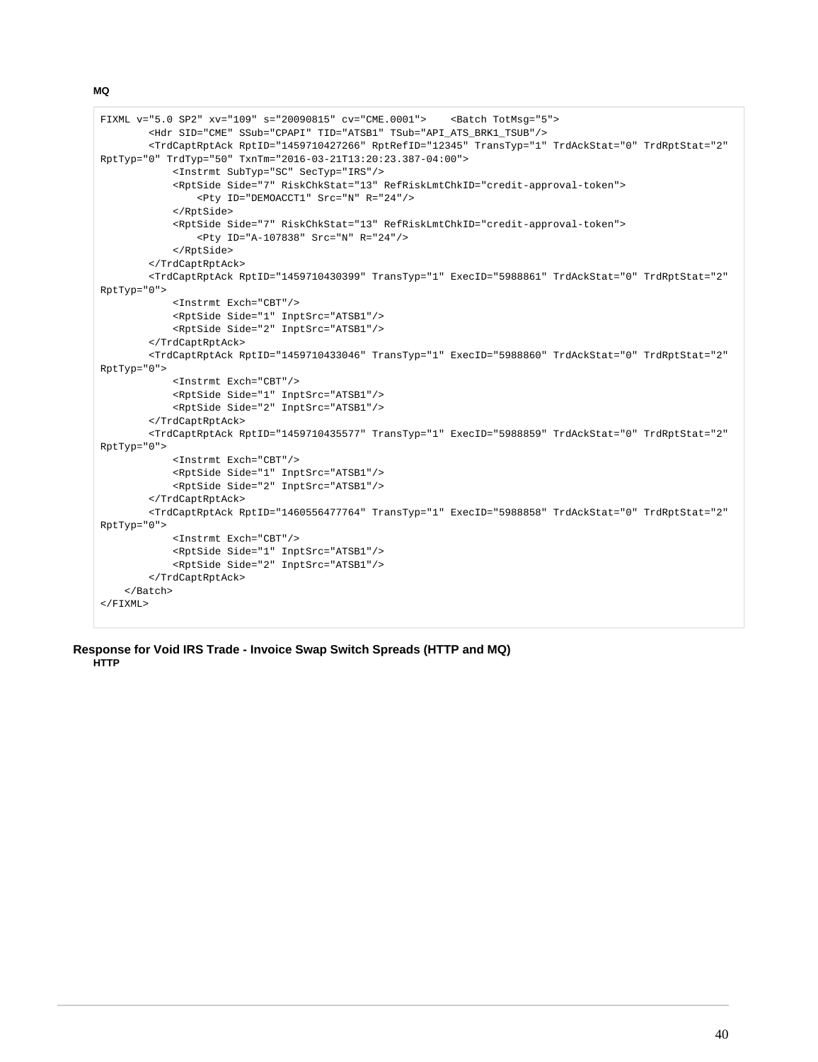**MQ**

```
FIXML v="5.0 SP2" xv="109" s="20090815" cv="CME.0001">    <Batch TotMsg="5">
        <Hdr SID="CME" SSub="CPAPI" TID="ATSB1" TSub="API_ATS_BRK1_TSUB"/>
        <TrdCaptRptAck RptID="1459710427266" RptRefID="12345" TransTyp="1" TrdAckStat="0" TrdRptStat="2"
RptTyp="0" TrdTyp="50" TxnTm="2016-03-21T13:20:23.387-04:00">
            <Instrmt SubTyp="SC" SecTyp="IRS"/>
            <RptSide Side="7" RiskChkStat="13" RefRiskLmtChkID="credit-approval-token">
                <Pty ID="DEMOACCT1" Src="N" R="24"/>
            </RptSide>
            <RptSide Side="7" RiskChkStat="13" RefRiskLmtChkID="credit-approval-token">
                <Pty ID="A-107838" Src="N" R="24"/>
            </RptSide>
        </TrdCaptRptAck>
        <TrdCaptRptAck RptID="1459710430399" TransTyp="1" ExecID="5988861" TrdAckStat="0" TrdRptStat="2"
RptTyp="0">
            <Instrmt Exch="CBT"/>
            <RptSide Side="1" InptSrc="ATSB1"/>
            <RptSide Side="2" InptSrc="ATSB1"/>
        </TrdCaptRptAck>
        <TrdCaptRptAck RptID="1459710433046" TransTyp="1" ExecID="5988860" TrdAckStat="0" TrdRptStat="2"
RptTyp="0">
            <Instrmt Exch="CBT"/>
            <RptSide Side="1" InptSrc="ATSB1"/>
            <RptSide Side="2" InptSrc="ATSB1"/>
        </TrdCaptRptAck>
        <TrdCaptRptAck RptID="1459710435577" TransTyp="1" ExecID="5988859" TrdAckStat="0" TrdRptStat="2"
RptTyp="0">
            <Instrmt Exch="CBT"/>
            <RptSide Side="1" InptSrc="ATSB1"/>
            <RptSide Side="2" InptSrc="ATSB1"/>
        </TrdCaptRptAck>
        <TrdCaptRptAck RptID="1460556477764" TransTyp="1" ExecID="5988858" TrdAckStat="0" TrdRptStat="2"
RptTyp="0">
            <Instrmt Exch="CBT"/>
            <RptSide Side="1" InptSrc="ATSB1"/>
            <RptSide Side="2" InptSrc="ATSB1"/>
        </TrdCaptRptAck>
    </Batch>
</FIXML>
```

### Response for Void IRS Trade - Invoice Swap Switch Spreads (HTTP and MQ)

**HTTP**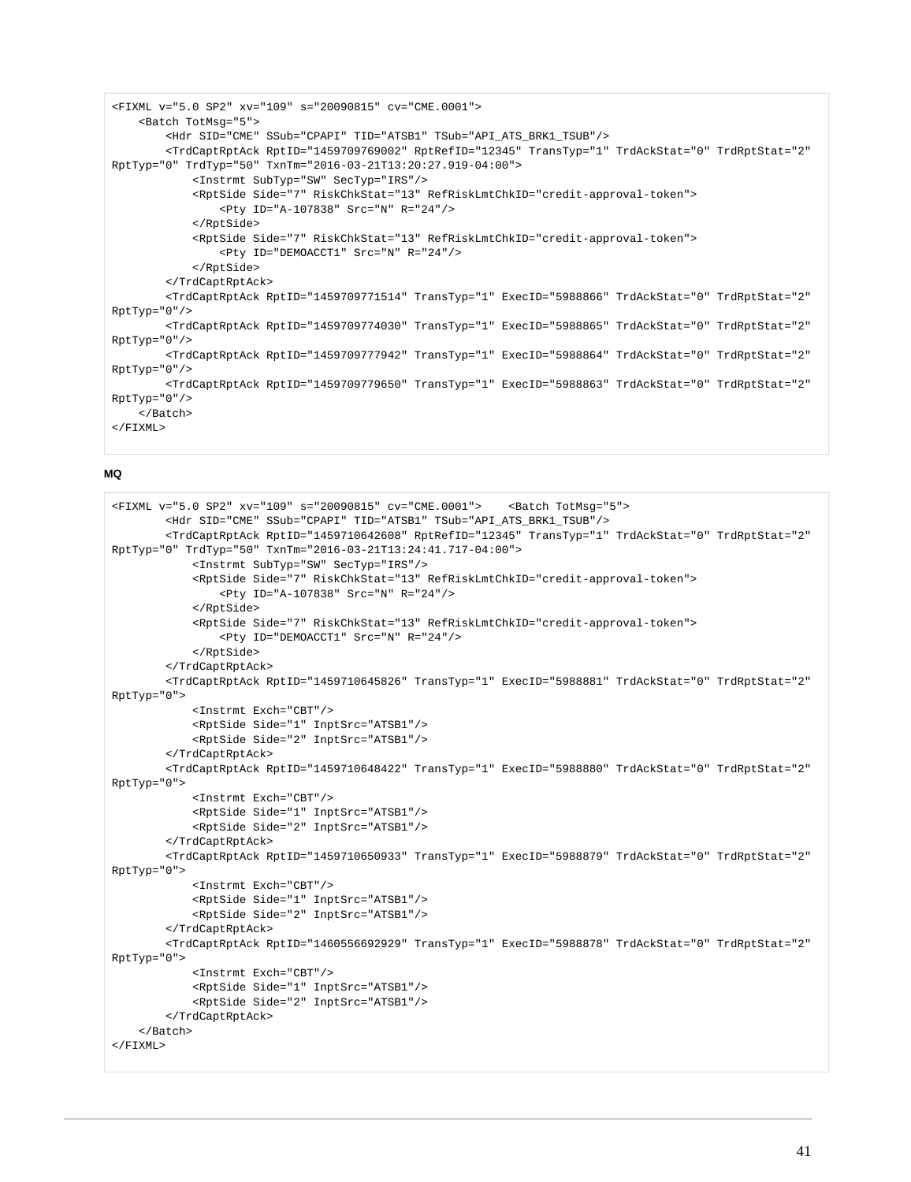```
<FIXML v="5.0 SP2" xv="109" s="20090815" cv="CME.0001">
    <Batch TotMsg="5">
        <Hdr SID="CME" SSub="CPAPI" TID="ATSB1" TSub="API_ATS_BRK1_TSUB"/>
        <TrdCaptRptAck RptID="1459709769002" RptRefID="12345" TransTyp="1" TrdAckStat="0" TrdRptStat="2"
RptTyp="0" TrdTyp="50" TxnTm="2016-03-21T13:20:27.919-04:00">
            <Instrmt SubTyp="SW" SecTyp="IRS"/>
            <RptSide Side="7" RiskChkStat="13" RefRiskLmtChkID="credit-approval-token">
                <Pty ID="A-107838" Src="N" R="24"/>
            </RptSide>
            <RptSide Side="7" RiskChkStat="13" RefRiskLmtChkID="credit-approval-token">
                <Pty ID="DEMOACCT1" Src="N" R="24"/>
            </RptSide>
        </TrdCaptRptAck>
        <TrdCaptRptAck RptID="1459709771514" TransTyp="1" ExecID="5988866" TrdAckStat="0" TrdRptStat="2"
RptTyp="0"/>
        <TrdCaptRptAck RptID="1459709774030" TransTyp="1" ExecID="5988865" TrdAckStat="0" TrdRptStat="2"
RptTyp="0"/>
        <TrdCaptRptAck RptID="1459709777942" TransTyp="1" ExecID="5988864" TrdAckStat="0" TrdRptStat="2"
RptTyp="0"/>
        <TrdCaptRptAck RptID="1459709779650" TransTyp="1" ExecID="5988863" TrdAckStat="0" TrdRptStat="2"
RptTyp="0"/>
    </Batch>
</FIXML>
```

**MQ**

```
<FIXML v="5.0 SP2" xv="109" s="20090815" cv="CME.0001">    <Batch TotMsg="5">
        <Hdr SID="CME" SSub="CPAPI" TID="ATSB1" TSub="API_ATS_BRK1_TSUB"/>
        <TrdCaptRptAck RptID="1459710642608" RptRefID="12345" TransTyp="1" TrdAckStat="0" TrdRptStat="2"
RptTyp="0" TrdTyp="50" TxnTm="2016-03-21T13:24:41.717-04:00">
            <Instrmt SubTyp="SW" SecTyp="IRS"/>
            <RptSide Side="7" RiskChkStat="13" RefRiskLmtChkID="credit-approval-token">
                <Pty ID="A-107838" Src="N" R="24"/>
            </RptSide>
            <RptSide Side="7" RiskChkStat="13" RefRiskLmtChkID="credit-approval-token">
                <Pty ID="DEMOACCT1" Src="N" R="24"/>
            </RptSide>
        </TrdCaptRptAck>
        <TrdCaptRptAck RptID="1459710645826" TransTyp="1" ExecID="5988881" TrdAckStat="0" TrdRptStat="2"
RptTyp="0">
            <Instrmt Exch="CBT"/>
            <RptSide Side="1" InptSrc="ATSB1"/>
            <RptSide Side="2" InptSrc="ATSB1"/>
        </TrdCaptRptAck>
        <TrdCaptRptAck RptID="1459710648422" TransTyp="1" ExecID="5988880" TrdAckStat="0" TrdRptStat="2"
RptTyp="0">
            <Instrmt Exch="CBT"/>
            <RptSide Side="1" InptSrc="ATSB1"/>
            <RptSide Side="2" InptSrc="ATSB1"/>
        </TrdCaptRptAck>
        <TrdCaptRptAck RptID="1459710650933" TransTyp="1" ExecID="5988879" TrdAckStat="0" TrdRptStat="2"
RptTyp="0">
            <Instrmt Exch="CBT"/>
            <RptSide Side="1" InptSrc="ATSB1"/>
            <RptSide Side="2" InptSrc="ATSB1"/>
        </TrdCaptRptAck>
        <TrdCaptRptAck RptID="1460556692929" TransTyp="1" ExecID="5988878" TrdAckStat="0" TrdRptStat="2"
RptTyp="0">
            <Instrmt Exch="CBT"/>
            <RptSide Side="1" InptSrc="ATSB1"/>
            <RptSide Side="2" InptSrc="ATSB1"/>
        </TrdCaptRptAck>
    </Batch>
</FIXML>
```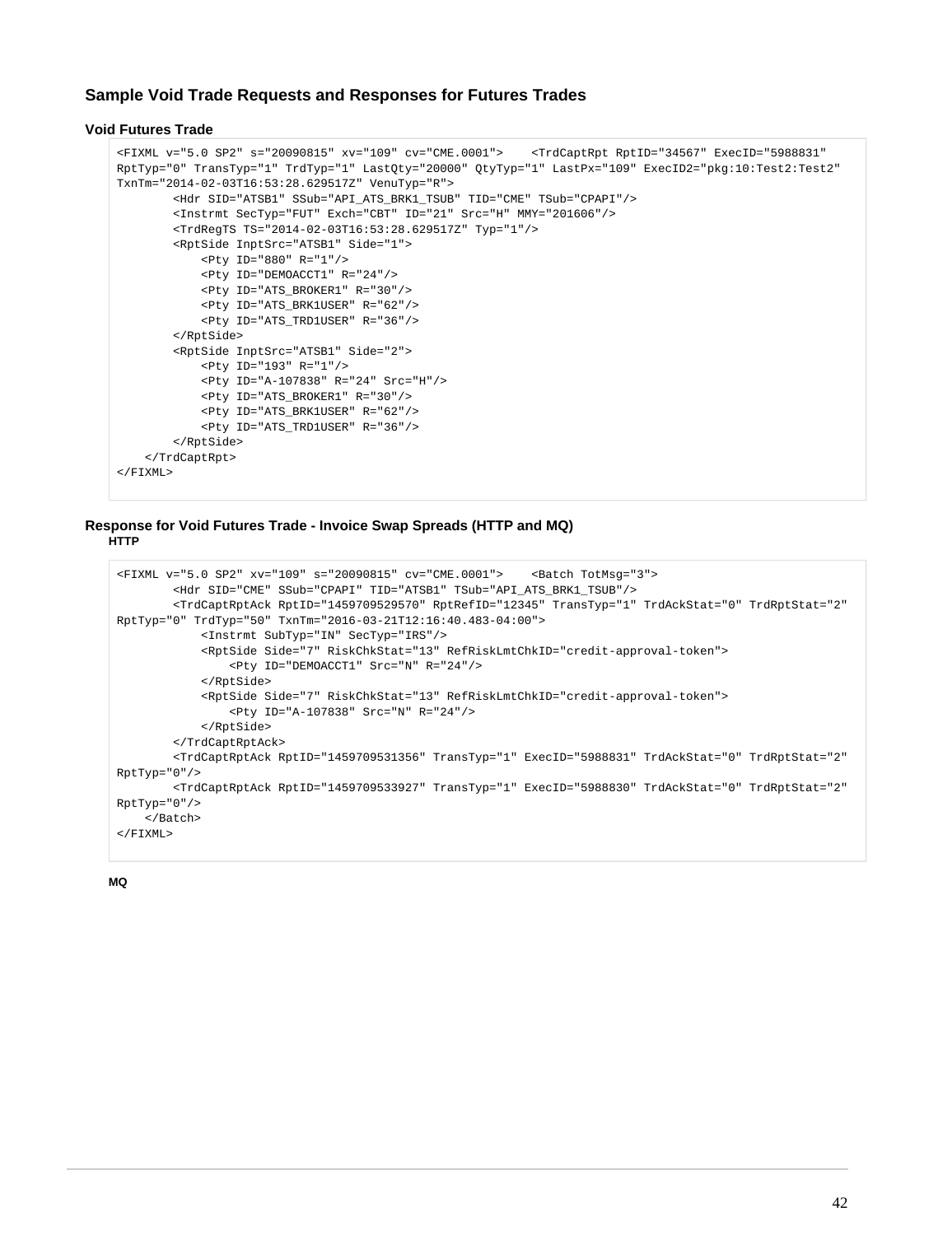## Sample Void Trade Requests and Responses for Futures Trades

### Void Futures Trade

```
<FIXML v="5.0 SP2" s="20090815" xv="109" cv="CME.0001">    <TrdCaptRpt RptID="34567" ExecID="5988831"
RptTyp="0" TransTyp="1" TrdTyp="1" LastQty="20000" QtyTyp="1" LastPx="109" ExecID2="pkg:10:Test2:Test2"
TxnTm="2014-02-03T16:53:28.629517Z" VenuTyp="R">
        <Hdr SID="ATSB1" SSub="API_ATS_BRK1_TSUB" TID="CME" TSub="CPAPI"/>
        <Instrmt SecTyp="FUT" Exch="CBT" ID="21" Src="H" MMY="201606"/>
        <TrdRegTS TS="2014-02-03T16:53:28.629517Z" Typ="1"/>
        <RptSide InptSrc="ATSB1" Side="1">
            <Pty ID="880" R="1"/>
            <Pty ID="DEMOACCT1" R="24"/>
            <Pty ID="ATS_BROKER1" R="30"/>
            <Pty ID="ATS_BRK1USER" R="62"/>
            <Pty ID="ATS_TRD1USER" R="36"/>
        </RptSide>
        <RptSide InptSrc="ATSB1" Side="2">
            <Pty ID="193" R="1"/>
            <Pty ID="A-107838" R="24" Src="H"/>
            <Pty ID="ATS_BROKER1" R="30"/>
            <Pty ID="ATS_BRK1USER" R="62"/>
            <Pty ID="ATS_TRD1USER" R="36"/>
        </RptSide>
    </TrdCaptRpt>
</FIXML>
```

### Response for Void Futures Trade - Invoice Swap Spreads (HTTP and MQ)

#### HTTP

```
<FIXML v="5.0 SP2" xv="109" s="20090815" cv="CME.0001">    <Batch TotMsg="3">
        <Hdr SID="CME" SSub="CPAPI" TID="ATSB1" TSub="API_ATS_BRK1_TSUB"/>
        <TrdCaptRptAck RptID="1459709529570" RptRefID="12345" TransTyp="1" TrdAckStat="0" TrdRptStat="2"
RptTyp="0" TrdTyp="50" TxnTm="2016-03-21T12:16:40.483-04:00">
            <Instrmt SubTyp="IN" SecTyp="IRS"/>
            <RptSide Side="7" RiskChkStat="13" RefRiskLmtChkID="credit-approval-token">
                <Pty ID="DEMOACCT1" Src="N" R="24"/>
            </RptSide>
            <RptSide Side="7" RiskChkStat="13" RefRiskLmtChkID="credit-approval-token">
                <Pty ID="A-107838" Src="N" R="24"/>
            </RptSide>
        </TrdCaptRptAck>
        <TrdCaptRptAck RptID="1459709531356" TransTyp="1" ExecID="5988831" TrdAckStat="0" TrdRptStat="2"
RptTyp="0"/>
        <TrdCaptRptAck RptID="1459709533927" TransTyp="1" ExecID="5988830" TrdAckStat="0" TrdRptStat="2"
RptTyp="0"/>
    </Batch>
</FIXML>
```

#### MQ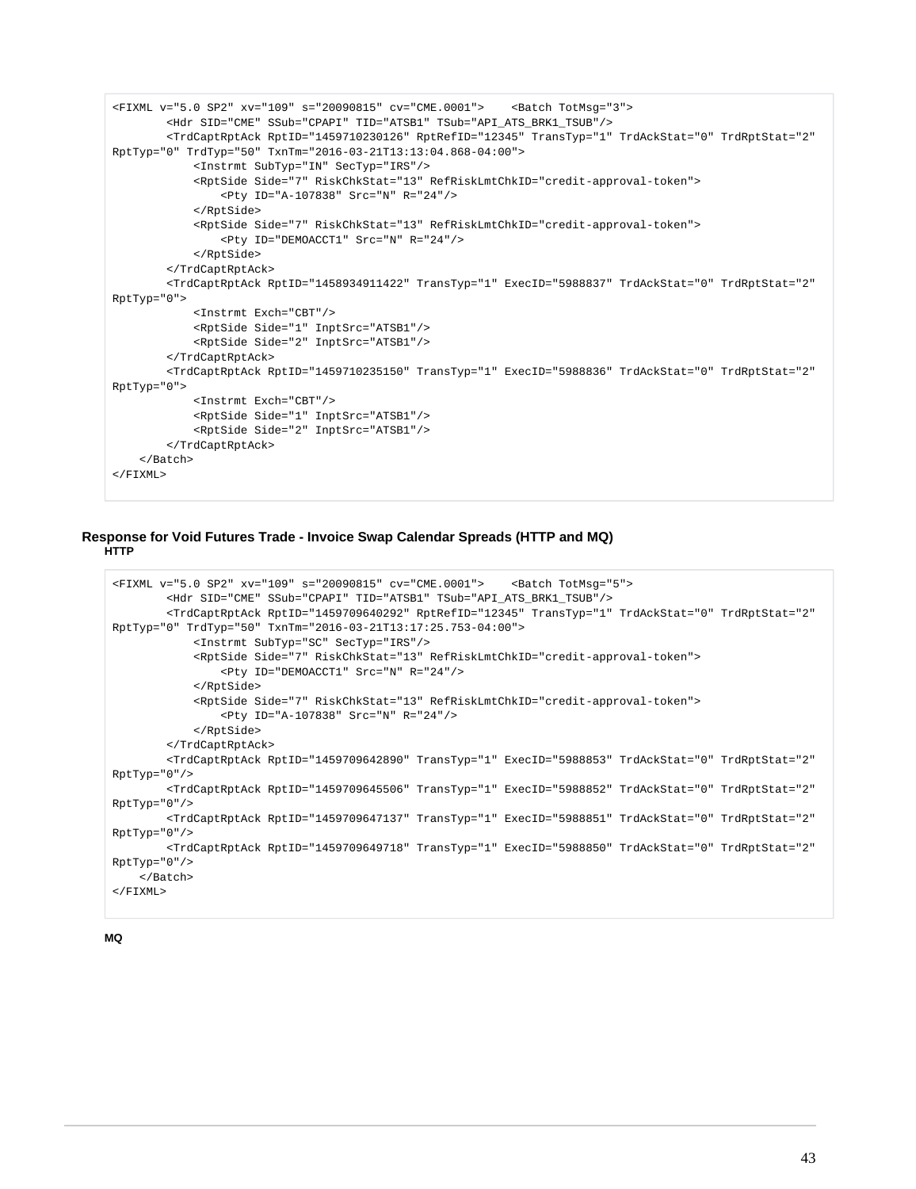```
<FIXML v="5.0 SP2" xv="109" s="20090815" cv="CME.0001">    <Batch TotMsg="3">
        <Hdr SID="CME" SSub="CPAPI" TID="ATSB1" TSub="API_ATS_BRK1_TSUB"/>
        <TrdCaptRptAck RptID="1459710230126" RptRefID="12345" TransTyp="1" TrdAckStat="0" TrdRptStat="2"
RptTyp="0" TrdTyp="50" TxnTm="2016-03-21T13:13:04.868-04:00">
            <Instrmt SubTyp="IN" SecTyp="IRS"/>
            <RptSide Side="7" RiskChkStat="13" RefRiskLmtChkID="credit-approval-token">
                <Pty ID="A-107838" Src="N" R="24"/>
            </RptSide>
            <RptSide Side="7" RiskChkStat="13" RefRiskLmtChkID="credit-approval-token">
                <Pty ID="DEMOACCT1" Src="N" R="24"/>
            </RptSide>
        </TrdCaptRptAck>
        <TrdCaptRptAck RptID="1458934911422" TransTyp="1" ExecID="5988837" TrdAckStat="0" TrdRptStat="2"
RptTyp="0">
            <Instrmt Exch="CBT"/>
            <RptSide Side="1" InptSrc="ATSB1"/>
            <RptSide Side="2" InptSrc="ATSB1"/>
        </TrdCaptRptAck>
        <TrdCaptRptAck RptID="1459710235150" TransTyp="1" ExecID="5988836" TrdAckStat="0" TrdRptStat="2"
RptTyp="0">
            <Instrmt Exch="CBT"/>
            <RptSide Side="1" InptSrc="ATSB1"/>
            <RptSide Side="2" InptSrc="ATSB1"/>
        </TrdCaptRptAck>
    </Batch>
</FIXML>
```

**Response for Void Futures Trade - Invoice Swap Calendar Spreads (HTTP and MQ)**

**HTTP**

```
<FIXML v="5.0 SP2" xv="109" s="20090815" cv="CME.0001">    <Batch TotMsg="5">
        <Hdr SID="CME" SSub="CPAPI" TID="ATSB1" TSub="API_ATS_BRK1_TSUB"/>
        <TrdCaptRptAck RptID="1459709640292" RptRefID="12345" TransTyp="1" TrdAckStat="0" TrdRptStat="2"
RptTyp="0" TrdTyp="50" TxnTm="2016-03-21T13:17:25.753-04:00">
            <Instrmt SubTyp="SC" SecTyp="IRS"/>
            <RptSide Side="7" RiskChkStat="13" RefRiskLmtChkID="credit-approval-token">
                <Pty ID="DEMOACCT1" Src="N" R="24"/>
            </RptSide>
            <RptSide Side="7" RiskChkStat="13" RefRiskLmtChkID="credit-approval-token">
                <Pty ID="A-107838" Src="N" R="24"/>
            </RptSide>
        </TrdCaptRptAck>
        <TrdCaptRptAck RptID="1459709642890" TransTyp="1" ExecID="5988853" TrdAckStat="0" TrdRptStat="2"
RptTyp="0"/>
        <TrdCaptRptAck RptID="1459709645506" TransTyp="1" ExecID="5988852" TrdAckStat="0" TrdRptStat="2"
RptTyp="0"/>
        <TrdCaptRptAck RptID="1459709647137" TransTyp="1" ExecID="5988851" TrdAckStat="0" TrdRptStat="2"
RptTyp="0"/>
        <TrdCaptRptAck RptID="1459709649718" TransTyp="1" ExecID="5988850" TrdAckStat="0" TrdRptStat="2"
RptTyp="0"/>
    </Batch>
</FIXML>
```

**MQ**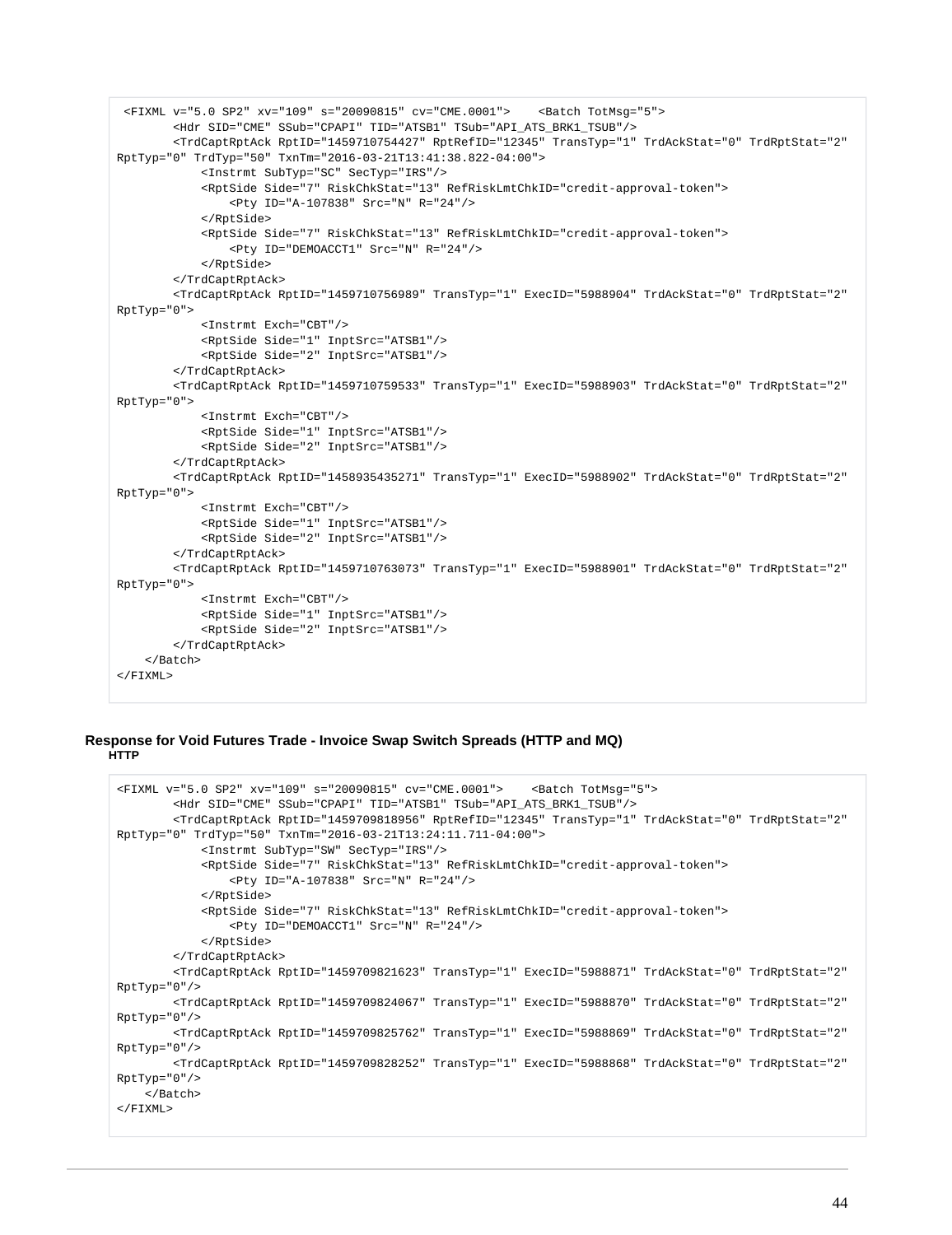```
<FIXML v="5.0 SP2" xv="109" s="20090815" cv="CME.0001">    <Batch TotMsg="5">
        <Hdr SID="CME" SSub="CPAPI" TID="ATSB1" TSub="API_ATS_BRK1_TSUB"/>
        <TrdCaptRptAck RptID="1459710754427" RptRefID="12345" TransTyp="1" TrdAckStat="0" TrdRptStat="2"
RptTyp="0" TrdTyp="50" TxnTm="2016-03-21T13:41:38.822-04:00">
            <Instrmt SubTyp="SC" SecTyp="IRS"/>
            <RptSide Side="7" RiskChkStat="13" RefRiskLmtChkID="credit-approval-token">
                <Pty ID="A-107838" Src="N" R="24"/>
            </RptSide>
            <RptSide Side="7" RiskChkStat="13" RefRiskLmtChkID="credit-approval-token">
                <Pty ID="DEMOACCT1" Src="N" R="24"/>
            </RptSide>
        </TrdCaptRptAck>
        <TrdCaptRptAck RptID="1459710756989" TransTyp="1" ExecID="5988904" TrdAckStat="0" TrdRptStat="2"
RptTyp="0">
            <Instrmt Exch="CBT"/>
            <RptSide Side="1" InptSrc="ATSB1"/>
            <RptSide Side="2" InptSrc="ATSB1"/>
        </TrdCaptRptAck>
        <TrdCaptRptAck RptID="1459710759533" TransTyp="1" ExecID="5988903" TrdAckStat="0" TrdRptStat="2"
RptTyp="0">
            <Instrmt Exch="CBT"/>
            <RptSide Side="1" InptSrc="ATSB1"/>
            <RptSide Side="2" InptSrc="ATSB1"/>
        </TrdCaptRptAck>
        <TrdCaptRptAck RptID="1458935435271" TransTyp="1" ExecID="5988902" TrdAckStat="0" TrdRptStat="2"
RptTyp="0">
            <Instrmt Exch="CBT"/>
            <RptSide Side="1" InptSrc="ATSB1"/>
            <RptSide Side="2" InptSrc="ATSB1"/>
        </TrdCaptRptAck>
        <TrdCaptRptAck RptID="1459710763073" TransTyp="1" ExecID="5988901" TrdAckStat="0" TrdRptStat="2"
RptTyp="0">
            <Instrmt Exch="CBT"/>
            <RptSide Side="1" InptSrc="ATSB1"/>
            <RptSide Side="2" InptSrc="ATSB1"/>
        </TrdCaptRptAck>
    </Batch>
</FIXML>
```

**Response for Void Futures Trade - Invoice Swap Switch Spreads (HTTP and MQ)**

**HTTP**

```
<FIXML v="5.0 SP2" xv="109" s="20090815" cv="CME.0001">    <Batch TotMsg="5">
        <Hdr SID="CME" SSub="CPAPI" TID="ATSB1" TSub="API_ATS_BRK1_TSUB"/>
        <TrdCaptRptAck RptID="1459709818956" RptRefID="12345" TransTyp="1" TrdAckStat="0" TrdRptStat="2"
RptTyp="0" TrdTyp="50" TxnTm="2016-03-21T13:24:11.711-04:00">
            <Instrmt SubTyp="SW" SecTyp="IRS"/>
            <RptSide Side="7" RiskChkStat="13" RefRiskLmtChkID="credit-approval-token">
                <Pty ID="A-107838" Src="N" R="24"/>
            </RptSide>
            <RptSide Side="7" RiskChkStat="13" RefRiskLmtChkID="credit-approval-token">
                <Pty ID="DEMOACCT1" Src="N" R="24"/>
            </RptSide>
        </TrdCaptRptAck>
        <TrdCaptRptAck RptID="1459709821623" TransTyp="1" ExecID="5988871" TrdAckStat="0" TrdRptStat="2"
RptTyp="0"/>
        <TrdCaptRptAck RptID="1459709824067" TransTyp="1" ExecID="5988870" TrdAckStat="0" TrdRptStat="2"
RptTyp="0"/>
        <TrdCaptRptAck RptID="1459709825762" TransTyp="1" ExecID="5988869" TrdAckStat="0" TrdRptStat="2"
RptTyp="0"/>
        <TrdCaptRptAck RptID="1459709828252" TransTyp="1" ExecID="5988868" TrdAckStat="0" TrdRptStat="2"
RptTyp="0"/>
    </Batch>
</FIXML>
```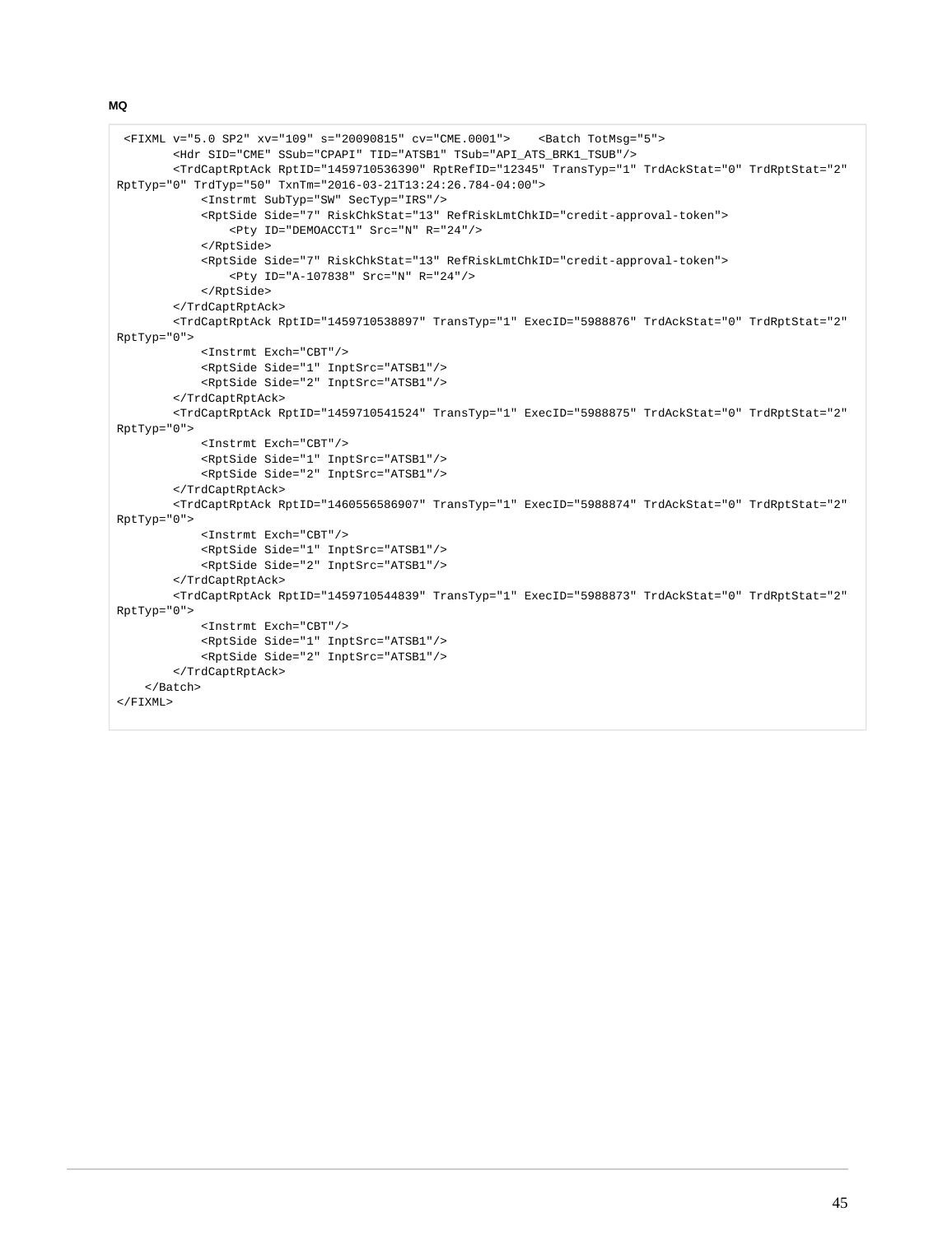**MQ**

```
 <FIXML v="5.0 SP2" xv="109" s="20090815" cv="CME.0001">    <Batch TotMsg="5">
        <Hdr SID="CME" SSub="CPAPI" TID="ATSB1" TSub="API_ATS_BRK1_TSUB"/>
        <TrdCaptRptAck RptID="1459710536390" RptRefID="12345" TransTyp="1" TrdAckStat="0" TrdRptStat="2"
RptTyp="0" TrdTyp="50" TxnTm="2016-03-21T13:24:26.784-04:00">
            <Instrmt SubTyp="SW" SecTyp="IRS"/>
            <RptSide Side="7" RiskChkStat="13" RefRiskLmtChkID="credit-approval-token">
                <Pty ID="DEMOACCT1" Src="N" R="24"/>
            </RptSide>
            <RptSide Side="7" RiskChkStat="13" RefRiskLmtChkID="credit-approval-token">
                <Pty ID="A-107838" Src="N" R="24"/>
            </RptSide>
        </TrdCaptRptAck>
        <TrdCaptRptAck RptID="1459710538897" TransTyp="1" ExecID="5988876" TrdAckStat="0" TrdRptStat="2"
RptTyp="0">
            <Instrmt Exch="CBT"/>
            <RptSide Side="1" InptSrc="ATSB1"/>
            <RptSide Side="2" InptSrc="ATSB1"/>
        </TrdCaptRptAck>
        <TrdCaptRptAck RptID="1459710541524" TransTyp="1" ExecID="5988875" TrdAckStat="0" TrdRptStat="2"
RptTyp="0">
            <Instrmt Exch="CBT"/>
            <RptSide Side="1" InptSrc="ATSB1"/>
            <RptSide Side="2" InptSrc="ATSB1"/>
        </TrdCaptRptAck>
        <TrdCaptRptAck RptID="1460556586907" TransTyp="1" ExecID="5988874" TrdAckStat="0" TrdRptStat="2"
RptTyp="0">
            <Instrmt Exch="CBT"/>
            <RptSide Side="1" InptSrc="ATSB1"/>
            <RptSide Side="2" InptSrc="ATSB1"/>
        </TrdCaptRptAck>
        <TrdCaptRptAck RptID="1459710544839" TransTyp="1" ExecID="5988873" TrdAckStat="0" TrdRptStat="2"
RptTyp="0">
            <Instrmt Exch="CBT"/>
            <RptSide Side="1" InptSrc="ATSB1"/>
            <RptSide Side="2" InptSrc="ATSB1"/>
        </TrdCaptRptAck>
    </Batch>
</FIXML>
```